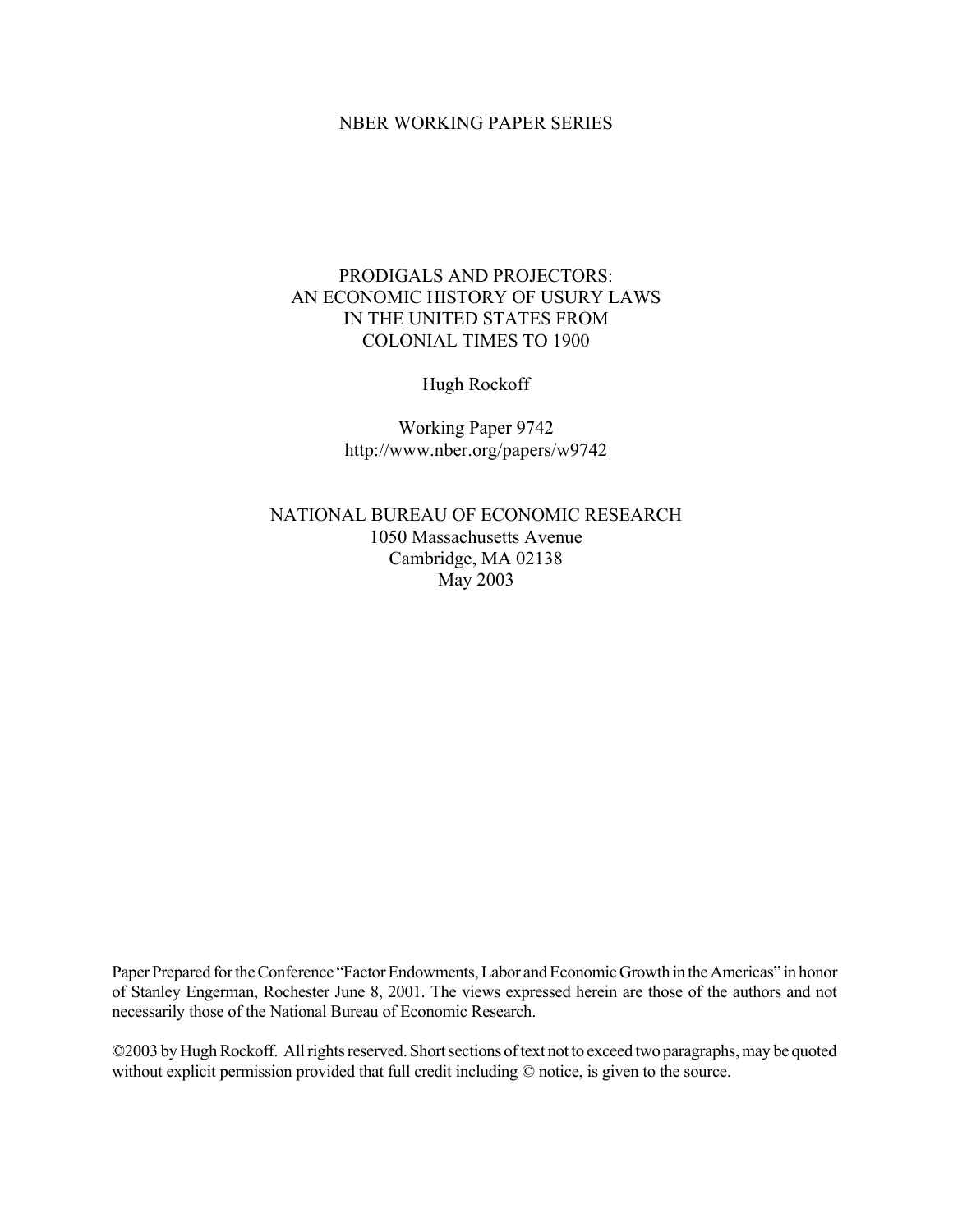NBER WORKING PAPER SERIES

# PRODIGALS AND PROJECTORS: AN ECONOMIC HISTORY OF USURY LAWS IN THE UNITED STATES FROM COLONIAL TIMES TO 1900

Hugh Rockoff

Working Paper 9742
http://www.nber.org/papers/w9742

NATIONAL BUREAU OF ECONOMIC RESEARCH
1050 Massachusetts Avenue
Cambridge, MA 02138
May 2003

Paper Prepared for the Conference "Factor Endowments, Labor and Economic Growth in the Americas" in honor of Stanley Engerman, Rochester June 8, 2001. The views expressed herein are those of the authors and not necessarily those of the National Bureau of Economic Research.

©2003 by Hugh Rockoff. All rights reserved. Short sections of text not to exceed two paragraphs, may be quoted without explicit permission provided that full credit including © notice, is given to the source.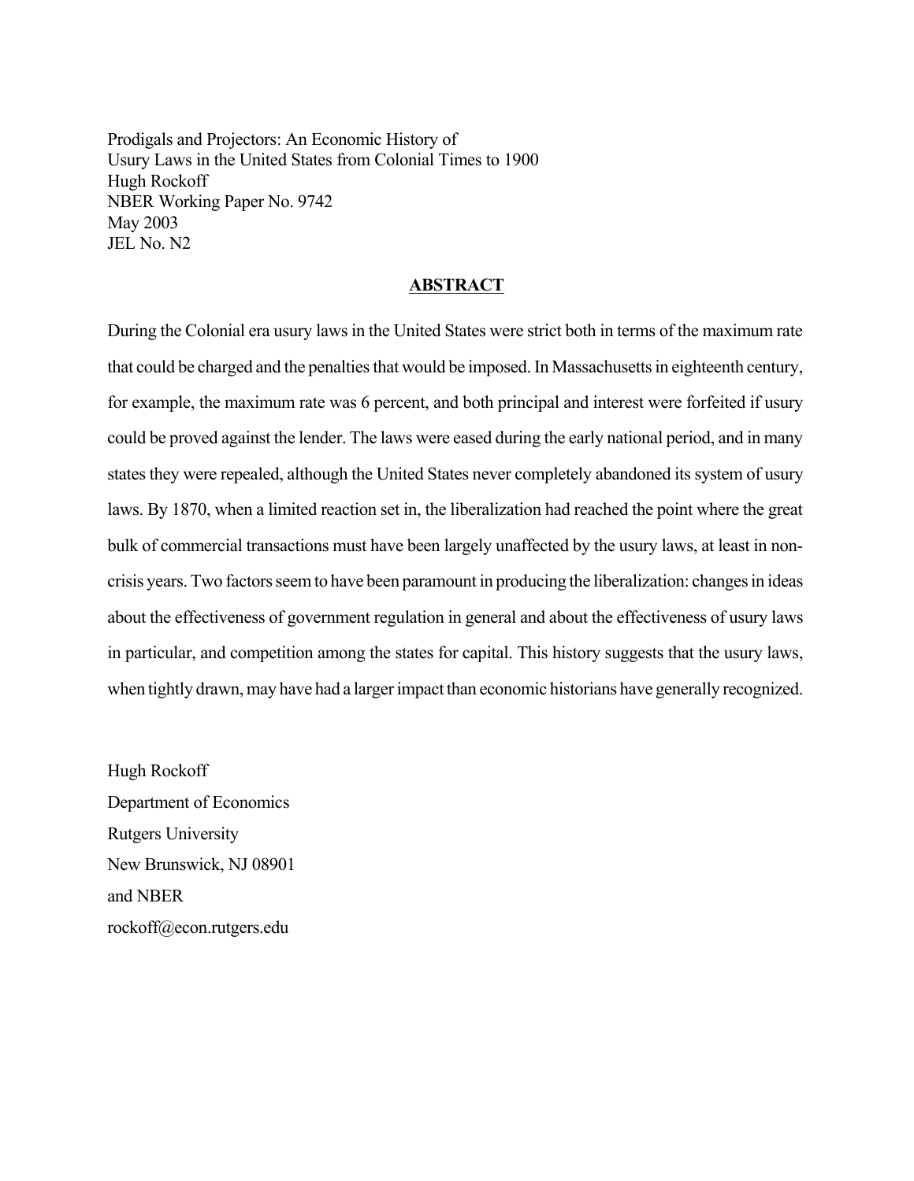Prodigals and Projectors: An Economic History of
Usury Laws in the United States from Colonial Times to 1900
Hugh Rockoff
NBER Working Paper No. 9742
May 2003
JEL No. N2

## ABSTRACT

During the Colonial era usury laws in the United States were strict both in terms of the maximum rate that could be charged and the penalties that would be imposed. In Massachusetts in eighteenth century, for example, the maximum rate was 6 percent, and both principal and interest were forfeited if usury could be proved against the lender. The laws were eased during the early national period, and in many states they were repealed, although the United States never completely abandoned its system of usury laws. By 1870, when a limited reaction set in, the liberalization had reached the point where the great bulk of commercial transactions must have been largely unaffected by the usury laws, at least in non-crisis years. Two factors seem to have been paramount in producing the liberalization: changes in ideas about the effectiveness of government regulation in general and about the effectiveness of usury laws in particular, and competition among the states for capital. This history suggests that the usury laws, when tightly drawn, may have had a larger impact than economic historians have generally recognized.

Hugh Rockoff
Department of Economics
Rutgers University
New Brunswick, NJ 08901
and NBER
rockoff@econ.rutgers.edu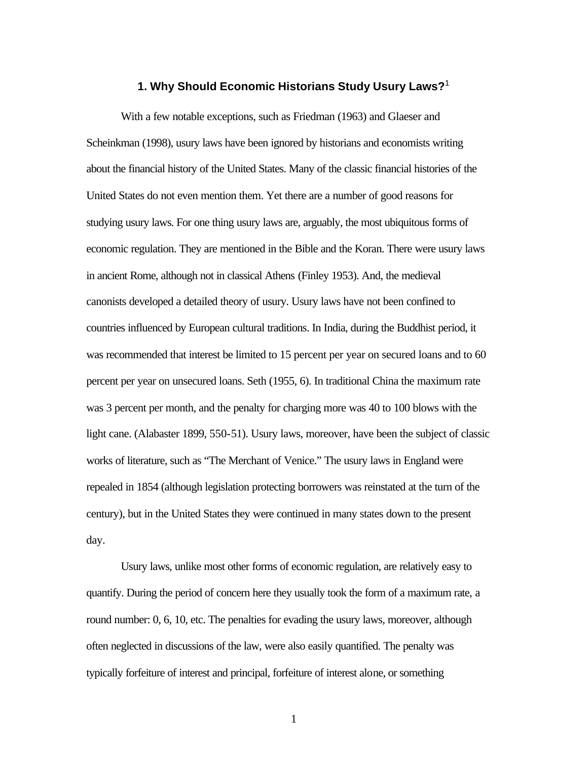# 1. Why Should Economic Historians Study Usury Laws?[1]

With a few notable exceptions, such as Friedman (1963) and Glaeser and Scheinkman (1998), usury laws have been ignored by historians and economists writing about the financial history of the United States. Many of the classic financial histories of the United States do not even mention them. Yet there are a number of good reasons for studying usury laws. For one thing usury laws are, arguably, the most ubiquitous forms of economic regulation. They are mentioned in the Bible and the Koran. There were usury laws in ancient Rome, although not in classical Athens (Finley 1953). And, the medieval canonists developed a detailed theory of usury. Usury laws have not been confined to countries influenced by European cultural traditions. In India, during the Buddhist period, it was recommended that interest be limited to 15 percent per year on secured loans and to 60 percent per year on unsecured loans. Seth (1955, 6). In traditional China the maximum rate was 3 percent per month, and the penalty for charging more was 40 to 100 blows with the light cane. (Alabaster 1899, 550-51). Usury laws, moreover, have been the subject of classic works of literature, such as "The Merchant of Venice." The usury laws in England were repealed in 1854 (although legislation protecting borrowers was reinstated at the turn of the century), but in the United States they were continued in many states down to the present day.

Usury laws, unlike most other forms of economic regulation, are relatively easy to quantify. During the period of concern here they usually took the form of a maximum rate, a round number: 0, 6, 10, etc. The penalties for evading the usury laws, moreover, although often neglected in discussions of the law, were also easily quantified. The penalty was typically forfeiture of interest and principal, forfeiture of interest alone, or something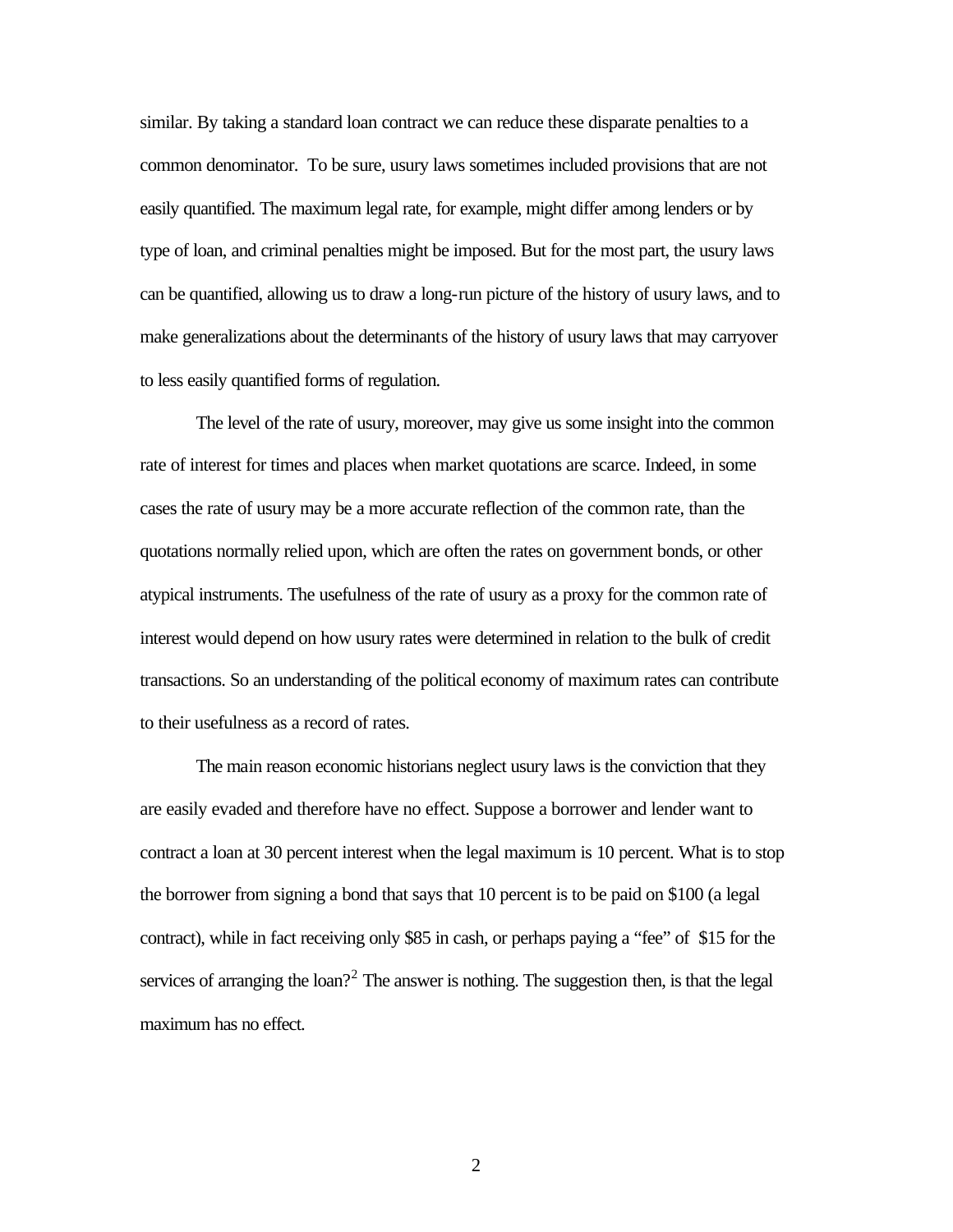similar. By taking a standard loan contract we can reduce these disparate penalties to a common denominator. To be sure, usury laws sometimes included provisions that are not easily quantified. The maximum legal rate, for example, might differ among lenders or by type of loan, and criminal penalties might be imposed. But for the most part, the usury laws can be quantified, allowing us to draw a long-run picture of the history of usury laws, and to make generalizations about the determinants of the history of usury laws that may carryover to less easily quantified forms of regulation.

The level of the rate of usury, moreover, may give us some insight into the common rate of interest for times and places when market quotations are scarce. Indeed, in some cases the rate of usury may be a more accurate reflection of the common rate, than the quotations normally relied upon, which are often the rates on government bonds, or other atypical instruments. The usefulness of the rate of usury as a proxy for the common rate of interest would depend on how usury rates were determined in relation to the bulk of credit transactions. So an understanding of the political economy of maximum rates can contribute to their usefulness as a record of rates.

The main reason economic historians neglect usury laws is the conviction that they are easily evaded and therefore have no effect. Suppose a borrower and lender want to contract a loan at 30 percent interest when the legal maximum is 10 percent. What is to stop the borrower from signing a bond that says that 10 percent is to be paid on $100 (a legal contract), while in fact receiving only $85 in cash, or perhaps paying a "fee" of $15 for the services of arranging the loan?[2] The answer is nothing. The suggestion then, is that the legal maximum has no effect.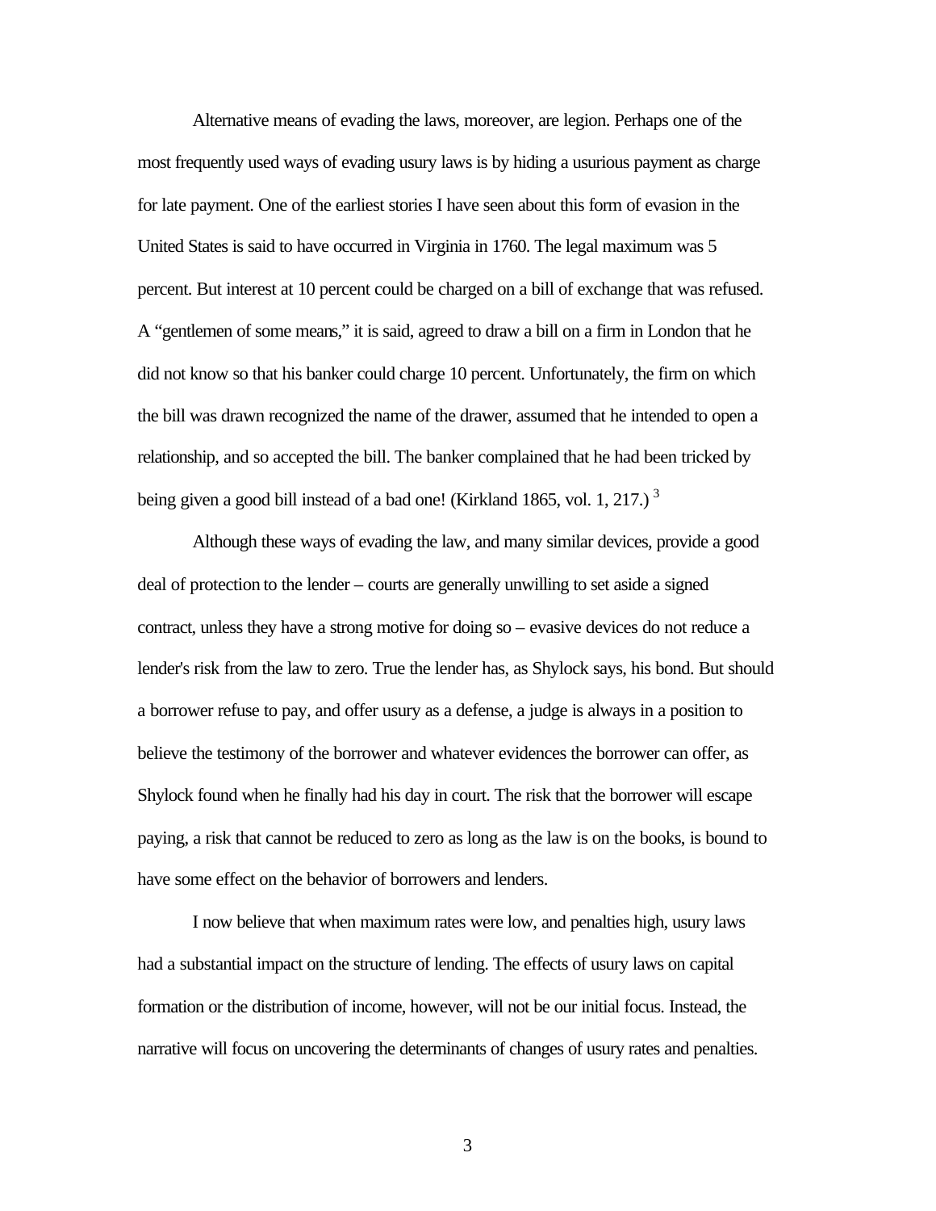Alternative means of evading the laws, moreover, are legion. Perhaps one of the most frequently used ways of evading usury laws is by hiding a usurious payment as charge for late payment. One of the earliest stories I have seen about this form of evasion in the United States is said to have occurred in Virginia in 1760. The legal maximum was 5 percent. But interest at 10 percent could be charged on a bill of exchange that was refused. A "gentlemen of some means," it is said, agreed to draw a bill on a firm in London that he did not know so that his banker could charge 10 percent. Unfortunately, the firm on which the bill was drawn recognized the name of the drawer, assumed that he intended to open a relationship, and so accepted the bill. The banker complained that he had been tricked by being given a good bill instead of a bad one! (Kirkland 1865, vol. 1, 217.) [3]

Although these ways of evading the law, and many similar devices, provide a good deal of protection to the lender – courts are generally unwilling to set aside a signed contract, unless they have a strong motive for doing so – evasive devices do not reduce a lender's risk from the law to zero. True the lender has, as Shylock says, his bond. But should a borrower refuse to pay, and offer usury as a defense, a judge is always in a position to believe the testimony of the borrower and whatever evidences the borrower can offer, as Shylock found when he finally had his day in court. The risk that the borrower will escape paying, a risk that cannot be reduced to zero as long as the law is on the books, is bound to have some effect on the behavior of borrowers and lenders.

I now believe that when maximum rates were low, and penalties high, usury laws had a substantial impact on the structure of lending. The effects of usury laws on capital formation or the distribution of income, however, will not be our initial focus. Instead, the narrative will focus on uncovering the determinants of changes of usury rates and penalties.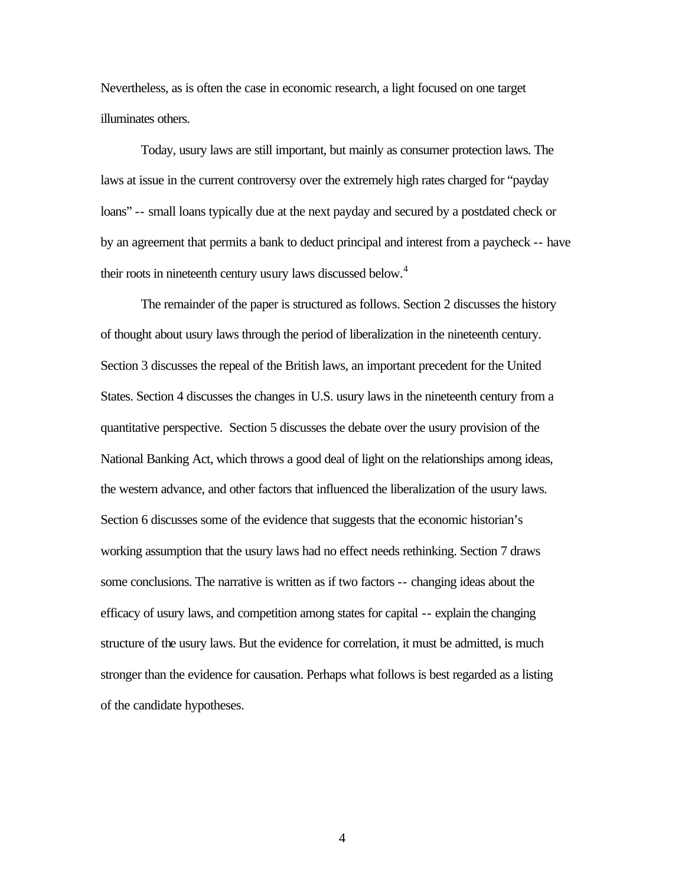Nevertheless, as is often the case in economic research, a light focused on one target illuminates others.

Today, usury laws are still important, but mainly as consumer protection laws. The laws at issue in the current controversy over the extremely high rates charged for "payday loans" -- small loans typically due at the next payday and secured by a postdated check or by an agreement that permits a bank to deduct principal and interest from a paycheck -- have their roots in nineteenth century usury laws discussed below.[4]

The remainder of the paper is structured as follows. Section 2 discusses the history of thought about usury laws through the period of liberalization in the nineteenth century. Section 3 discusses the repeal of the British laws, an important precedent for the United States. Section 4 discusses the changes in U.S. usury laws in the nineteenth century from a quantitative perspective. Section 5 discusses the debate over the usury provision of the National Banking Act, which throws a good deal of light on the relationships among ideas, the western advance, and other factors that influenced the liberalization of the usury laws. Section 6 discusses some of the evidence that suggests that the economic historian's working assumption that the usury laws had no effect needs rethinking. Section 7 draws some conclusions. The narrative is written as if two factors -- changing ideas about the efficacy of usury laws, and competition among states for capital -- explain the changing structure of the usury laws. But the evidence for correlation, it must be admitted, is much stronger than the evidence for causation. Perhaps what follows is best regarded as a listing of the candidate hypotheses.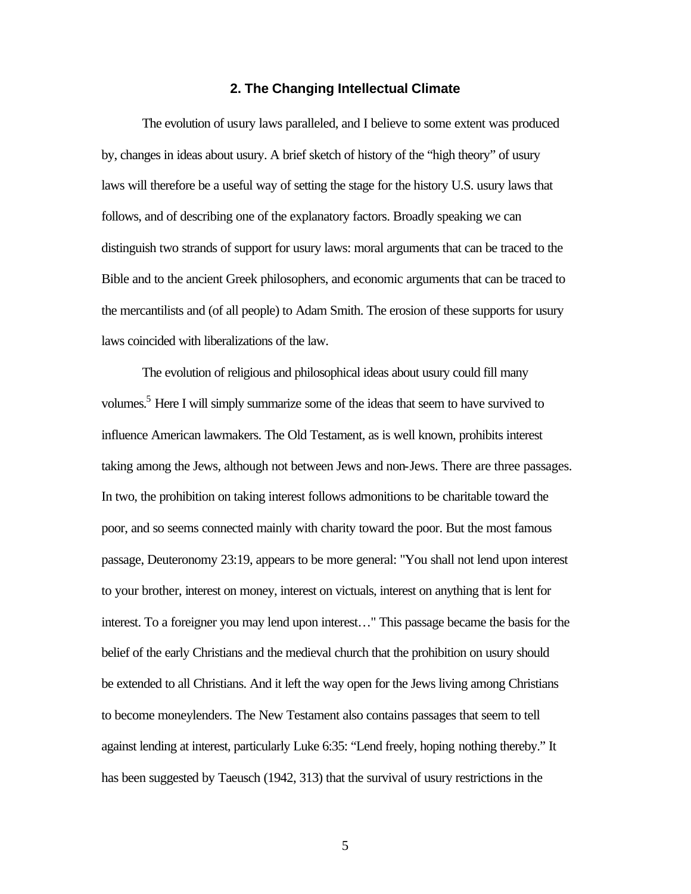## 2. The Changing Intellectual Climate

The evolution of usury laws paralleled, and I believe to some extent was produced by, changes in ideas about usury. A brief sketch of history of the "high theory" of usury laws will therefore be a useful way of setting the stage for the history U.S. usury laws that follows, and of describing one of the explanatory factors. Broadly speaking we can distinguish two strands of support for usury laws: moral arguments that can be traced to the Bible and to the ancient Greek philosophers, and economic arguments that can be traced to the mercantilists and (of all people) to Adam Smith. The erosion of these supports for usury laws coincided with liberalizations of the law.

The evolution of religious and philosophical ideas about usury could fill many volumes.[5] Here I will simply summarize some of the ideas that seem to have survived to influence American lawmakers. The Old Testament, as is well known, prohibits interest taking among the Jews, although not between Jews and non-Jews. There are three passages. In two, the prohibition on taking interest follows admonitions to be charitable toward the poor, and so seems connected mainly with charity toward the poor. But the most famous passage, Deuteronomy 23:19, appears to be more general: "You shall not lend upon interest to your brother, interest on money, interest on victuals, interest on anything that is lent for interest. To a foreigner you may lend upon interest…" This passage became the basis for the belief of the early Christians and the medieval church that the prohibition on usury should be extended to all Christians. And it left the way open for the Jews living among Christians to become moneylenders. The New Testament also contains passages that seem to tell against lending at interest, particularly Luke 6:35: "Lend freely, hoping nothing thereby." It has been suggested by Taeusch (1942, 313) that the survival of usury restrictions in the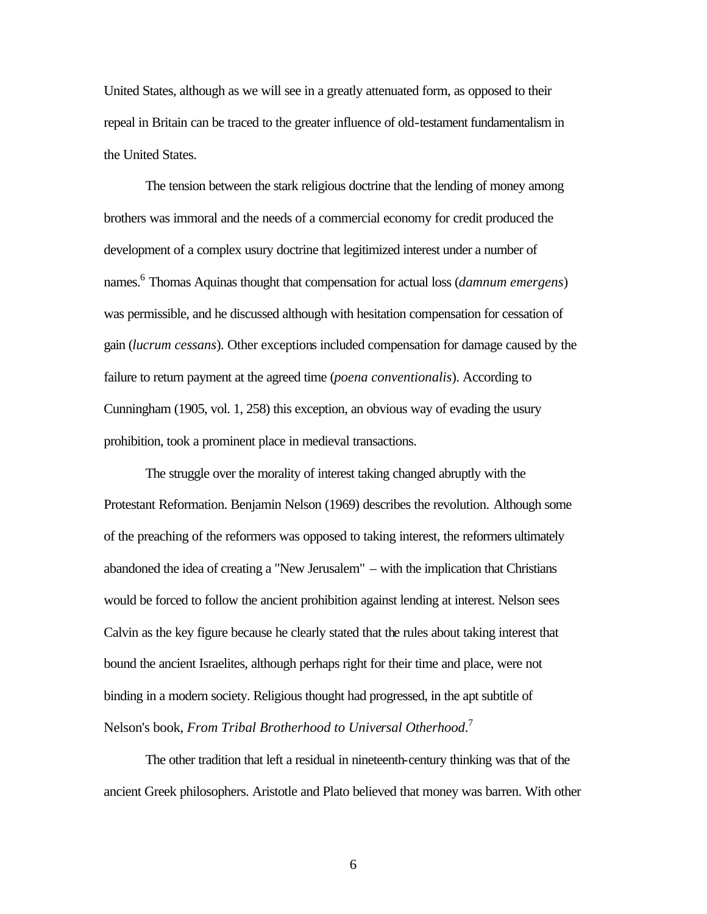United States, although as we will see in a greatly attenuated form, as opposed to their repeal in Britain can be traced to the greater influence of old-testament fundamentalism in the United States.

The tension between the stark religious doctrine that the lending of money among brothers was immoral and the needs of a commercial economy for credit produced the development of a complex usury doctrine that legitimized interest under a number of names.[6] Thomas Aquinas thought that compensation for actual loss (*damnum emergens*) was permissible, and he discussed although with hesitation compensation for cessation of gain (*lucrum cessans*). Other exceptions included compensation for damage caused by the failure to return payment at the agreed time (*poena conventionalis*). According to Cunningham (1905, vol. 1, 258) this exception, an obvious way of evading the usury prohibition, took a prominent place in medieval transactions.

The struggle over the morality of interest taking changed abruptly with the Protestant Reformation. Benjamin Nelson (1969) describes the revolution. Although some of the preaching of the reformers was opposed to taking interest, the reformers ultimately abandoned the idea of creating a "New Jerusalem" – with the implication that Christians would be forced to follow the ancient prohibition against lending at interest. Nelson sees Calvin as the key figure because he clearly stated that the rules about taking interest that bound the ancient Israelites, although perhaps right for their time and place, were not binding in a modern society. Religious thought had progressed, in the apt subtitle of Nelson's book, *From Tribal Brotherhood to Universal Otherhood*.[7]

The other tradition that left a residual in nineteenth-century thinking was that of the ancient Greek philosophers. Aristotle and Plato believed that money was barren. With other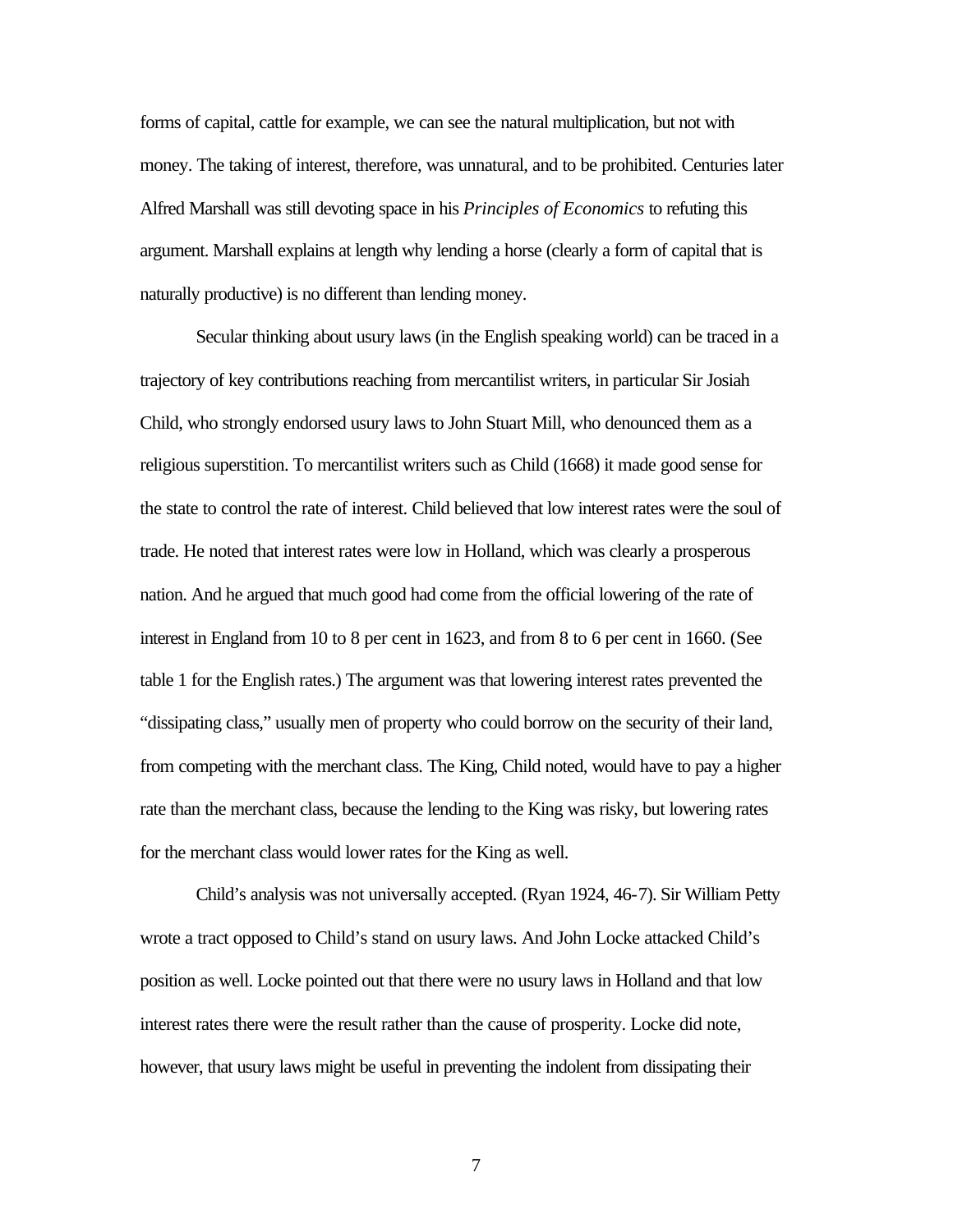forms of capital, cattle for example, we can see the natural multiplication, but not with money. The taking of interest, therefore, was unnatural, and to be prohibited. Centuries later Alfred Marshall was still devoting space in his *Principles of Economics* to refuting this argument. Marshall explains at length why lending a horse (clearly a form of capital that is naturally productive) is no different than lending money.

Secular thinking about usury laws (in the English speaking world) can be traced in a trajectory of key contributions reaching from mercantilist writers, in particular Sir Josiah Child, who strongly endorsed usury laws to John Stuart Mill, who denounced them as a religious superstition. To mercantilist writers such as Child (1668) it made good sense for the state to control the rate of interest. Child believed that low interest rates were the soul of trade. He noted that interest rates were low in Holland, which was clearly a prosperous nation. And he argued that much good had come from the official lowering of the rate of interest in England from 10 to 8 per cent in 1623, and from 8 to 6 per cent in 1660. (See table 1 for the English rates.) The argument was that lowering interest rates prevented the "dissipating class," usually men of property who could borrow on the security of their land, from competing with the merchant class. The King, Child noted, would have to pay a higher rate than the merchant class, because the lending to the King was risky, but lowering rates for the merchant class would lower rates for the King as well.

Child's analysis was not universally accepted. (Ryan 1924, 46-7). Sir William Petty wrote a tract opposed to Child's stand on usury laws. And John Locke attacked Child's position as well. Locke pointed out that there were no usury laws in Holland and that low interest rates there were the result rather than the cause of prosperity. Locke did note, however, that usury laws might be useful in preventing the indolent from dissipating their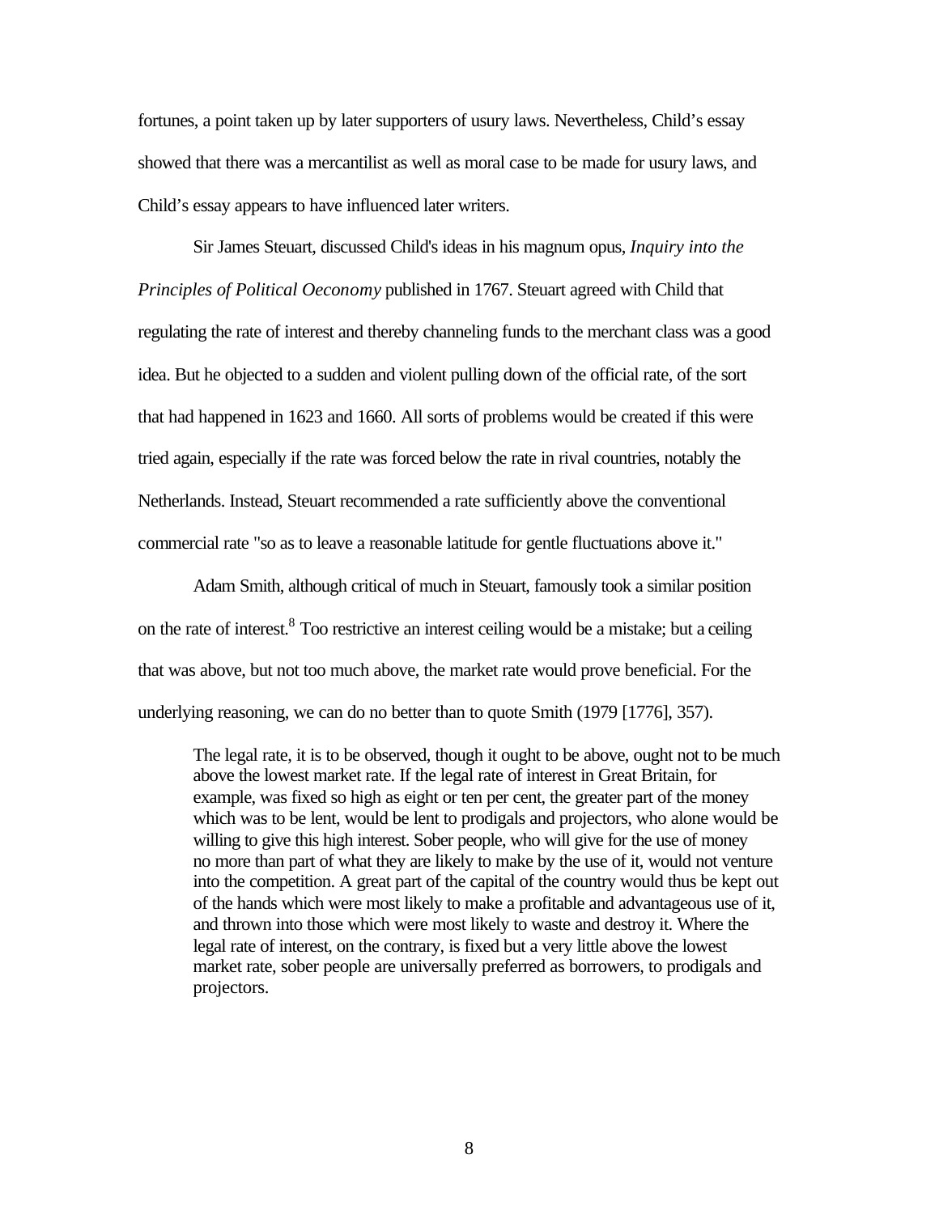fortunes, a point taken up by later supporters of usury laws. Nevertheless, Child's essay showed that there was a mercantilist as well as moral case to be made for usury laws, and Child's essay appears to have influenced later writers.

Sir James Steuart, discussed Child's ideas in his magnum opus, *Inquiry into the Principles of Political Oeconomy* published in 1767. Steuart agreed with Child that regulating the rate of interest and thereby channeling funds to the merchant class was a good idea. But he objected to a sudden and violent pulling down of the official rate, of the sort that had happened in 1623 and 1660. All sorts of problems would be created if this were tried again, especially if the rate was forced below the rate in rival countries, notably the Netherlands. Instead, Steuart recommended a rate sufficiently above the conventional commercial rate "so as to leave a reasonable latitude for gentle fluctuations above it."

Adam Smith, although critical of much in Steuart, famously took a similar position on the rate of interest.[8] Too restrictive an interest ceiling would be a mistake; but a ceiling that was above, but not too much above, the market rate would prove beneficial. For the underlying reasoning, we can do no better than to quote Smith (1979 [1776], 357).

> The legal rate, it is to be observed, though it ought to be above, ought not to be much above the lowest market rate. If the legal rate of interest in Great Britain, for example, was fixed so high as eight or ten per cent, the greater part of the money which was to be lent, would be lent to prodigals and projectors, who alone would be willing to give this high interest. Sober people, who will give for the use of money no more than part of what they are likely to make by the use of it, would not venture into the competition. A great part of the capital of the country would thus be kept out of the hands which were most likely to make a profitable and advantageous use of it, and thrown into those which were most likely to waste and destroy it. Where the legal rate of interest, on the contrary, is fixed but a very little above the lowest market rate, sober people are universally preferred as borrowers, to prodigals and projectors.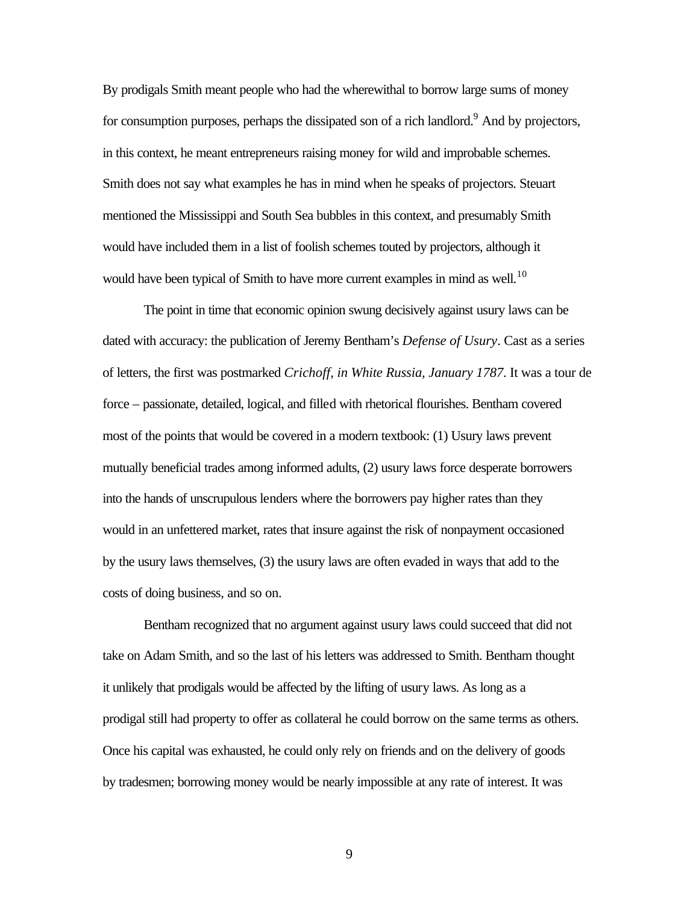By prodigals Smith meant people who had the wherewithal to borrow large sums of money for consumption purposes, perhaps the dissipated son of a rich landlord.[9] And by projectors, in this context, he meant entrepreneurs raising money for wild and improbable schemes. Smith does not say what examples he has in mind when he speaks of projectors. Steuart mentioned the Mississippi and South Sea bubbles in this context, and presumably Smith would have included them in a list of foolish schemes touted by projectors, although it would have been typical of Smith to have more current examples in mind as well.[10]

The point in time that economic opinion swung decisively against usury laws can be dated with accuracy: the publication of Jeremy Bentham's *Defense of Usury*. Cast as a series of letters, the first was postmarked *Crichoff, in White Russia, January 1787*. It was a tour de force – passionate, detailed, logical, and filled with rhetorical flourishes. Bentham covered most of the points that would be covered in a modern textbook: (1) Usury laws prevent mutually beneficial trades among informed adults, (2) usury laws force desperate borrowers into the hands of unscrupulous lenders where the borrowers pay higher rates than they would in an unfettered market, rates that insure against the risk of nonpayment occasioned by the usury laws themselves, (3) the usury laws are often evaded in ways that add to the costs of doing business, and so on.

Bentham recognized that no argument against usury laws could succeed that did not take on Adam Smith, and so the last of his letters was addressed to Smith. Bentham thought it unlikely that prodigals would be affected by the lifting of usury laws. As long as a prodigal still had property to offer as collateral he could borrow on the same terms as others. Once his capital was exhausted, he could only rely on friends and on the delivery of goods by tradesmen; borrowing money would be nearly impossible at any rate of interest. It was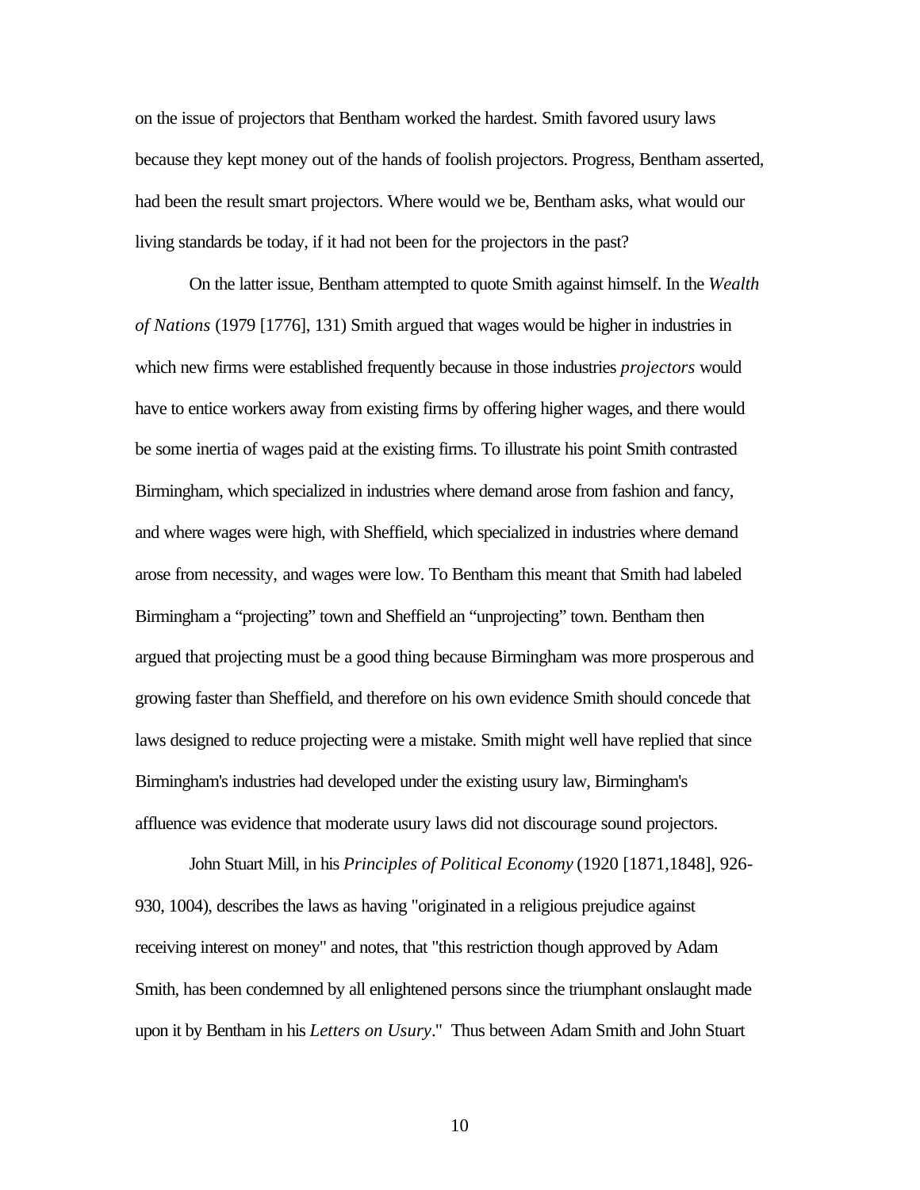on the issue of projectors that Bentham worked the hardest. Smith favored usury laws because they kept money out of the hands of foolish projectors. Progress, Bentham asserted, had been the result smart projectors. Where would we be, Bentham asks, what would our living standards be today, if it had not been for the projectors in the past?

On the latter issue, Bentham attempted to quote Smith against himself. In the *Wealth of Nations* (1979 [1776], 131) Smith argued that wages would be higher in industries in which new firms were established frequently because in those industries *projectors* would have to entice workers away from existing firms by offering higher wages, and there would be some inertia of wages paid at the existing firms. To illustrate his point Smith contrasted Birmingham, which specialized in industries where demand arose from fashion and fancy, and where wages were high, with Sheffield, which specialized in industries where demand arose from necessity, and wages were low. To Bentham this meant that Smith had labeled Birmingham a "projecting" town and Sheffield an "unprojecting" town. Bentham then argued that projecting must be a good thing because Birmingham was more prosperous and growing faster than Sheffield, and therefore on his own evidence Smith should concede that laws designed to reduce projecting were a mistake. Smith might well have replied that since Birmingham's industries had developed under the existing usury law, Birmingham's affluence was evidence that moderate usury laws did not discourage sound projectors.

John Stuart Mill, in his *Principles of Political Economy* (1920 [1871,1848], 926-930, 1004), describes the laws as having "originated in a religious prejudice against receiving interest on money" and notes, that "this restriction though approved by Adam Smith, has been condemned by all enlightened persons since the triumphant onslaught made upon it by Bentham in his *Letters on Usury*." Thus between Adam Smith and John Stuart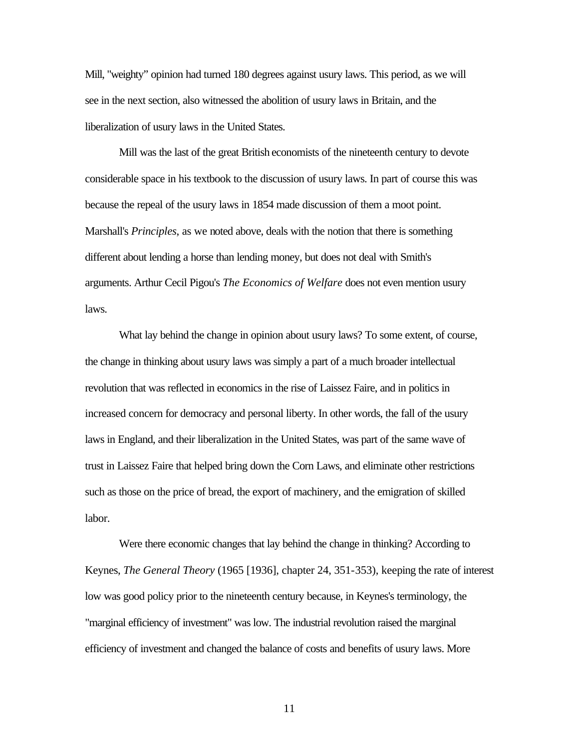Mill, "weighty" opinion had turned 180 degrees against usury laws. This period, as we will see in the next section, also witnessed the abolition of usury laws in Britain, and the liberalization of usury laws in the United States.

Mill was the last of the great British economists of the nineteenth century to devote considerable space in his textbook to the discussion of usury laws. In part of course this was because the repeal of the usury laws in 1854 made discussion of them a moot point. Marshall's *Principles*, as we noted above, deals with the notion that there is something different about lending a horse than lending money, but does not deal with Smith's arguments. Arthur Cecil Pigou's *The Economics of Welfare* does not even mention usury laws.

What lay behind the change in opinion about usury laws? To some extent, of course, the change in thinking about usury laws was simply a part of a much broader intellectual revolution that was reflected in economics in the rise of Laissez Faire, and in politics in increased concern for democracy and personal liberty. In other words, the fall of the usury laws in England, and their liberalization in the United States, was part of the same wave of trust in Laissez Faire that helped bring down the Corn Laws, and eliminate other restrictions such as those on the price of bread, the export of machinery, and the emigration of skilled labor.

Were there economic changes that lay behind the change in thinking? According to Keynes, *The General Theory* (1965 [1936], chapter 24, 351-353), keeping the rate of interest low was good policy prior to the nineteenth century because, in Keynes's terminology, the "marginal efficiency of investment" was low. The industrial revolution raised the marginal efficiency of investment and changed the balance of costs and benefits of usury laws. More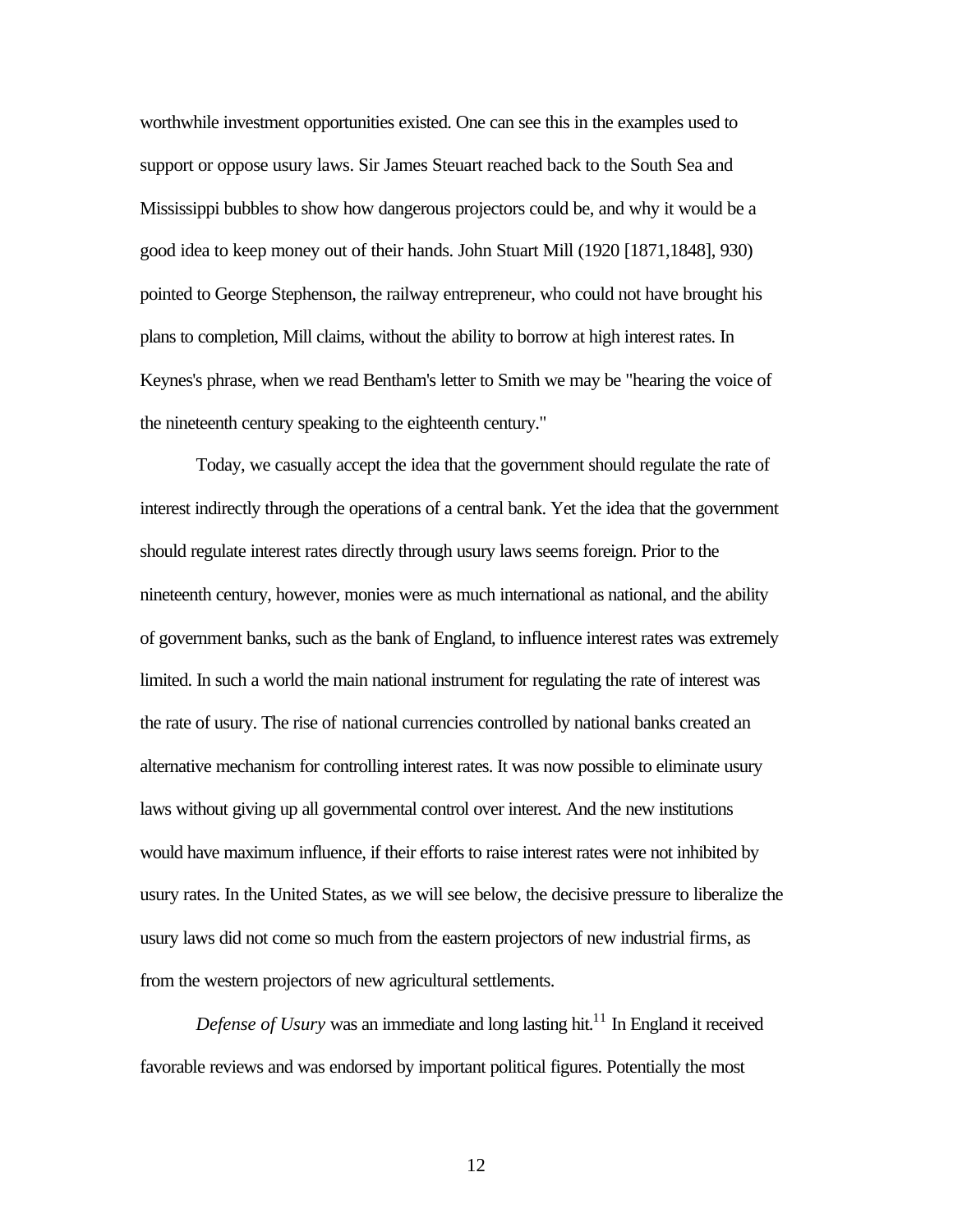worthwhile investment opportunities existed. One can see this in the examples used to support or oppose usury laws. Sir James Steuart reached back to the South Sea and Mississippi bubbles to show how dangerous projectors could be, and why it would be a good idea to keep money out of their hands. John Stuart Mill (1920 [1871,1848], 930) pointed to George Stephenson, the railway entrepreneur, who could not have brought his plans to completion, Mill claims, without the ability to borrow at high interest rates. In Keynes's phrase, when we read Bentham's letter to Smith we may be "hearing the voice of the nineteenth century speaking to the eighteenth century."

Today, we casually accept the idea that the government should regulate the rate of interest indirectly through the operations of a central bank. Yet the idea that the government should regulate interest rates directly through usury laws seems foreign. Prior to the nineteenth century, however, monies were as much international as national, and the ability of government banks, such as the bank of England, to influence interest rates was extremely limited. In such a world the main national instrument for regulating the rate of interest was the rate of usury. The rise of national currencies controlled by national banks created an alternative mechanism for controlling interest rates. It was now possible to eliminate usury laws without giving up all governmental control over interest. And the new institutions would have maximum influence, if their efforts to raise interest rates were not inhibited by usury rates. In the United States, as we will see below, the decisive pressure to liberalize the usury laws did not come so much from the eastern projectors of new industrial firms, as from the western projectors of new agricultural settlements.

*Defense of Usury* was an immediate and long lasting hit.[11] In England it received favorable reviews and was endorsed by important political figures. Potentially the most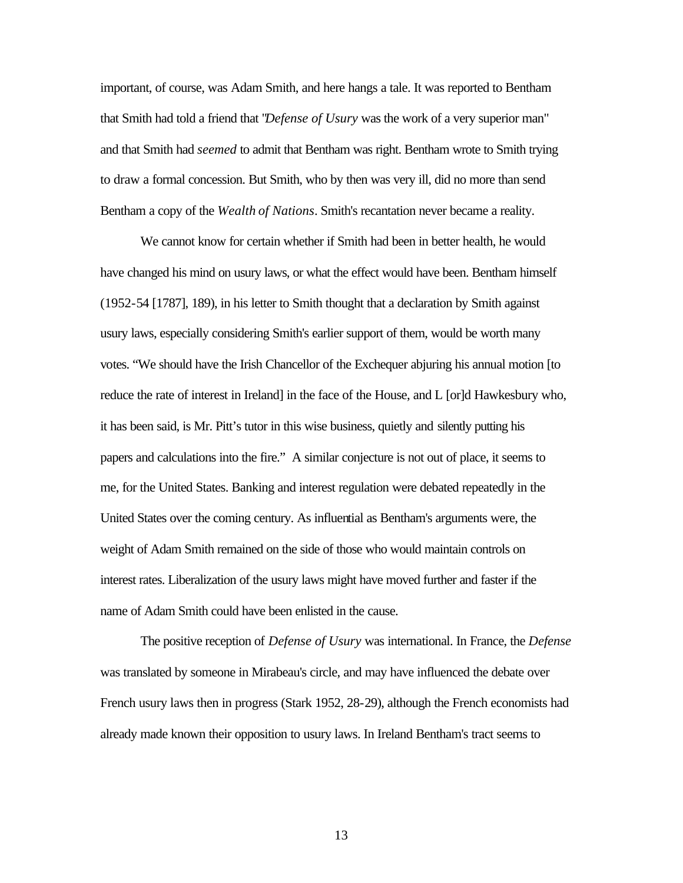important, of course, was Adam Smith, and here hangs a tale. It was reported to Bentham that Smith had told a friend that "*Defense of Usury* was the work of a very superior man" and that Smith had *seemed* to admit that Bentham was right. Bentham wrote to Smith trying to draw a formal concession. But Smith, who by then was very ill, did no more than send Bentham a copy of the *Wealth of Nations*. Smith's recantation never became a reality.

We cannot know for certain whether if Smith had been in better health, he would have changed his mind on usury laws, or what the effect would have been. Bentham himself (1952-54 [1787], 189), in his letter to Smith thought that a declaration by Smith against usury laws, especially considering Smith's earlier support of them, would be worth many votes. "We should have the Irish Chancellor of the Exchequer abjuring his annual motion [to reduce the rate of interest in Ireland] in the face of the House, and L [or]d Hawkesbury who, it has been said, is Mr. Pitt's tutor in this wise business, quietly and silently putting his papers and calculations into the fire." A similar conjecture is not out of place, it seems to me, for the United States. Banking and interest regulation were debated repeatedly in the United States over the coming century. As influential as Bentham's arguments were, the weight of Adam Smith remained on the side of those who would maintain controls on interest rates. Liberalization of the usury laws might have moved further and faster if the name of Adam Smith could have been enlisted in the cause.

The positive reception of *Defense of Usury* was international. In France, the *Defense* was translated by someone in Mirabeau's circle, and may have influenced the debate over French usury laws then in progress (Stark 1952, 28-29), although the French economists had already made known their opposition to usury laws. In Ireland Bentham's tract seems to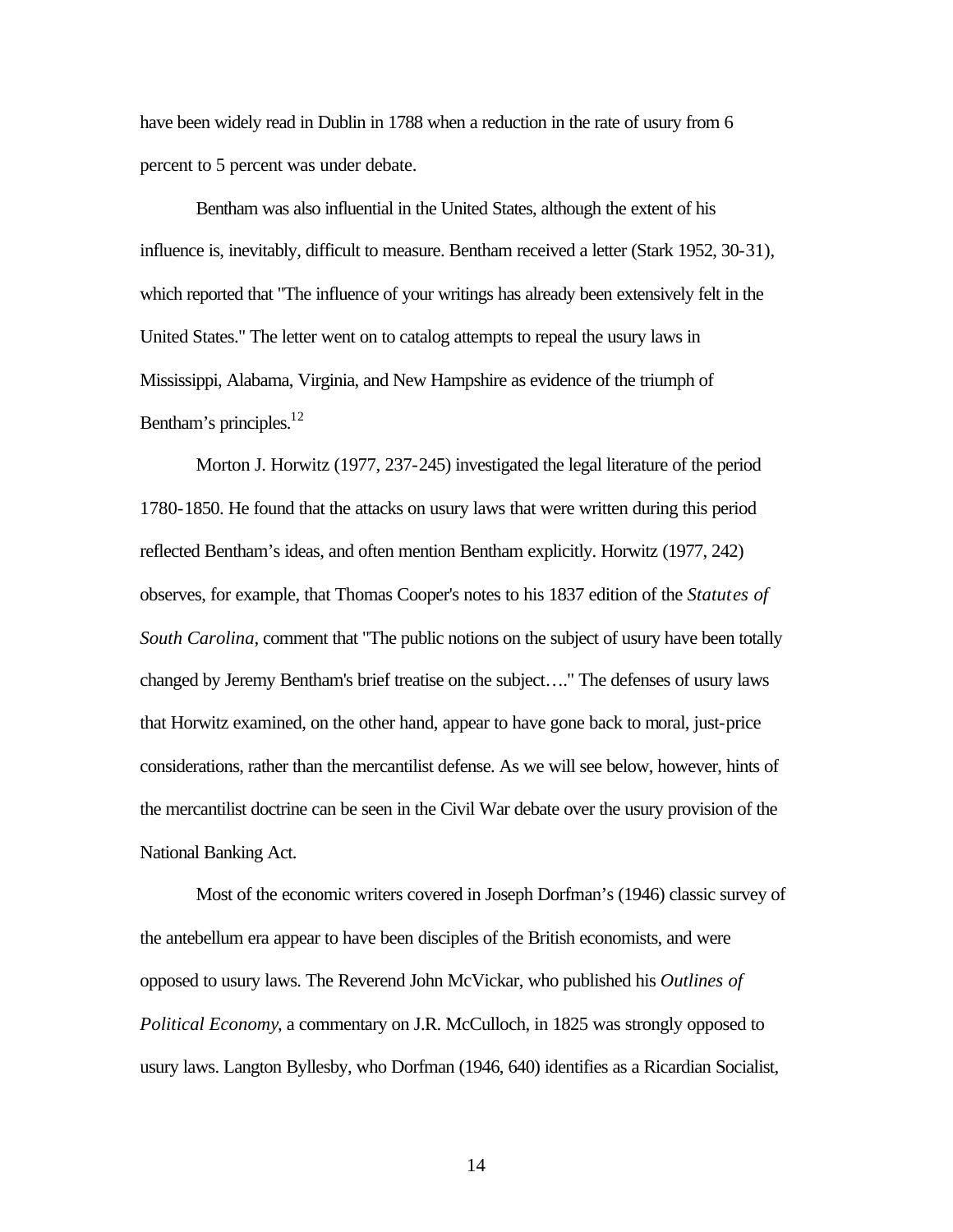have been widely read in Dublin in 1788 when a reduction in the rate of usury from 6 percent to 5 percent was under debate.

Bentham was also influential in the United States, although the extent of his influence is, inevitably, difficult to measure. Bentham received a letter (Stark 1952, 30-31), which reported that "The influence of your writings has already been extensively felt in the United States." The letter went on to catalog attempts to repeal the usury laws in Mississippi, Alabama, Virginia, and New Hampshire as evidence of the triumph of Bentham's principles.[12]

Morton J. Horwitz (1977, 237-245) investigated the legal literature of the period 1780-1850. He found that the attacks on usury laws that were written during this period reflected Bentham's ideas, and often mention Bentham explicitly. Horwitz (1977, 242) observes, for example, that Thomas Cooper's notes to his 1837 edition of the *Statutes of South Carolina*, comment that "The public notions on the subject of usury have been totally changed by Jeremy Bentham's brief treatise on the subject…." The defenses of usury laws that Horwitz examined, on the other hand, appear to have gone back to moral, just-price considerations, rather than the mercantilist defense. As we will see below, however, hints of the mercantilist doctrine can be seen in the Civil War debate over the usury provision of the National Banking Act.

Most of the economic writers covered in Joseph Dorfman's (1946) classic survey of the antebellum era appear to have been disciples of the British economists, and were opposed to usury laws. The Reverend John McVickar, who published his *Outlines of Political Economy*, a commentary on J.R. McCulloch, in 1825 was strongly opposed to usury laws. Langton Byllesby, who Dorfman (1946, 640) identifies as a Ricardian Socialist,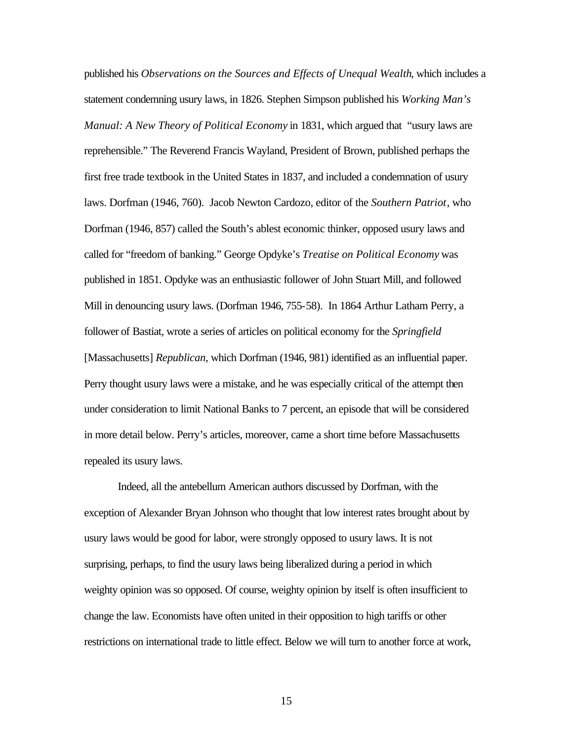published his *Observations on the Sources and Effects of Unequal Wealth*, which includes a statement condemning usury laws, in 1826. Stephen Simpson published his *Working Man's Manual: A New Theory of Political Economy* in 1831, which argued that "usury laws are reprehensible." The Reverend Francis Wayland, President of Brown, published perhaps the first free trade textbook in the United States in 1837, and included a condemnation of usury laws. Dorfman (1946, 760). Jacob Newton Cardozo, editor of the *Southern Patriot*, who Dorfman (1946, 857) called the South's ablest economic thinker, opposed usury laws and called for "freedom of banking." George Opdyke's *Treatise on Political Economy* was published in 1851. Opdyke was an enthusiastic follower of John Stuart Mill, and followed Mill in denouncing usury laws. (Dorfman 1946, 755-58). In 1864 Arthur Latham Perry, a follower of Bastiat, wrote a series of articles on political economy for the *Springfield* [Massachusetts] *Republican*, which Dorfman (1946, 981) identified as an influential paper. Perry thought usury laws were a mistake, and he was especially critical of the attempt then under consideration to limit National Banks to 7 percent, an episode that will be considered in more detail below. Perry's articles, moreover, came a short time before Massachusetts repealed its usury laws.

Indeed, all the antebellum American authors discussed by Dorfman, with the exception of Alexander Bryan Johnson who thought that low interest rates brought about by usury laws would be good for labor, were strongly opposed to usury laws. It is not surprising, perhaps, to find the usury laws being liberalized during a period in which weighty opinion was so opposed. Of course, weighty opinion by itself is often insufficient to change the law. Economists have often united in their opposition to high tariffs or other restrictions on international trade to little effect. Below we will turn to another force at work,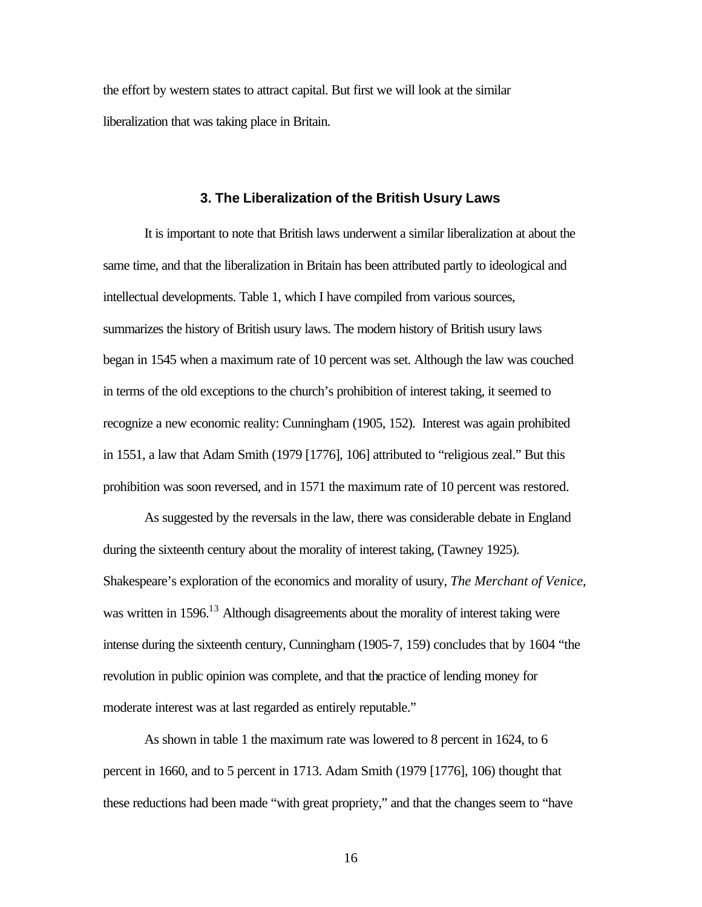the effort by western states to attract capital. But first we will look at the similar liberalization that was taking place in Britain.

### 3. The Liberalization of the British Usury Laws

It is important to note that British laws underwent a similar liberalization at about the same time, and that the liberalization in Britain has been attributed partly to ideological and intellectual developments. Table 1, which I have compiled from various sources, summarizes the history of British usury laws. The modern history of British usury laws began in 1545 when a maximum rate of 10 percent was set. Although the law was couched in terms of the old exceptions to the church's prohibition of interest taking, it seemed to recognize a new economic reality: Cunningham (1905, 152). Interest was again prohibited in 1551, a law that Adam Smith (1979 [1776], 106) attributed to "religious zeal." But this prohibition was soon reversed, and in 1571 the maximum rate of 10 percent was restored.

As suggested by the reversals in the law, there was considerable debate in England during the sixteenth century about the morality of interest taking, (Tawney 1925). Shakespeare's exploration of the economics and morality of usury, *The Merchant of Venice*, was written in 1596.[13] Although disagreements about the morality of interest taking were intense during the sixteenth century, Cunningham (1905-7, 159) concludes that by 1604 "the revolution in public opinion was complete, and that the practice of lending money for moderate interest was at last regarded as entirely reputable."

As shown in table 1 the maximum rate was lowered to 8 percent in 1624, to 6 percent in 1660, and to 5 percent in 1713. Adam Smith (1979 [1776], 106) thought that these reductions had been made "with great propriety," and that the changes seem to "have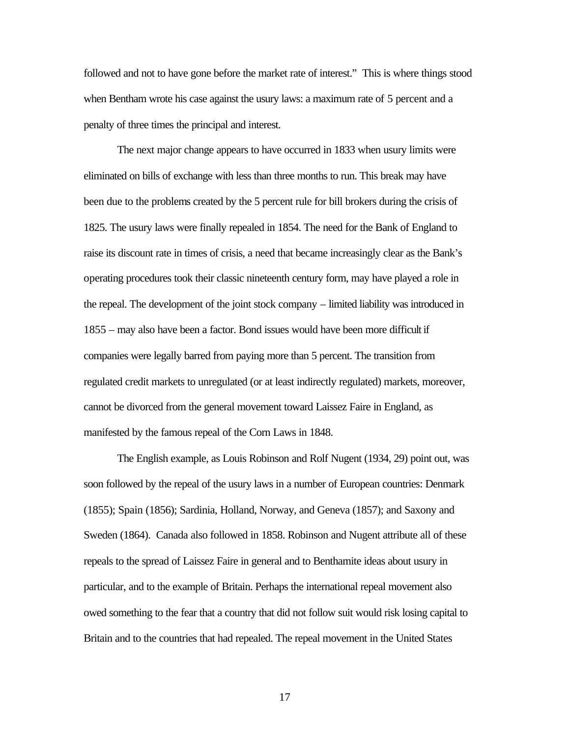followed and not to have gone before the market rate of interest." This is where things stood when Bentham wrote his case against the usury laws: a maximum rate of 5 percent and a penalty of three times the principal and interest.

The next major change appears to have occurred in 1833 when usury limits were eliminated on bills of exchange with less than three months to run. This break may have been due to the problems created by the 5 percent rule for bill brokers during the crisis of 1825. The usury laws were finally repealed in 1854. The need for the Bank of England to raise its discount rate in times of crisis, a need that became increasingly clear as the Bank's operating procedures took their classic nineteenth century form, may have played a role in the repeal. The development of the joint stock company – limited liability was introduced in 1855 – may also have been a factor. Bond issues would have been more difficult if companies were legally barred from paying more than 5 percent. The transition from regulated credit markets to unregulated (or at least indirectly regulated) markets, moreover, cannot be divorced from the general movement toward Laissez Faire in England, as manifested by the famous repeal of the Corn Laws in 1848.

The English example, as Louis Robinson and Rolf Nugent (1934, 29) point out, was soon followed by the repeal of the usury laws in a number of European countries: Denmark (1855); Spain (1856); Sardinia, Holland, Norway, and Geneva (1857); and Saxony and Sweden (1864). Canada also followed in 1858. Robinson and Nugent attribute all of these repeals to the spread of Laissez Faire in general and to Benthamite ideas about usury in particular, and to the example of Britain. Perhaps the international repeal movement also owed something to the fear that a country that did not follow suit would risk losing capital to Britain and to the countries that had repealed. The repeal movement in the United States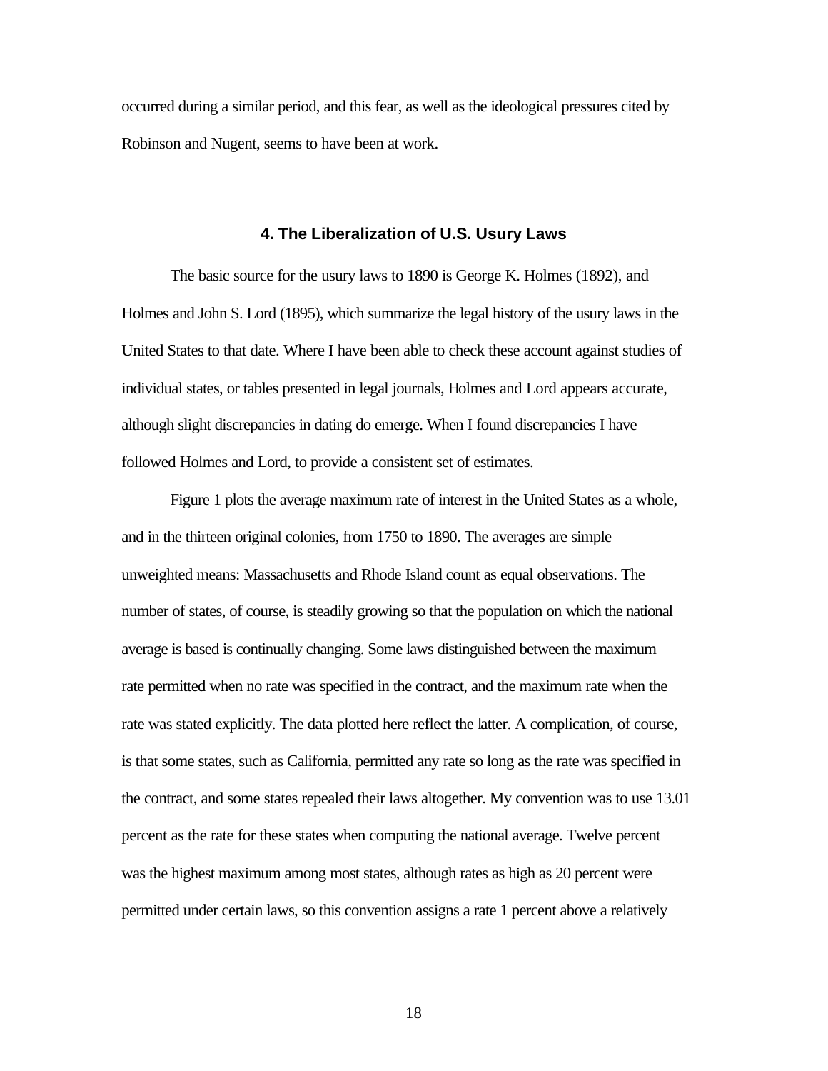occurred during a similar period, and this fear, as well as the ideological pressures cited by Robinson and Nugent, seems to have been at work.

## 4. The Liberalization of U.S. Usury Laws

The basic source for the usury laws to 1890 is George K. Holmes (1892), and Holmes and John S. Lord (1895), which summarize the legal history of the usury laws in the United States to that date. Where I have been able to check these account against studies of individual states, or tables presented in legal journals, Holmes and Lord appears accurate, although slight discrepancies in dating do emerge. When I found discrepancies I have followed Holmes and Lord, to provide a consistent set of estimates.

Figure 1 plots the average maximum rate of interest in the United States as a whole, and in the thirteen original colonies, from 1750 to 1890. The averages are simple unweighted means: Massachusetts and Rhode Island count as equal observations. The number of states, of course, is steadily growing so that the population on which the national average is based is continually changing. Some laws distinguished between the maximum rate permitted when no rate was specified in the contract, and the maximum rate when the rate was stated explicitly. The data plotted here reflect the latter. A complication, of course, is that some states, such as California, permitted any rate so long as the rate was specified in the contract, and some states repealed their laws altogether. My convention was to use 13.01 percent as the rate for these states when computing the national average. Twelve percent was the highest maximum among most states, although rates as high as 20 percent were permitted under certain laws, so this convention assigns a rate 1 percent above a relatively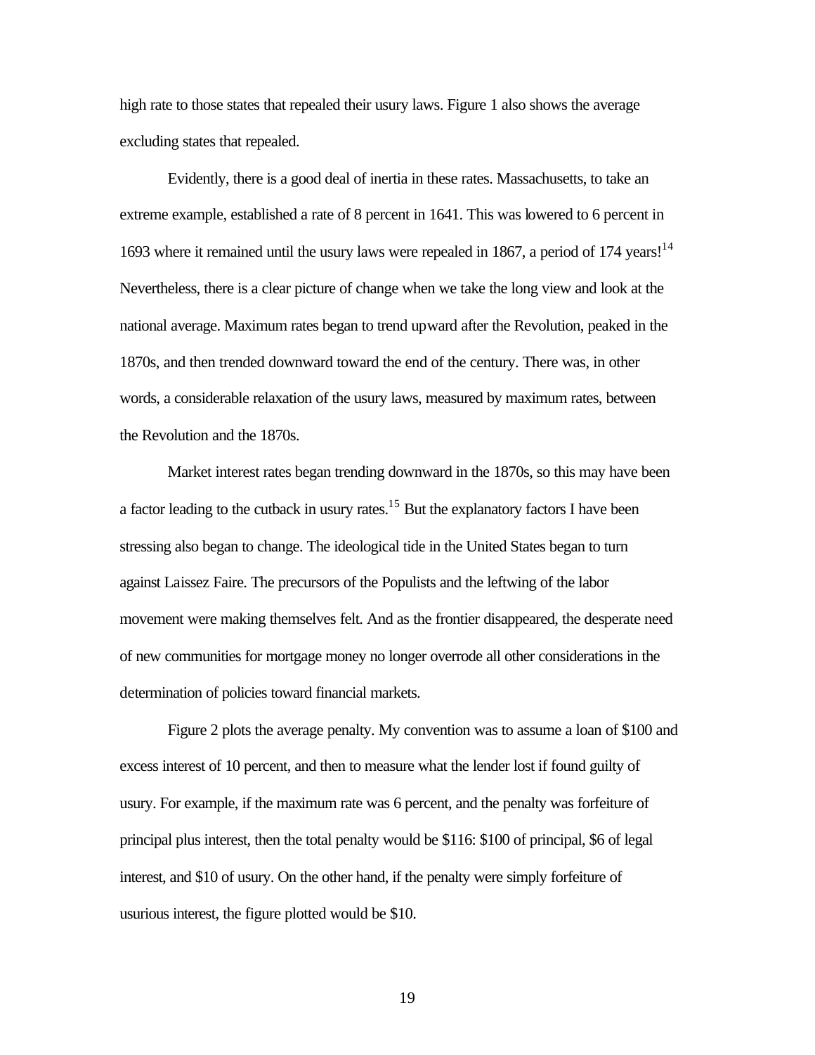high rate to those states that repealed their usury laws. Figure 1 also shows the average excluding states that repealed.

Evidently, there is a good deal of inertia in these rates. Massachusetts, to take an extreme example, established a rate of 8 percent in 1641. This was lowered to 6 percent in 1693 where it remained until the usury laws were repealed in 1867, a period of 174 years![14] Nevertheless, there is a clear picture of change when we take the long view and look at the national average. Maximum rates began to trend upward after the Revolution, peaked in the 1870s, and then trended downward toward the end of the century. There was, in other words, a considerable relaxation of the usury laws, measured by maximum rates, between the Revolution and the 1870s.

Market interest rates began trending downward in the 1870s, so this may have been a factor leading to the cutback in usury rates.[15] But the explanatory factors I have been stressing also began to change. The ideological tide in the United States began to turn against Laissez Faire. The precursors of the Populists and the leftwing of the labor movement were making themselves felt. And as the frontier disappeared, the desperate need of new communities for mortgage money no longer overrode all other considerations in the determination of policies toward financial markets.

Figure 2 plots the average penalty. My convention was to assume a loan of $100 and excess interest of 10 percent, and then to measure what the lender lost if found guilty of usury. For example, if the maximum rate was 6 percent, and the penalty was forfeiture of principal plus interest, then the total penalty would be $116: $100 of principal, $6 of legal interest, and $10 of usury. On the other hand, if the penalty were simply forfeiture of usurious interest, the figure plotted would be $10.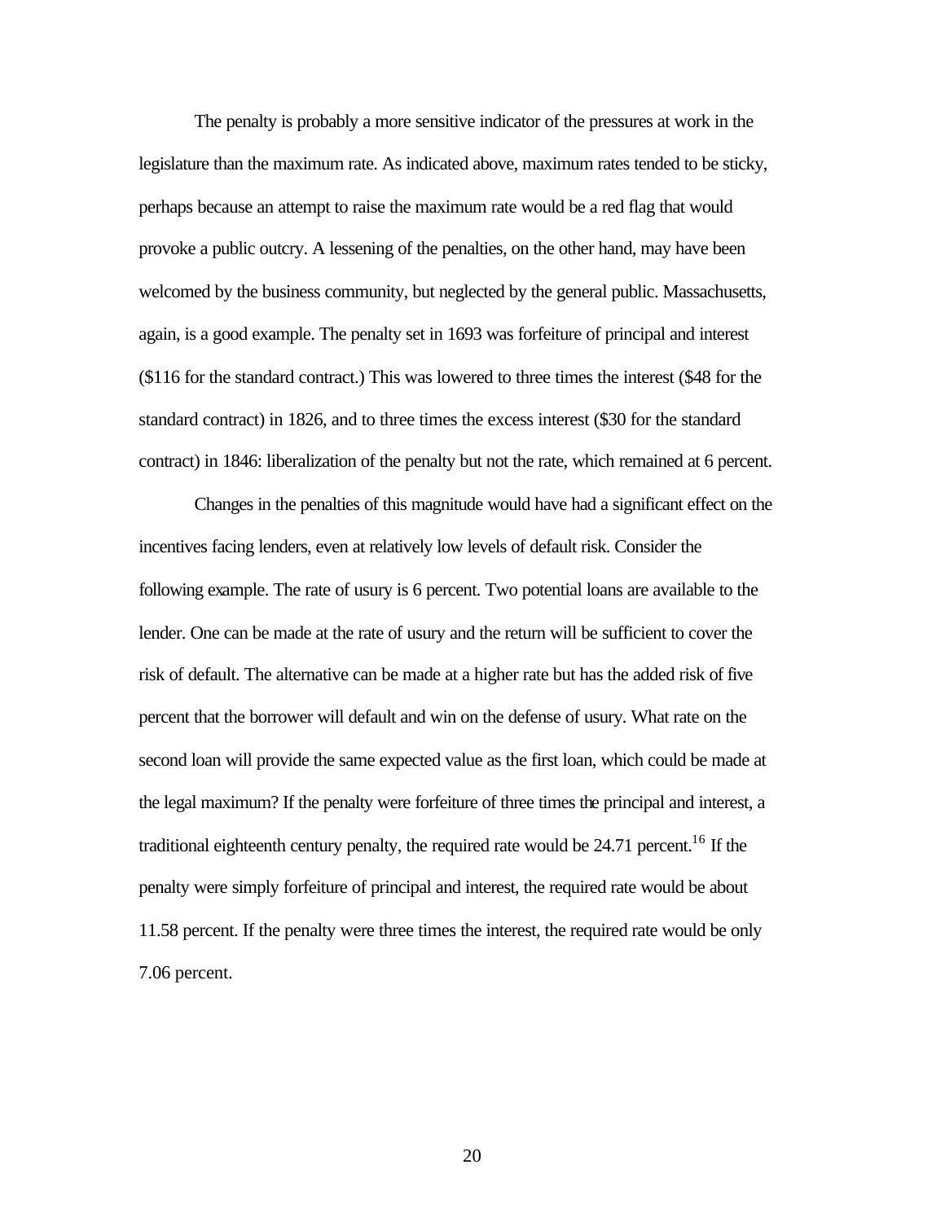The penalty is probably a more sensitive indicator of the pressures at work in the legislature than the maximum rate. As indicated above, maximum rates tended to be sticky, perhaps because an attempt to raise the maximum rate would be a red flag that would provoke a public outcry. A lessening of the penalties, on the other hand, may have been welcomed by the business community, but neglected by the general public. Massachusetts, again, is a good example. The penalty set in 1693 was forfeiture of principal and interest ($116 for the standard contract.) This was lowered to three times the interest ($48 for the standard contract) in 1826, and to three times the excess interest ($30 for the standard contract) in 1846: liberalization of the penalty but not the rate, which remained at 6 percent.

Changes in the penalties of this magnitude would have had a significant effect on the incentives facing lenders, even at relatively low levels of default risk. Consider the following example. The rate of usury is 6 percent. Two potential loans are available to the lender. One can be made at the rate of usury and the return will be sufficient to cover the risk of default. The alternative can be made at a higher rate but has the added risk of five percent that the borrower will default and win on the defense of usury. What rate on the second loan will provide the same expected value as the first loan, which could be made at the legal maximum? If the penalty were forfeiture of three times the principal and interest, a traditional eighteenth century penalty, the required rate would be 24.71 percent.[16] If the penalty were simply forfeiture of principal and interest, the required rate would be about 11.58 percent. If the penalty were three times the interest, the required rate would be only 7.06 percent.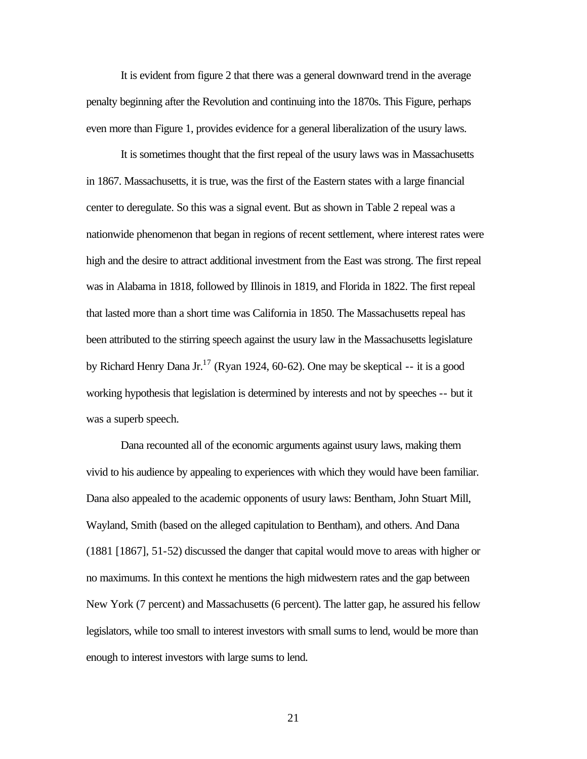It is evident from figure 2 that there was a general downward trend in the average penalty beginning after the Revolution and continuing into the 1870s. This Figure, perhaps even more than Figure 1, provides evidence for a general liberalization of the usury laws.

It is sometimes thought that the first repeal of the usury laws was in Massachusetts in 1867. Massachusetts, it is true, was the first of the Eastern states with a large financial center to deregulate. So this was a signal event. But as shown in Table 2 repeal was a nationwide phenomenon that began in regions of recent settlement, where interest rates were high and the desire to attract additional investment from the East was strong. The first repeal was in Alabama in 1818, followed by Illinois in 1819, and Florida in 1822. The first repeal that lasted more than a short time was California in 1850. The Massachusetts repeal has been attributed to the stirring speech against the usury law in the Massachusetts legislature by Richard Henry Dana Jr.[17] (Ryan 1924, 60-62). One may be skeptical -- it is a good working hypothesis that legislation is determined by interests and not by speeches -- but it was a superb speech.

Dana recounted all of the economic arguments against usury laws, making them vivid to his audience by appealing to experiences with which they would have been familiar. Dana also appealed to the academic opponents of usury laws: Bentham, John Stuart Mill, Wayland, Smith (based on the alleged capitulation to Bentham), and others. And Dana (1881 [1867], 51-52) discussed the danger that capital would move to areas with higher or no maximums. In this context he mentions the high midwestern rates and the gap between New York (7 percent) and Massachusetts (6 percent). The latter gap, he assured his fellow legislators, while too small to interest investors with small sums to lend, would be more than enough to interest investors with large sums to lend.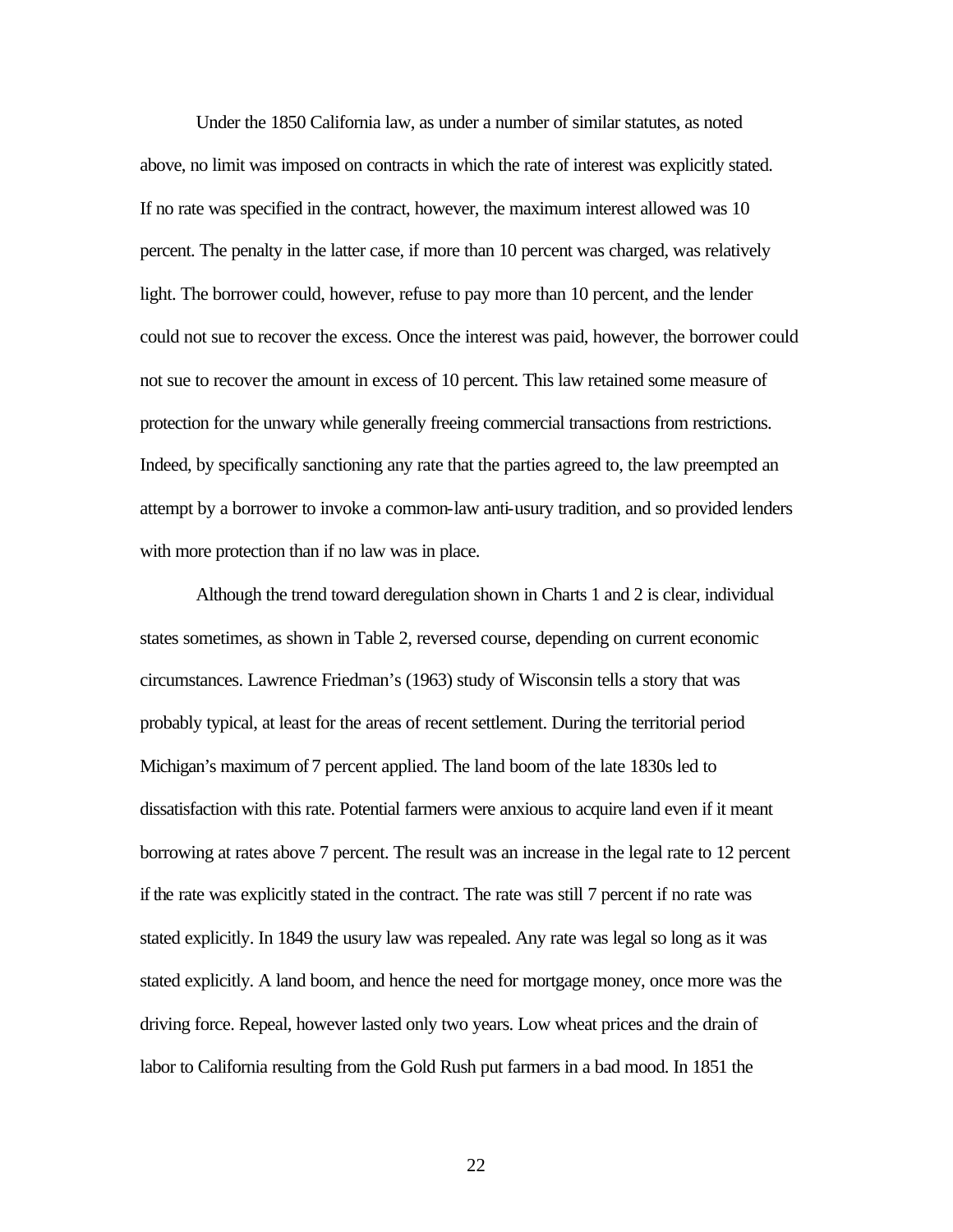Under the 1850 California law, as under a number of similar statutes, as noted above, no limit was imposed on contracts in which the rate of interest was explicitly stated. If no rate was specified in the contract, however, the maximum interest allowed was 10 percent. The penalty in the latter case, if more than 10 percent was charged, was relatively light. The borrower could, however, refuse to pay more than 10 percent, and the lender could not sue to recover the excess. Once the interest was paid, however, the borrower could not sue to recover the amount in excess of 10 percent. This law retained some measure of protection for the unwary while generally freeing commercial transactions from restrictions. Indeed, by specifically sanctioning any rate that the parties agreed to, the law preempted an attempt by a borrower to invoke a common-law anti-usury tradition, and so provided lenders with more protection than if no law was in place.

Although the trend toward deregulation shown in Charts 1 and 2 is clear, individual states sometimes, as shown in Table 2, reversed course, depending on current economic circumstances. Lawrence Friedman's (1963) study of Wisconsin tells a story that was probably typical, at least for the areas of recent settlement. During the territorial period Michigan's maximum of 7 percent applied. The land boom of the late 1830s led to dissatisfaction with this rate. Potential farmers were anxious to acquire land even if it meant borrowing at rates above 7 percent. The result was an increase in the legal rate to 12 percent if the rate was explicitly stated in the contract. The rate was still 7 percent if no rate was stated explicitly. In 1849 the usury law was repealed. Any rate was legal so long as it was stated explicitly. A land boom, and hence the need for mortgage money, once more was the driving force. Repeal, however lasted only two years. Low wheat prices and the drain of labor to California resulting from the Gold Rush put farmers in a bad mood. In 1851 the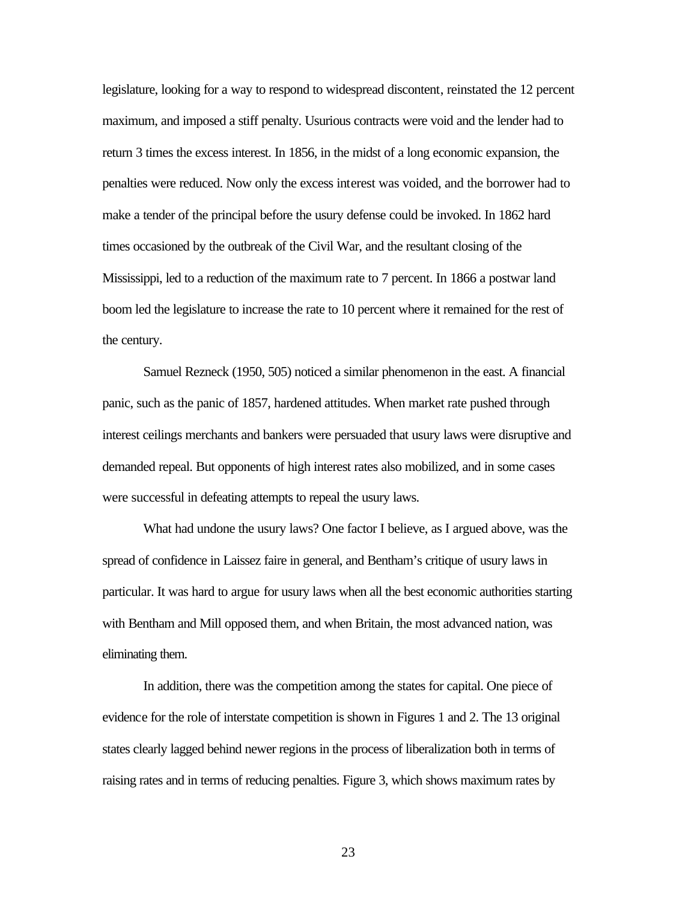legislature, looking for a way to respond to widespread discontent, reinstated the 12 percent maximum, and imposed a stiff penalty. Usurious contracts were void and the lender had to return 3 times the excess interest. In 1856, in the midst of a long economic expansion, the penalties were reduced. Now only the excess interest was voided, and the borrower had to make a tender of the principal before the usury defense could be invoked. In 1862 hard times occasioned by the outbreak of the Civil War, and the resultant closing of the Mississippi, led to a reduction of the maximum rate to 7 percent. In 1866 a postwar land boom led the legislature to increase the rate to 10 percent where it remained for the rest of the century.

Samuel Rezneck (1950, 505) noticed a similar phenomenon in the east. A financial panic, such as the panic of 1857, hardened attitudes. When market rate pushed through interest ceilings merchants and bankers were persuaded that usury laws were disruptive and demanded repeal. But opponents of high interest rates also mobilized, and in some cases were successful in defeating attempts to repeal the usury laws.

What had undone the usury laws? One factor I believe, as I argued above, was the spread of confidence in Laissez faire in general, and Bentham's critique of usury laws in particular. It was hard to argue for usury laws when all the best economic authorities starting with Bentham and Mill opposed them, and when Britain, the most advanced nation, was eliminating them.

In addition, there was the competition among the states for capital. One piece of evidence for the role of interstate competition is shown in Figures 1 and 2. The 13 original states clearly lagged behind newer regions in the process of liberalization both in terms of raising rates and in terms of reducing penalties. Figure 3, which shows maximum rates by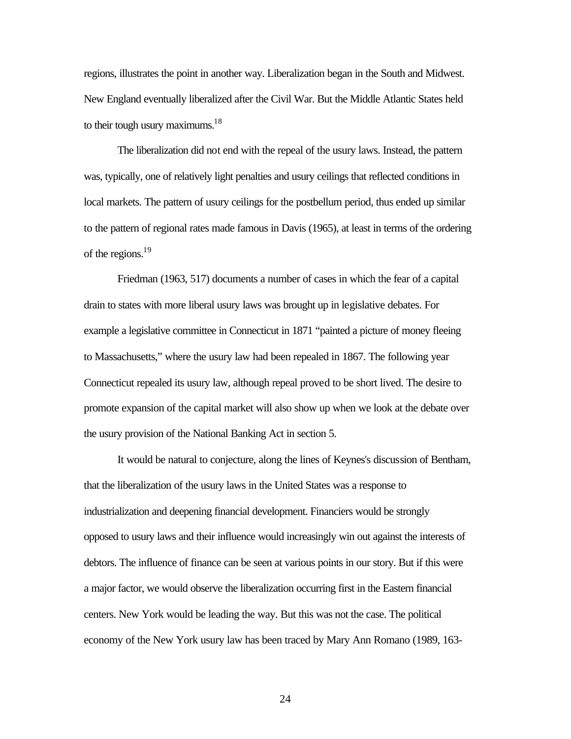regions, illustrates the point in another way. Liberalization began in the South and Midwest. New England eventually liberalized after the Civil War. But the Middle Atlantic States held to their tough usury maximums.[18]

The liberalization did not end with the repeal of the usury laws. Instead, the pattern was, typically, one of relatively light penalties and usury ceilings that reflected conditions in local markets. The pattern of usury ceilings for the postbellum period, thus ended up similar to the pattern of regional rates made famous in Davis (1965), at least in terms of the ordering of the regions.[19]

Friedman (1963, 517) documents a number of cases in which the fear of a capital drain to states with more liberal usury laws was brought up in legislative debates. For example a legislative committee in Connecticut in 1871 "painted a picture of money fleeing to Massachusetts," where the usury law had been repealed in 1867. The following year Connecticut repealed its usury law, although repeal proved to be short lived. The desire to promote expansion of the capital market will also show up when we look at the debate over the usury provision of the National Banking Act in section 5.

It would be natural to conjecture, along the lines of Keynes's discussion of Bentham, that the liberalization of the usury laws in the United States was a response to industrialization and deepening financial development. Financiers would be strongly opposed to usury laws and their influence would increasingly win out against the interests of debtors. The influence of finance can be seen at various points in our story. But if this were a major factor, we would observe the liberalization occurring first in the Eastern financial centers. New York would be leading the way. But this was not the case. The political economy of the New York usury law has been traced by Mary Ann Romano (1989, 163-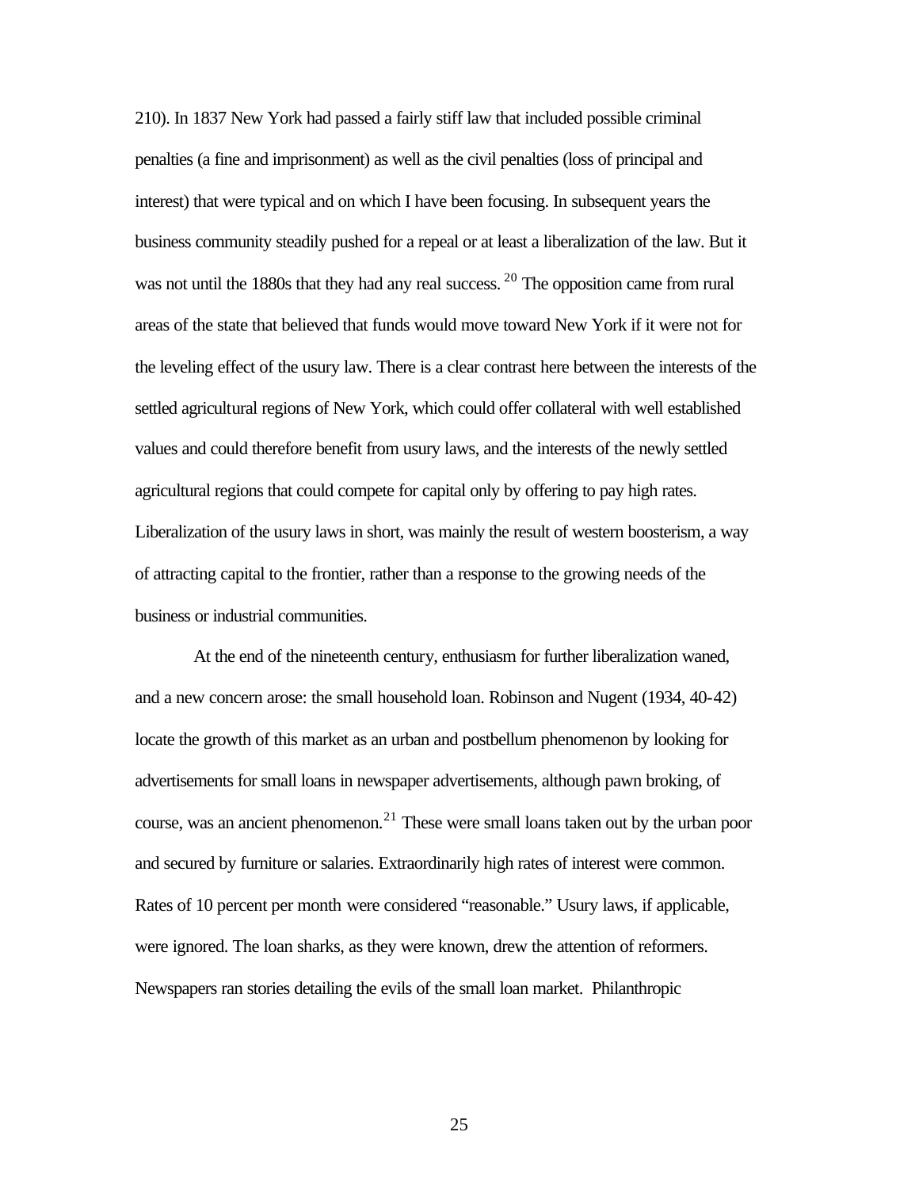210). In 1837 New York had passed a fairly stiff law that included possible criminal penalties (a fine and imprisonment) as well as the civil penalties (loss of principal and interest) that were typical and on which I have been focusing. In subsequent years the business community steadily pushed for a repeal or at least a liberalization of the law. But it was not until the 1880s that they had any real success. [20] The opposition came from rural areas of the state that believed that funds would move toward New York if it were not for the leveling effect of the usury law. There is a clear contrast here between the interests of the settled agricultural regions of New York, which could offer collateral with well established values and could therefore benefit from usury laws, and the interests of the newly settled agricultural regions that could compete for capital only by offering to pay high rates. Liberalization of the usury laws in short, was mainly the result of western boosterism, a way of attracting capital to the frontier, rather than a response to the growing needs of the business or industrial communities.

At the end of the nineteenth century, enthusiasm for further liberalization waned, and a new concern arose: the small household loan. Robinson and Nugent (1934, 40-42) locate the growth of this market as an urban and postbellum phenomenon by looking for advertisements for small loans in newspaper advertisements, although pawn broking, of course, was an ancient phenomenon.[21] These were small loans taken out by the urban poor and secured by furniture or salaries. Extraordinarily high rates of interest were common. Rates of 10 percent per month were considered "reasonable." Usury laws, if applicable, were ignored. The loan sharks, as they were known, drew the attention of reformers. Newspapers ran stories detailing the evils of the small loan market. Philanthropic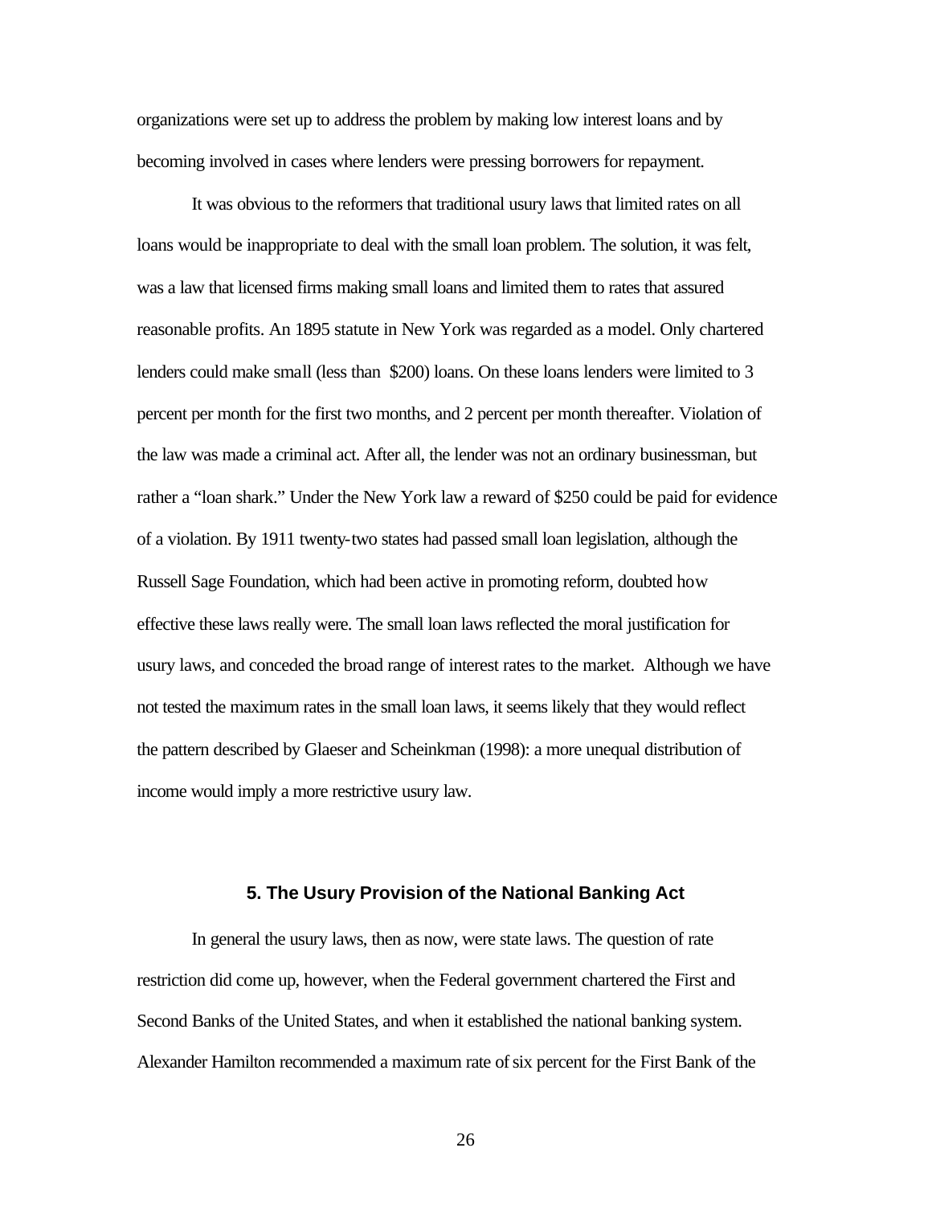organizations were set up to address the problem by making low interest loans and by becoming involved in cases where lenders were pressing borrowers for repayment.

It was obvious to the reformers that traditional usury laws that limited rates on all loans would be inappropriate to deal with the small loan problem. The solution, it was felt, was a law that licensed firms making small loans and limited them to rates that assured reasonable profits. An 1895 statute in New York was regarded as a model. Only chartered lenders could make small (less than $200) loans. On these loans lenders were limited to 3 percent per month for the first two months, and 2 percent per month thereafter. Violation of the law was made a criminal act. After all, the lender was not an ordinary businessman, but rather a "loan shark." Under the New York law a reward of $250 could be paid for evidence of a violation. By 1911 twenty-two states had passed small loan legislation, although the Russell Sage Foundation, which had been active in promoting reform, doubted how effective these laws really were. The small loan laws reflected the moral justification for usury laws, and conceded the broad range of interest rates to the market. Although we have not tested the maximum rates in the small loan laws, it seems likely that they would reflect the pattern described by Glaeser and Scheinkman (1998): a more unequal distribution of income would imply a more restrictive usury law.

## 5. The Usury Provision of the National Banking Act

In general the usury laws, then as now, were state laws. The question of rate restriction did come up, however, when the Federal government chartered the First and Second Banks of the United States, and when it established the national banking system. Alexander Hamilton recommended a maximum rate of six percent for the First Bank of the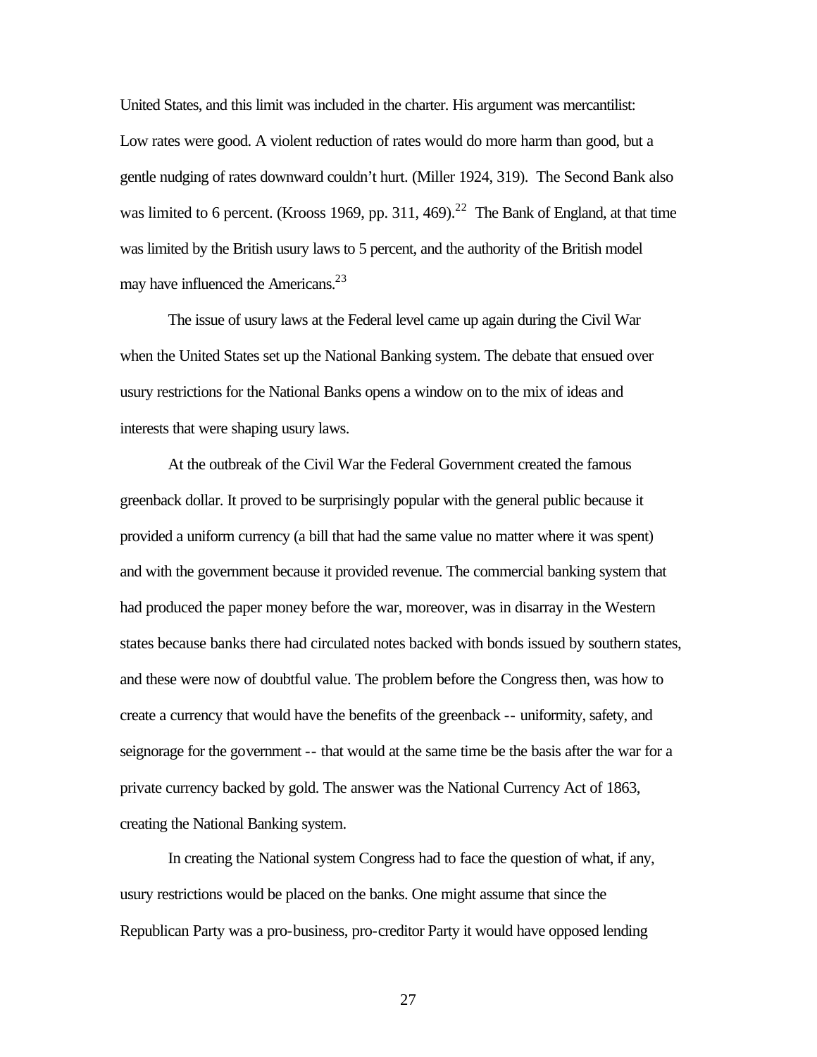United States, and this limit was included in the charter. His argument was mercantilist: Low rates were good. A violent reduction of rates would do more harm than good, but a gentle nudging of rates downward couldn't hurt. (Miller 1924, 319). The Second Bank also was limited to 6 percent. (Krooss 1969, pp. 311, 469).[22] The Bank of England, at that time was limited by the British usury laws to 5 percent, and the authority of the British model may have influenced the Americans.[23]

The issue of usury laws at the Federal level came up again during the Civil War when the United States set up the National Banking system. The debate that ensued over usury restrictions for the National Banks opens a window on to the mix of ideas and interests that were shaping usury laws.

At the outbreak of the Civil War the Federal Government created the famous greenback dollar. It proved to be surprisingly popular with the general public because it provided a uniform currency (a bill that had the same value no matter where it was spent) and with the government because it provided revenue. The commercial banking system that had produced the paper money before the war, moreover, was in disarray in the Western states because banks there had circulated notes backed with bonds issued by southern states, and these were now of doubtful value. The problem before the Congress then, was how to create a currency that would have the benefits of the greenback -- uniformity, safety, and seignorage for the government -- that would at the same time be the basis after the war for a private currency backed by gold. The answer was the National Currency Act of 1863, creating the National Banking system.

In creating the National system Congress had to face the question of what, if any, usury restrictions would be placed on the banks. One might assume that since the Republican Party was a pro-business, pro-creditor Party it would have opposed lending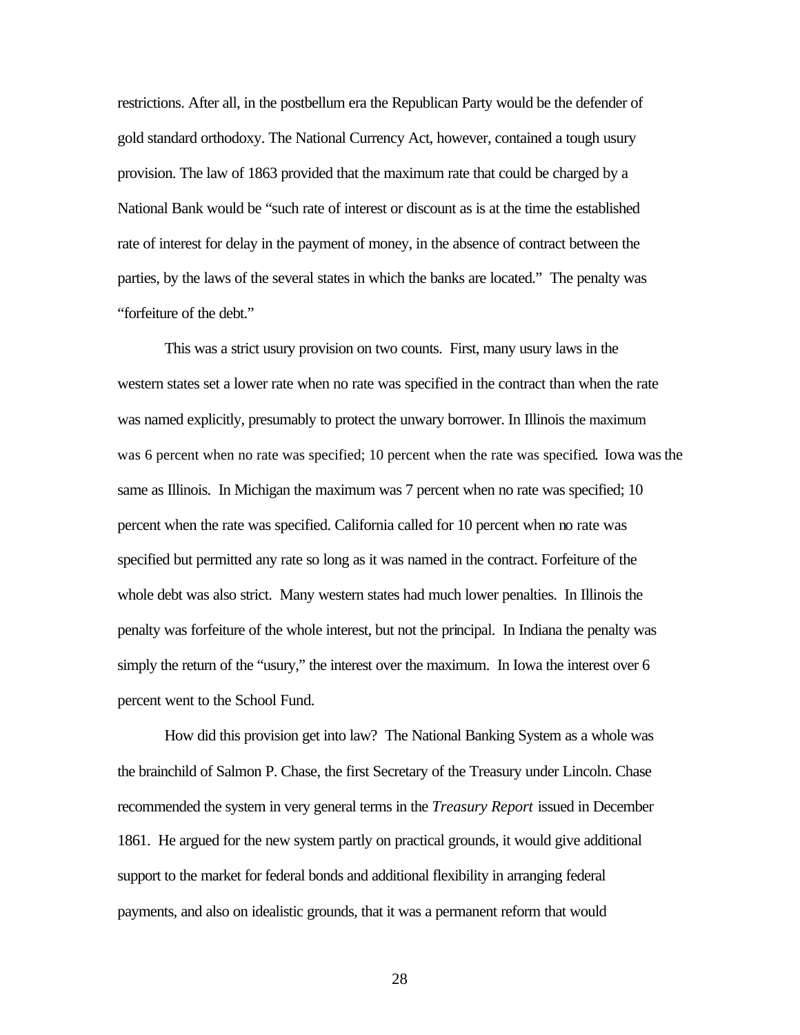restrictions. After all, in the postbellum era the Republican Party would be the defender of gold standard orthodoxy. The National Currency Act, however, contained a tough usury provision. The law of 1863 provided that the maximum rate that could be charged by a National Bank would be "such rate of interest or discount as is at the time the established rate of interest for delay in the payment of money, in the absence of contract between the parties, by the laws of the several states in which the banks are located." The penalty was "forfeiture of the debt."

This was a strict usury provision on two counts. First, many usury laws in the western states set a lower rate when no rate was specified in the contract than when the rate was named explicitly, presumably to protect the unwary borrower. In Illinois the maximum was 6 percent when no rate was specified; 10 percent when the rate was specified. Iowa was the same as Illinois. In Michigan the maximum was 7 percent when no rate was specified; 10 percent when the rate was specified. California called for 10 percent when no rate was specified but permitted any rate so long as it was named in the contract. Forfeiture of the whole debt was also strict. Many western states had much lower penalties. In Illinois the penalty was forfeiture of the whole interest, but not the principal. In Indiana the penalty was simply the return of the "usury," the interest over the maximum. In Iowa the interest over 6 percent went to the School Fund.

How did this provision get into law? The National Banking System as a whole was the brainchild of Salmon P. Chase, the first Secretary of the Treasury under Lincoln. Chase recommended the system in very general terms in the *Treasury Report* issued in December 1861. He argued for the new system partly on practical grounds, it would give additional support to the market for federal bonds and additional flexibility in arranging federal payments, and also on idealistic grounds, that it was a permanent reform that would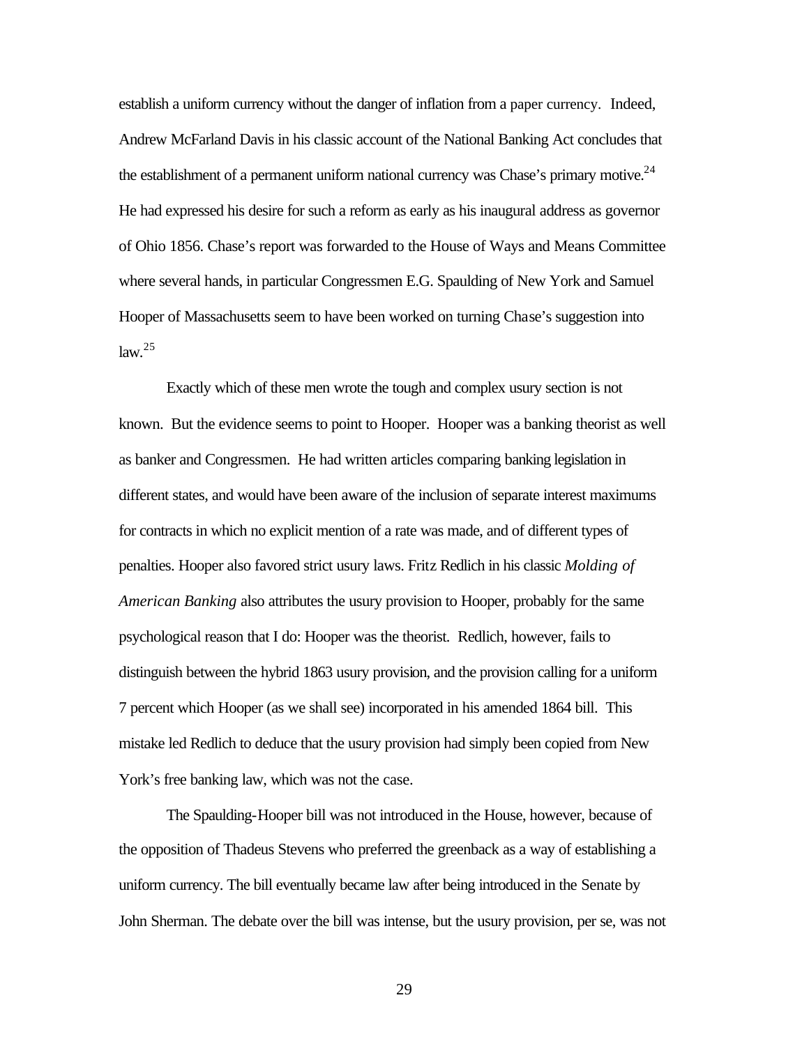establish a uniform currency without the danger of inflation from a paper currency. Indeed, Andrew McFarland Davis in his classic account of the National Banking Act concludes that the establishment of a permanent uniform national currency was Chase's primary motive.[24] He had expressed his desire for such a reform as early as his inaugural address as governor of Ohio 1856. Chase's report was forwarded to the House of Ways and Means Committee where several hands, in particular Congressmen E.G. Spaulding of New York and Samuel Hooper of Massachusetts seem to have been worked on turning Chase's suggestion into law.[25]

Exactly which of these men wrote the tough and complex usury section is not known. But the evidence seems to point to Hooper. Hooper was a banking theorist as well as banker and Congressmen. He had written articles comparing banking legislation in different states, and would have been aware of the inclusion of separate interest maximums for contracts in which no explicit mention of a rate was made, and of different types of penalties. Hooper also favored strict usury laws. Fritz Redlich in his classic *Molding of American Banking* also attributes the usury provision to Hooper, probably for the same psychological reason that I do: Hooper was the theorist. Redlich, however, fails to distinguish between the hybrid 1863 usury provision, and the provision calling for a uniform 7 percent which Hooper (as we shall see) incorporated in his amended 1864 bill. This mistake led Redlich to deduce that the usury provision had simply been copied from New York's free banking law, which was not the case.

The Spaulding-Hooper bill was not introduced in the House, however, because of the opposition of Thadeus Stevens who preferred the greenback as a way of establishing a uniform currency. The bill eventually became law after being introduced in the Senate by John Sherman. The debate over the bill was intense, but the usury provision, per se, was not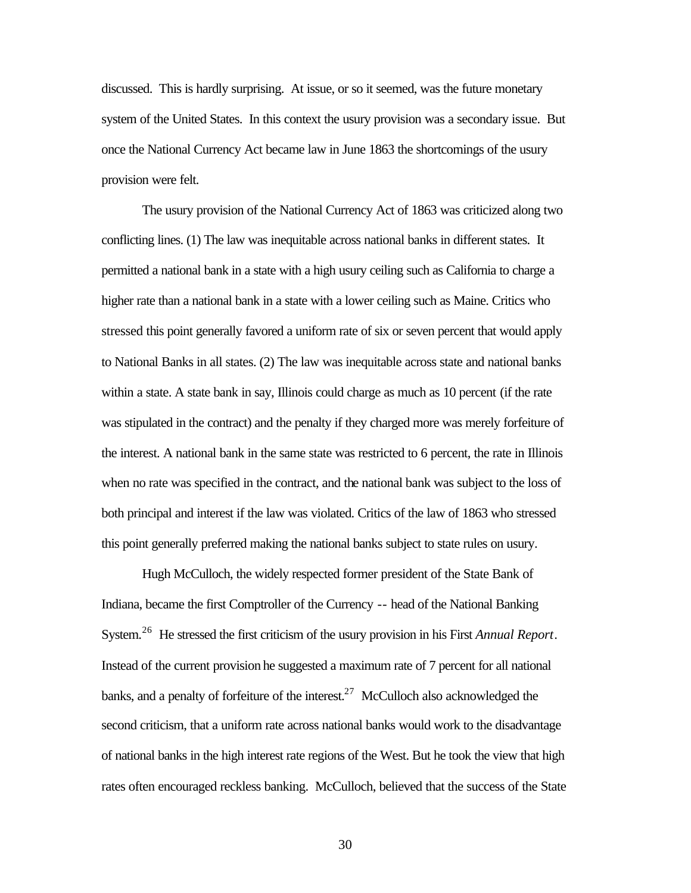discussed. This is hardly surprising. At issue, or so it seemed, was the future monetary system of the United States. In this context the usury provision was a secondary issue. But once the National Currency Act became law in June 1863 the shortcomings of the usury provision were felt.

The usury provision of the National Currency Act of 1863 was criticized along two conflicting lines. (1) The law was inequitable across national banks in different states. It permitted a national bank in a state with a high usury ceiling such as California to charge a higher rate than a national bank in a state with a lower ceiling such as Maine. Critics who stressed this point generally favored a uniform rate of six or seven percent that would apply to National Banks in all states. (2) The law was inequitable across state and national banks within a state. A state bank in say, Illinois could charge as much as 10 percent (if the rate was stipulated in the contract) and the penalty if they charged more was merely forfeiture of the interest. A national bank in the same state was restricted to 6 percent, the rate in Illinois when no rate was specified in the contract, and the national bank was subject to the loss of both principal and interest if the law was violated. Critics of the law of 1863 who stressed this point generally preferred making the national banks subject to state rules on usury.

Hugh McCulloch, the widely respected former president of the State Bank of Indiana, became the first Comptroller of the Currency -- head of the National Banking System.[26] He stressed the first criticism of the usury provision in his First *Annual Report*. Instead of the current provision he suggested a maximum rate of 7 percent for all national banks, and a penalty of forfeiture of the interest.[27] McCulloch also acknowledged the second criticism, that a uniform rate across national banks would work to the disadvantage of national banks in the high interest rate regions of the West. But he took the view that high rates often encouraged reckless banking. McCulloch, believed that the success of the State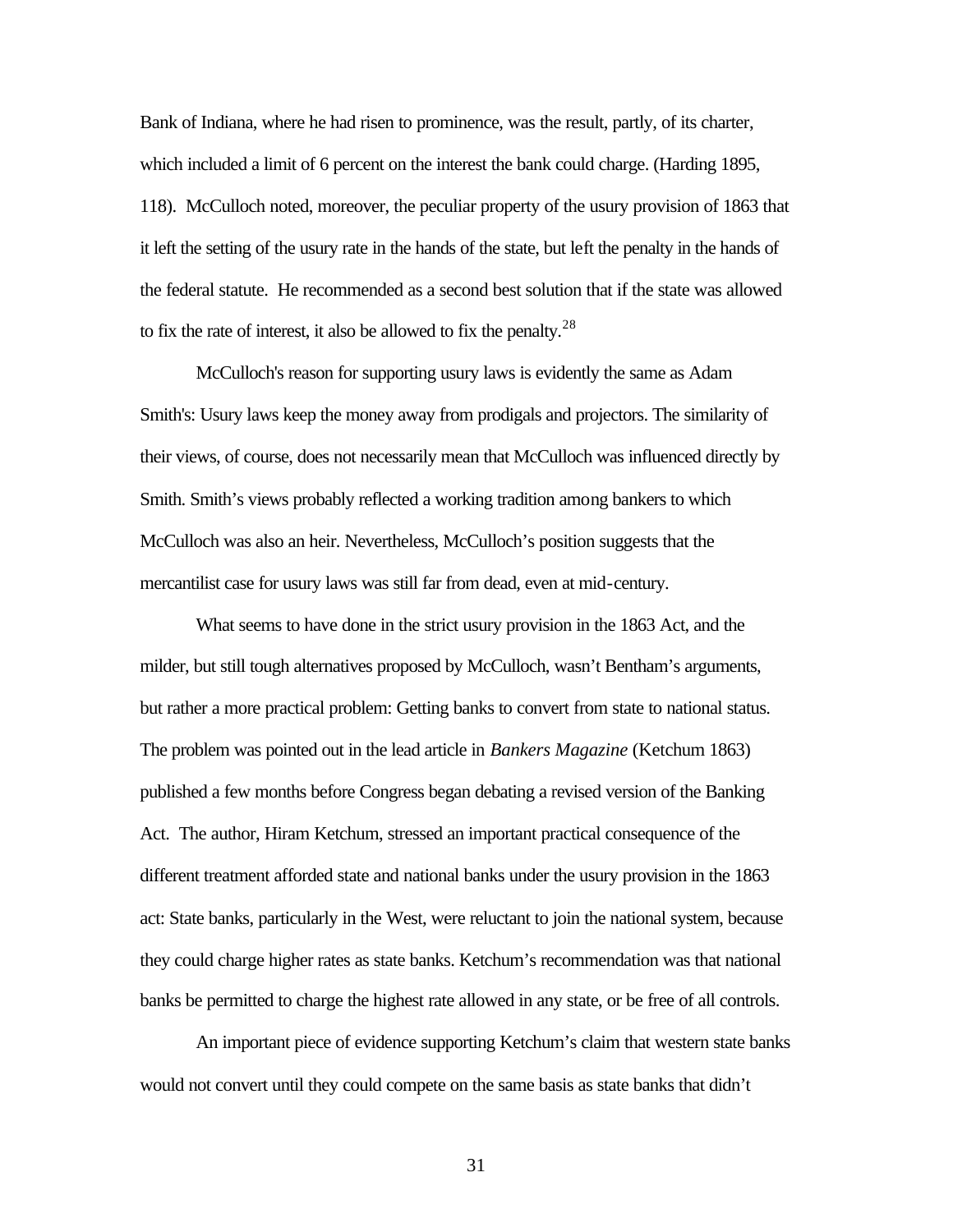Bank of Indiana, where he had risen to prominence, was the result, partly, of its charter, which included a limit of 6 percent on the interest the bank could charge. (Harding 1895, 118). McCulloch noted, moreover, the peculiar property of the usury provision of 1863 that it left the setting of the usury rate in the hands of the state, but left the penalty in the hands of the federal statute. He recommended as a second best solution that if the state was allowed to fix the rate of interest, it also be allowed to fix the penalty.[28]

McCulloch's reason for supporting usury laws is evidently the same as Adam Smith's: Usury laws keep the money away from prodigals and projectors. The similarity of their views, of course, does not necessarily mean that McCulloch was influenced directly by Smith. Smith's views probably reflected a working tradition among bankers to which McCulloch was also an heir. Nevertheless, McCulloch's position suggests that the mercantilist case for usury laws was still far from dead, even at mid-century.

What seems to have done in the strict usury provision in the 1863 Act, and the milder, but still tough alternatives proposed by McCulloch, wasn't Bentham's arguments, but rather a more practical problem: Getting banks to convert from state to national status. The problem was pointed out in the lead article in *Bankers Magazine* (Ketchum 1863) published a few months before Congress began debating a revised version of the Banking Act. The author, Hiram Ketchum, stressed an important practical consequence of the different treatment afforded state and national banks under the usury provision in the 1863 act: State banks, particularly in the West, were reluctant to join the national system, because they could charge higher rates as state banks. Ketchum's recommendation was that national banks be permitted to charge the highest rate allowed in any state, or be free of all controls.

An important piece of evidence supporting Ketchum's claim that western state banks would not convert until they could compete on the same basis as state banks that didn't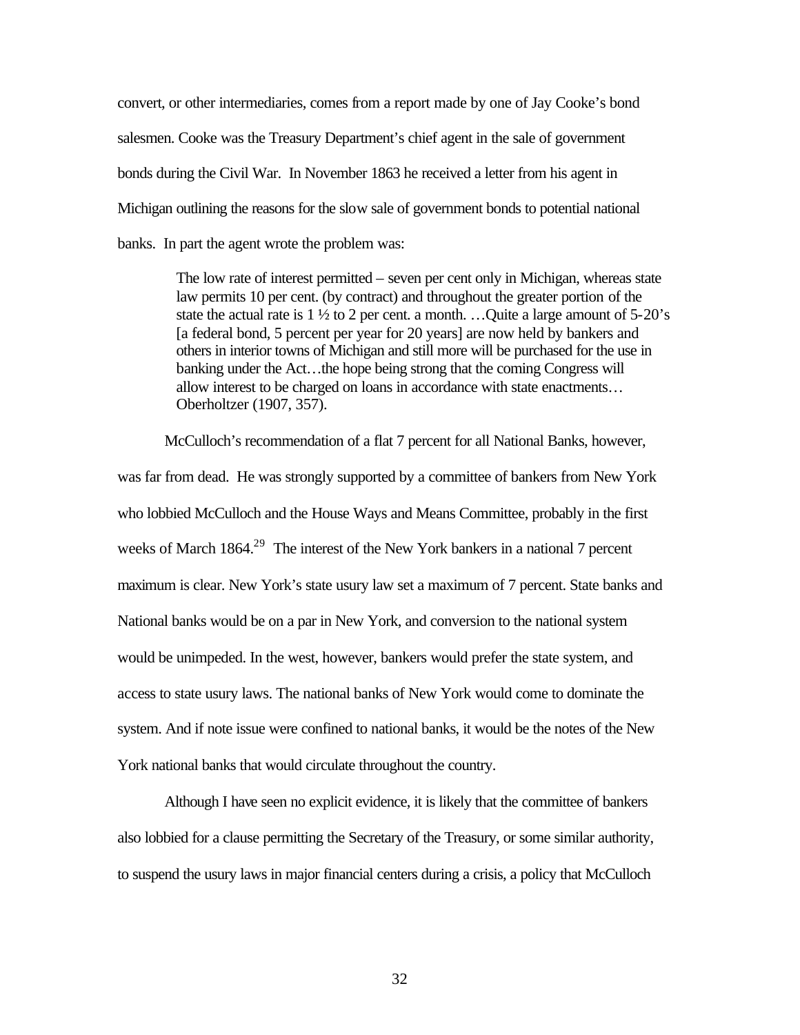convert, or other intermediaries, comes from a report made by one of Jay Cooke's bond salesmen. Cooke was the Treasury Department's chief agent in the sale of government bonds during the Civil War. In November 1863 he received a letter from his agent in Michigan outlining the reasons for the slow sale of government bonds to potential national banks. In part the agent wrote the problem was:

> The low rate of interest permitted – seven per cent only in Michigan, whereas state law permits 10 per cent. (by contract) and throughout the greater portion of the state the actual rate is 1 ½ to 2 per cent. a month. …Quite a large amount of 5-20's [a federal bond, 5 percent per year for 20 years] are now held by bankers and others in interior towns of Michigan and still more will be purchased for the use in banking under the Act…the hope being strong that the coming Congress will allow interest to be charged on loans in accordance with state enactments… Oberholtzer (1907, 357).

McCulloch's recommendation of a flat 7 percent for all National Banks, however, was far from dead. He was strongly supported by a committee of bankers from New York who lobbied McCulloch and the House Ways and Means Committee, probably in the first weeks of March 1864.[29] The interest of the New York bankers in a national 7 percent maximum is clear. New York's state usury law set a maximum of 7 percent. State banks and National banks would be on a par in New York, and conversion to the national system would be unimpeded. In the west, however, bankers would prefer the state system, and access to state usury laws. The national banks of New York would come to dominate the system. And if note issue were confined to national banks, it would be the notes of the New York national banks that would circulate throughout the country.

Although I have seen no explicit evidence, it is likely that the committee of bankers also lobbied for a clause permitting the Secretary of the Treasury, or some similar authority, to suspend the usury laws in major financial centers during a crisis, a policy that McCulloch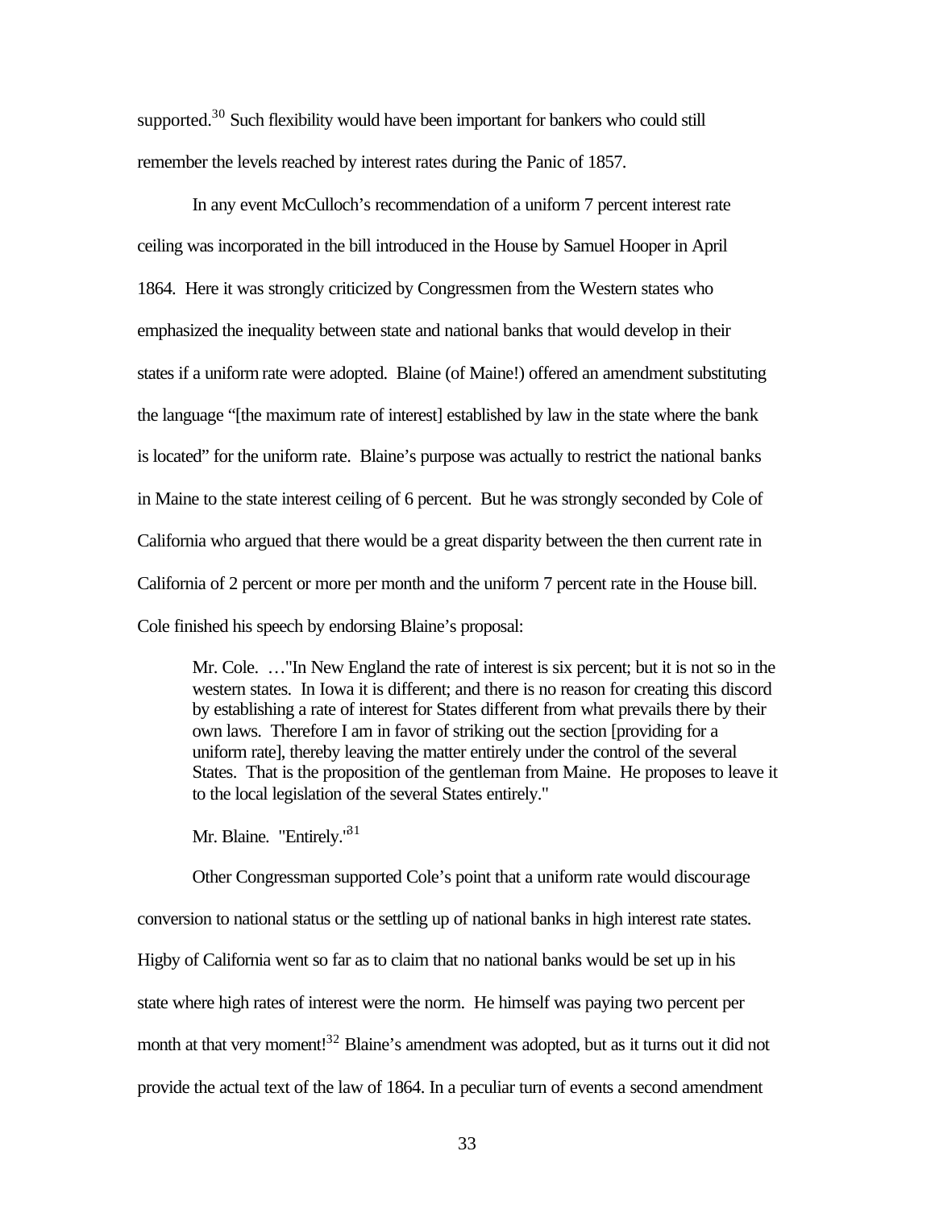supported.[30] Such flexibility would have been important for bankers who could still remember the levels reached by interest rates during the Panic of 1857.

In any event McCulloch's recommendation of a uniform 7 percent interest rate ceiling was incorporated in the bill introduced in the House by Samuel Hooper in April 1864. Here it was strongly criticized by Congressmen from the Western states who emphasized the inequality between state and national banks that would develop in their states if a uniform rate were adopted. Blaine (of Maine!) offered an amendment substituting the language "[the maximum rate of interest] established by law in the state where the bank is located" for the uniform rate. Blaine's purpose was actually to restrict the national banks in Maine to the state interest ceiling of 6 percent. But he was strongly seconded by Cole of California who argued that there would be a great disparity between the then current rate in California of 2 percent or more per month and the uniform 7 percent rate in the House bill. Cole finished his speech by endorsing Blaine's proposal:

> Mr. Cole. …"In New England the rate of interest is six percent; but it is not so in the western states. In Iowa it is different; and there is no reason for creating this discord by establishing a rate of interest for States different from what prevails there by their own laws. Therefore I am in favor of striking out the section [providing for a uniform rate], thereby leaving the matter entirely under the control of the several States. That is the proposition of the gentleman from Maine. He proposes to leave it to the local legislation of the several States entirely."
>
> Mr. Blaine. "Entirely."[31]

Other Congressman supported Cole's point that a uniform rate would discourage conversion to national status or the settling up of national banks in high interest rate states. Higby of California went so far as to claim that no national banks would be set up in his state where high rates of interest were the norm. He himself was paying two percent per month at that very moment![32] Blaine's amendment was adopted, but as it turns out it did not provide the actual text of the law of 1864. In a peculiar turn of events a second amendment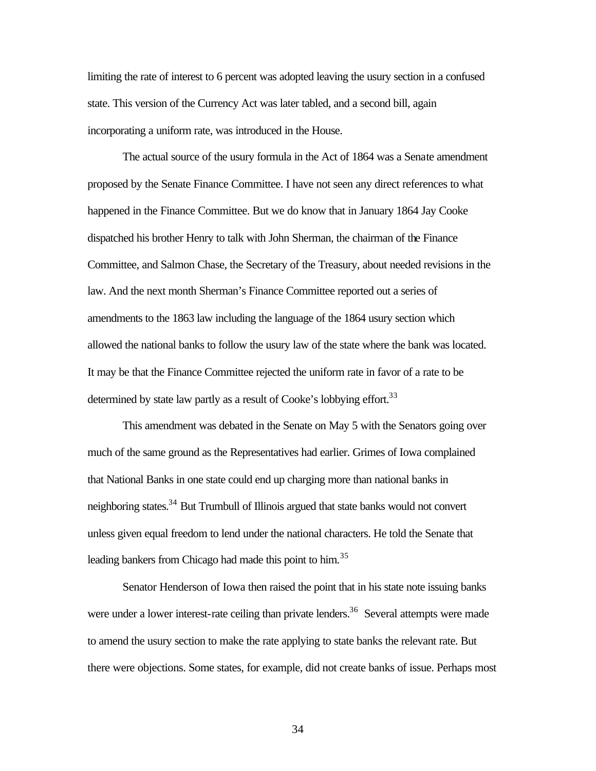limiting the rate of interest to 6 percent was adopted leaving the usury section in a confused state. This version of the Currency Act was later tabled, and a second bill, again incorporating a uniform rate, was introduced in the House.

The actual source of the usury formula in the Act of 1864 was a Senate amendment proposed by the Senate Finance Committee. I have not seen any direct references to what happened in the Finance Committee. But we do know that in January 1864 Jay Cooke dispatched his brother Henry to talk with John Sherman, the chairman of the Finance Committee, and Salmon Chase, the Secretary of the Treasury, about needed revisions in the law. And the next month Sherman's Finance Committee reported out a series of amendments to the 1863 law including the language of the 1864 usury section which allowed the national banks to follow the usury law of the state where the bank was located. It may be that the Finance Committee rejected the uniform rate in favor of a rate to be determined by state law partly as a result of Cooke's lobbying effort.[33]

This amendment was debated in the Senate on May 5 with the Senators going over much of the same ground as the Representatives had earlier. Grimes of Iowa complained that National Banks in one state could end up charging more than national banks in neighboring states.[34] But Trumbull of Illinois argued that state banks would not convert unless given equal freedom to lend under the national characters. He told the Senate that leading bankers from Chicago had made this point to him.[35]

Senator Henderson of Iowa then raised the point that in his state note issuing banks were under a lower interest-rate ceiling than private lenders.[36] Several attempts were made to amend the usury section to make the rate applying to state banks the relevant rate. But there were objections. Some states, for example, did not create banks of issue. Perhaps most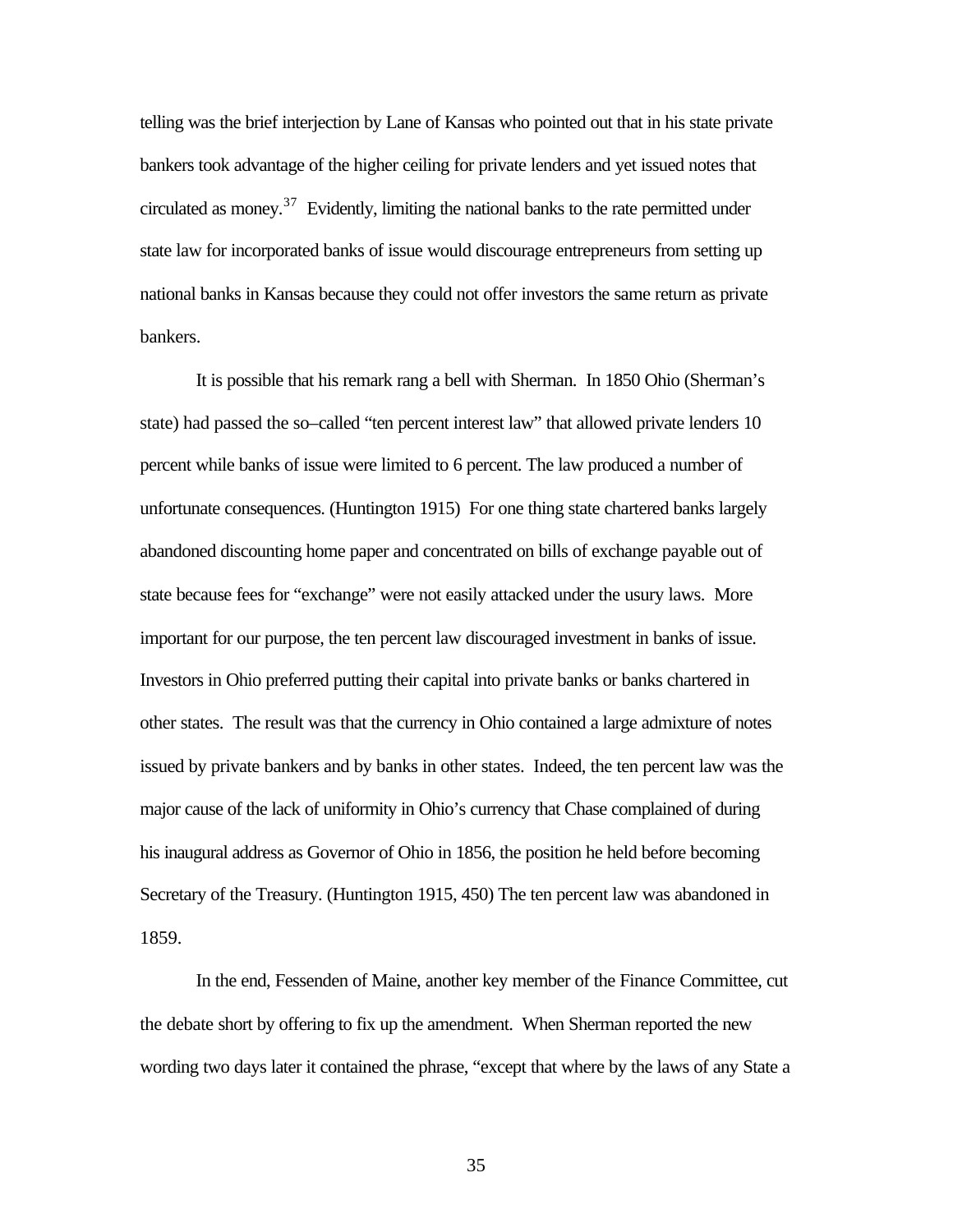telling was the brief interjection by Lane of Kansas who pointed out that in his state private bankers took advantage of the higher ceiling for private lenders and yet issued notes that circulated as money.[37] Evidently, limiting the national banks to the rate permitted under state law for incorporated banks of issue would discourage entrepreneurs from setting up national banks in Kansas because they could not offer investors the same return as private bankers.

It is possible that his remark rang a bell with Sherman. In 1850 Ohio (Sherman's state) had passed the so–called "ten percent interest law" that allowed private lenders 10 percent while banks of issue were limited to 6 percent. The law produced a number of unfortunate consequences. (Huntington 1915) For one thing state chartered banks largely abandoned discounting home paper and concentrated on bills of exchange payable out of state because fees for "exchange" were not easily attacked under the usury laws. More important for our purpose, the ten percent law discouraged investment in banks of issue. Investors in Ohio preferred putting their capital into private banks or banks chartered in other states. The result was that the currency in Ohio contained a large admixture of notes issued by private bankers and by banks in other states. Indeed, the ten percent law was the major cause of the lack of uniformity in Ohio's currency that Chase complained of during his inaugural address as Governor of Ohio in 1856, the position he held before becoming Secretary of the Treasury. (Huntington 1915, 450) The ten percent law was abandoned in 1859.

In the end, Fessenden of Maine, another key member of the Finance Committee, cut the debate short by offering to fix up the amendment. When Sherman reported the new wording two days later it contained the phrase, "except that where by the laws of any State a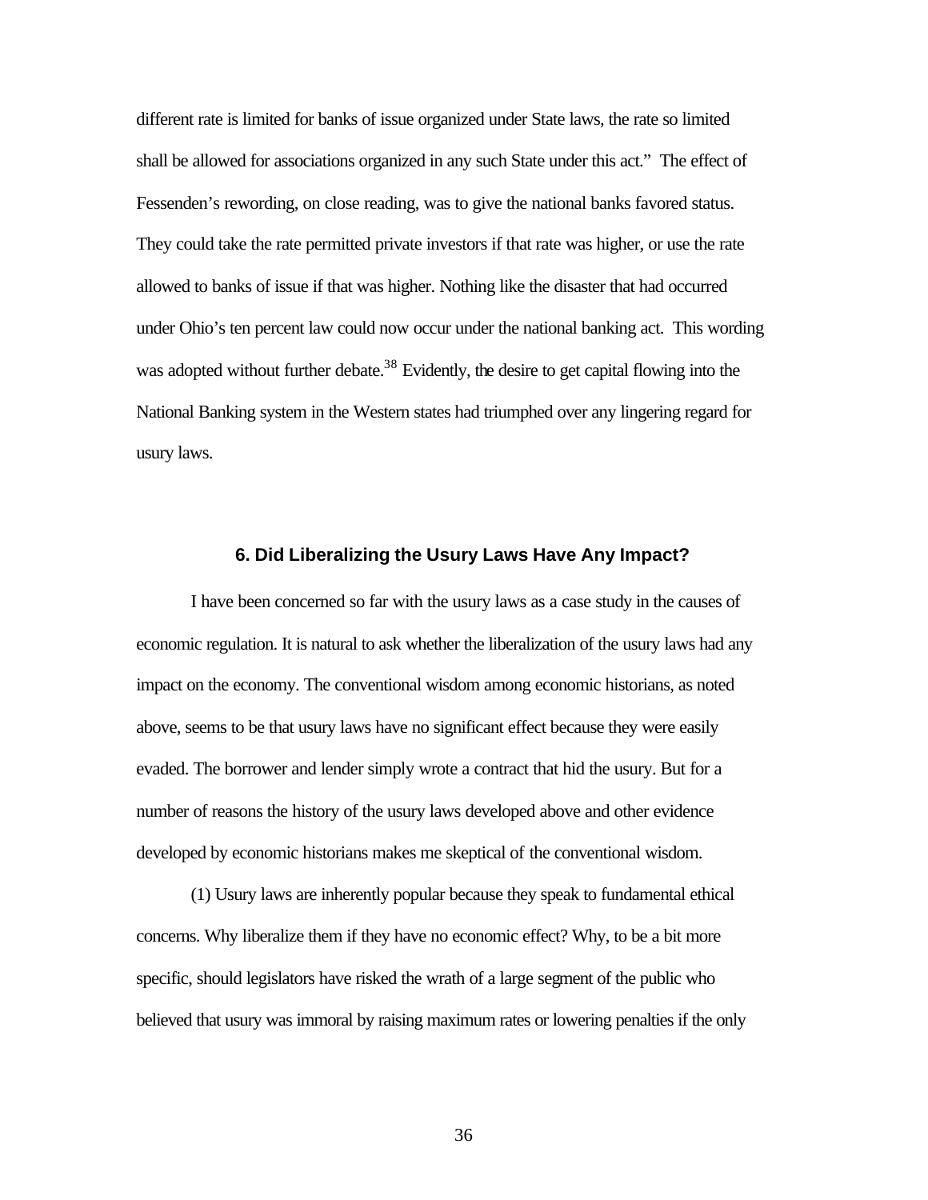different rate is limited for banks of issue organized under State laws, the rate so limited shall be allowed for associations organized in any such State under this act." The effect of Fessenden's rewording, on close reading, was to give the national banks favored status. They could take the rate permitted private investors if that rate was higher, or use the rate allowed to banks of issue if that was higher. Nothing like the disaster that had occurred under Ohio's ten percent law could now occur under the national banking act. This wording was adopted without further debate.[38] Evidently, the desire to get capital flowing into the National Banking system in the Western states had triumphed over any lingering regard for usury laws.

### 6. Did Liberalizing the Usury Laws Have Any Impact?

I have been concerned so far with the usury laws as a case study in the causes of economic regulation. It is natural to ask whether the liberalization of the usury laws had any impact on the economy. The conventional wisdom among economic historians, as noted above, seems to be that usury laws have no significant effect because they were easily evaded. The borrower and lender simply wrote a contract that hid the usury. But for a number of reasons the history of the usury laws developed above and other evidence developed by economic historians makes me skeptical of the conventional wisdom.

(1) Usury laws are inherently popular because they speak to fundamental ethical concerns. Why liberalize them if they have no economic effect? Why, to be a bit more specific, should legislators have risked the wrath of a large segment of the public who believed that usury was immoral by raising maximum rates or lowering penalties if the only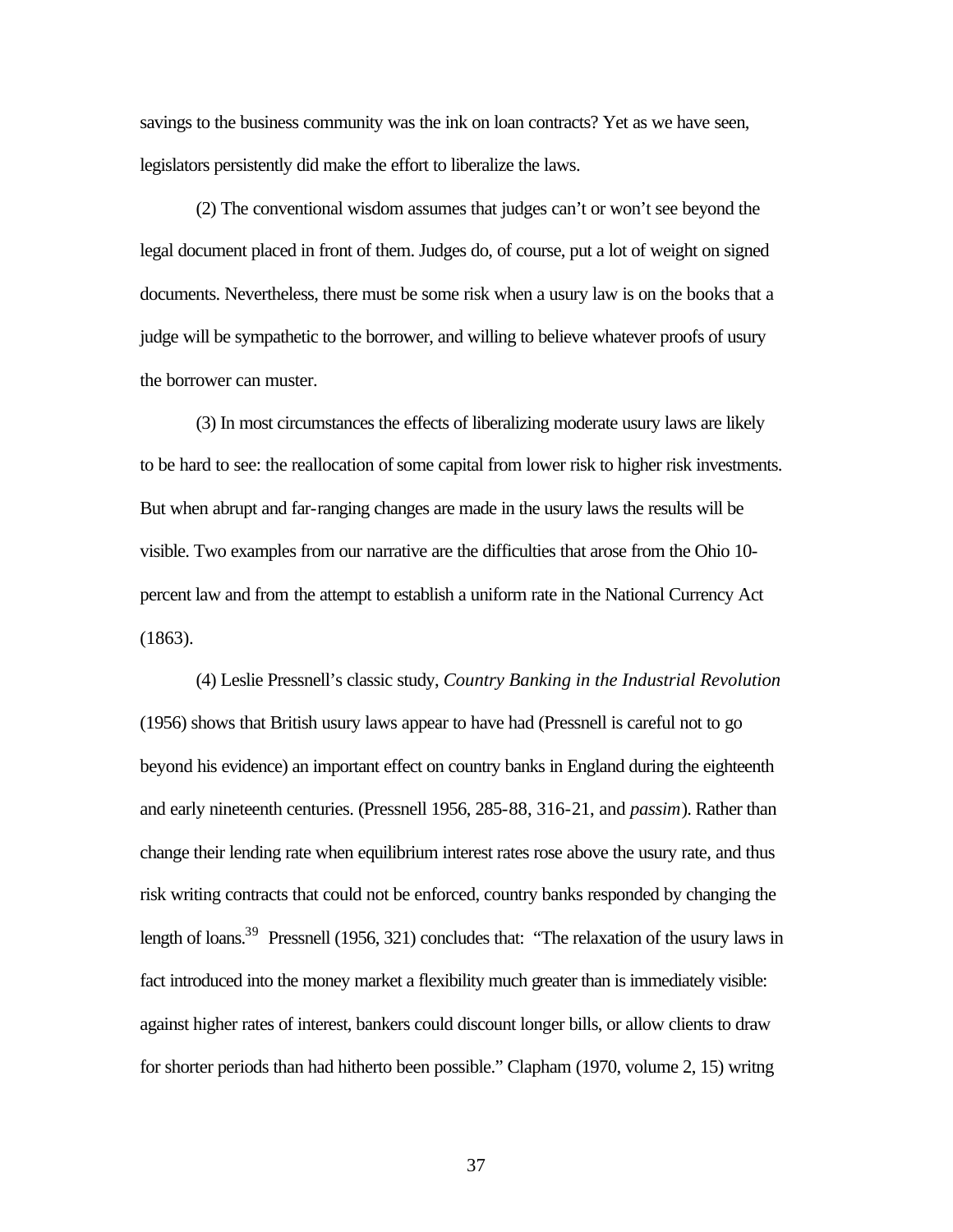savings to the business community was the ink on loan contracts? Yet as we have seen, legislators persistently did make the effort to liberalize the laws.

(2) The conventional wisdom assumes that judges can't or won't see beyond the legal document placed in front of them. Judges do, of course, put a lot of weight on signed documents. Nevertheless, there must be some risk when a usury law is on the books that a judge will be sympathetic to the borrower, and willing to believe whatever proofs of usury the borrower can muster.

(3) In most circumstances the effects of liberalizing moderate usury laws are likely to be hard to see: the reallocation of some capital from lower risk to higher risk investments. But when abrupt and far-ranging changes are made in the usury laws the results will be visible. Two examples from our narrative are the difficulties that arose from the Ohio 10-percent law and from the attempt to establish a uniform rate in the National Currency Act (1863).

(4) Leslie Pressnell's classic study, *Country Banking in the Industrial Revolution* (1956) shows that British usury laws appear to have had (Pressnell is careful not to go beyond his evidence) an important effect on country banks in England during the eighteenth and early nineteenth centuries. (Pressnell 1956, 285-88, 316-21, and *passim*). Rather than change their lending rate when equilibrium interest rates rose above the usury rate, and thus risk writing contracts that could not be enforced, country banks responded by changing the length of loans.[39] Pressnell (1956, 321) concludes that: "The relaxation of the usury laws in fact introduced into the money market a flexibility much greater than is immediately visible: against higher rates of interest, bankers could discount longer bills, or allow clients to draw for shorter periods than had hitherto been possible." Clapham (1970, volume 2, 15) writng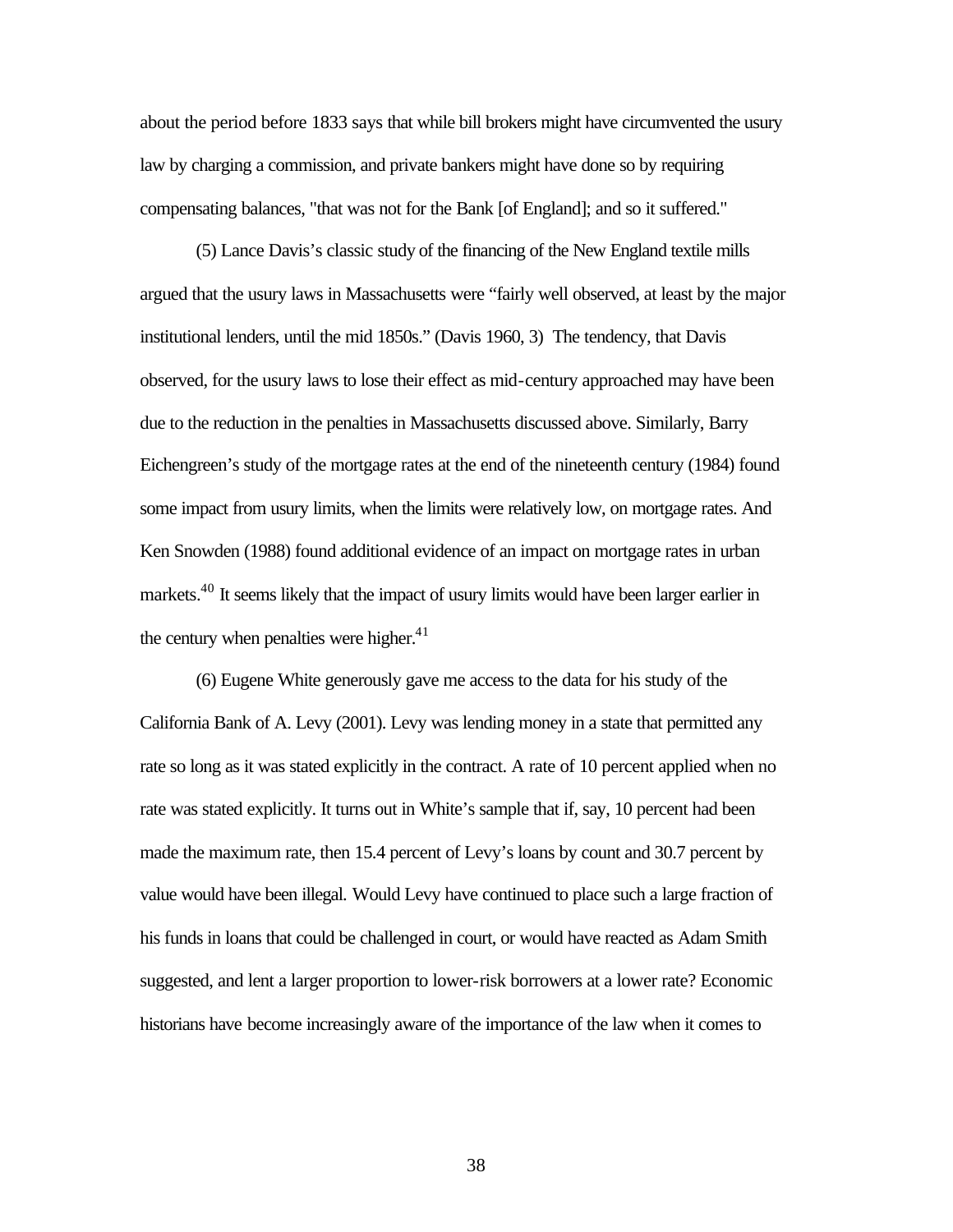about the period before 1833 says that while bill brokers might have circumvented the usury law by charging a commission, and private bankers might have done so by requiring compensating balances, "that was not for the Bank [of England]; and so it suffered."

(5) Lance Davis's classic study of the financing of the New England textile mills argued that the usury laws in Massachusetts were "fairly well observed, at least by the major institutional lenders, until the mid 1850s." (Davis 1960, 3) The tendency, that Davis observed, for the usury laws to lose their effect as mid-century approached may have been due to the reduction in the penalties in Massachusetts discussed above. Similarly, Barry Eichengreen's study of the mortgage rates at the end of the nineteenth century (1984) found some impact from usury limits, when the limits were relatively low, on mortgage rates. And Ken Snowden (1988) found additional evidence of an impact on mortgage rates in urban markets.[40] It seems likely that the impact of usury limits would have been larger earlier in the century when penalties were higher.[41]

(6) Eugene White generously gave me access to the data for his study of the California Bank of A. Levy (2001). Levy was lending money in a state that permitted any rate so long as it was stated explicitly in the contract. A rate of 10 percent applied when no rate was stated explicitly. It turns out in White's sample that if, say, 10 percent had been made the maximum rate, then 15.4 percent of Levy's loans by count and 30.7 percent by value would have been illegal. Would Levy have continued to place such a large fraction of his funds in loans that could be challenged in court, or would have reacted as Adam Smith suggested, and lent a larger proportion to lower-risk borrowers at a lower rate? Economic historians have become increasingly aware of the importance of the law when it comes to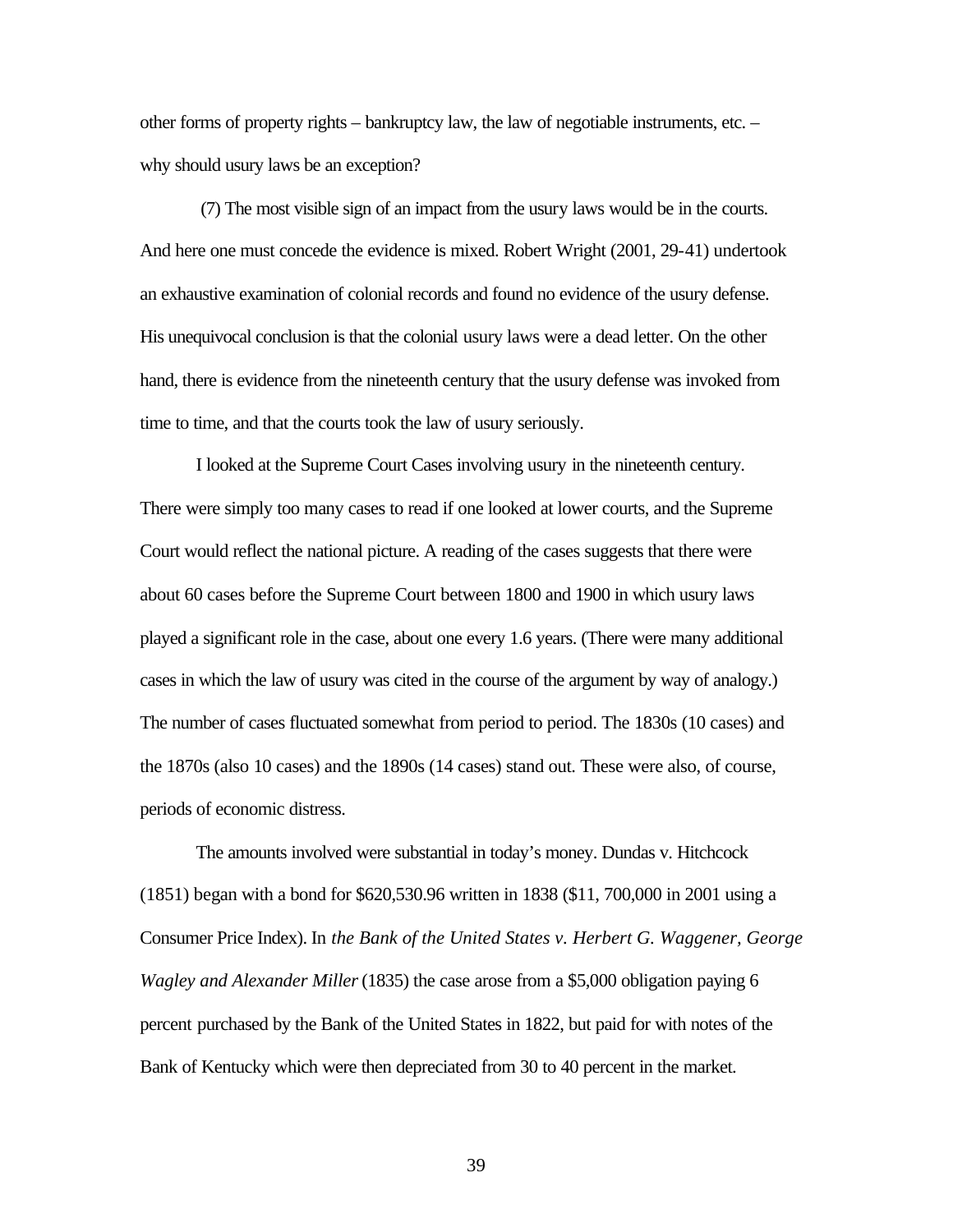other forms of property rights – bankruptcy law, the law of negotiable instruments, etc. – why should usury laws be an exception?

(7) The most visible sign of an impact from the usury laws would be in the courts. And here one must concede the evidence is mixed. Robert Wright (2001, 29-41) undertook an exhaustive examination of colonial records and found no evidence of the usury defense. His unequivocal conclusion is that the colonial usury laws were a dead letter. On the other hand, there is evidence from the nineteenth century that the usury defense was invoked from time to time, and that the courts took the law of usury seriously.

I looked at the Supreme Court Cases involving usury in the nineteenth century. There were simply too many cases to read if one looked at lower courts, and the Supreme Court would reflect the national picture. A reading of the cases suggests that there were about 60 cases before the Supreme Court between 1800 and 1900 in which usury laws played a significant role in the case, about one every 1.6 years. (There were many additional cases in which the law of usury was cited in the course of the argument by way of analogy.) The number of cases fluctuated somewhat from period to period. The 1830s (10 cases) and the 1870s (also 10 cases) and the 1890s (14 cases) stand out. These were also, of course, periods of economic distress.

The amounts involved were substantial in today's money. Dundas v. Hitchcock (1851) began with a bond for $620,530.96 written in 1838 ($11, 700,000 in 2001 using a Consumer Price Index). In *the Bank of the United States v. Herbert G. Waggener, George Wagley and Alexander Miller* (1835) the case arose from a $5,000 obligation paying 6 percent purchased by the Bank of the United States in 1822, but paid for with notes of the Bank of Kentucky which were then depreciated from 30 to 40 percent in the market.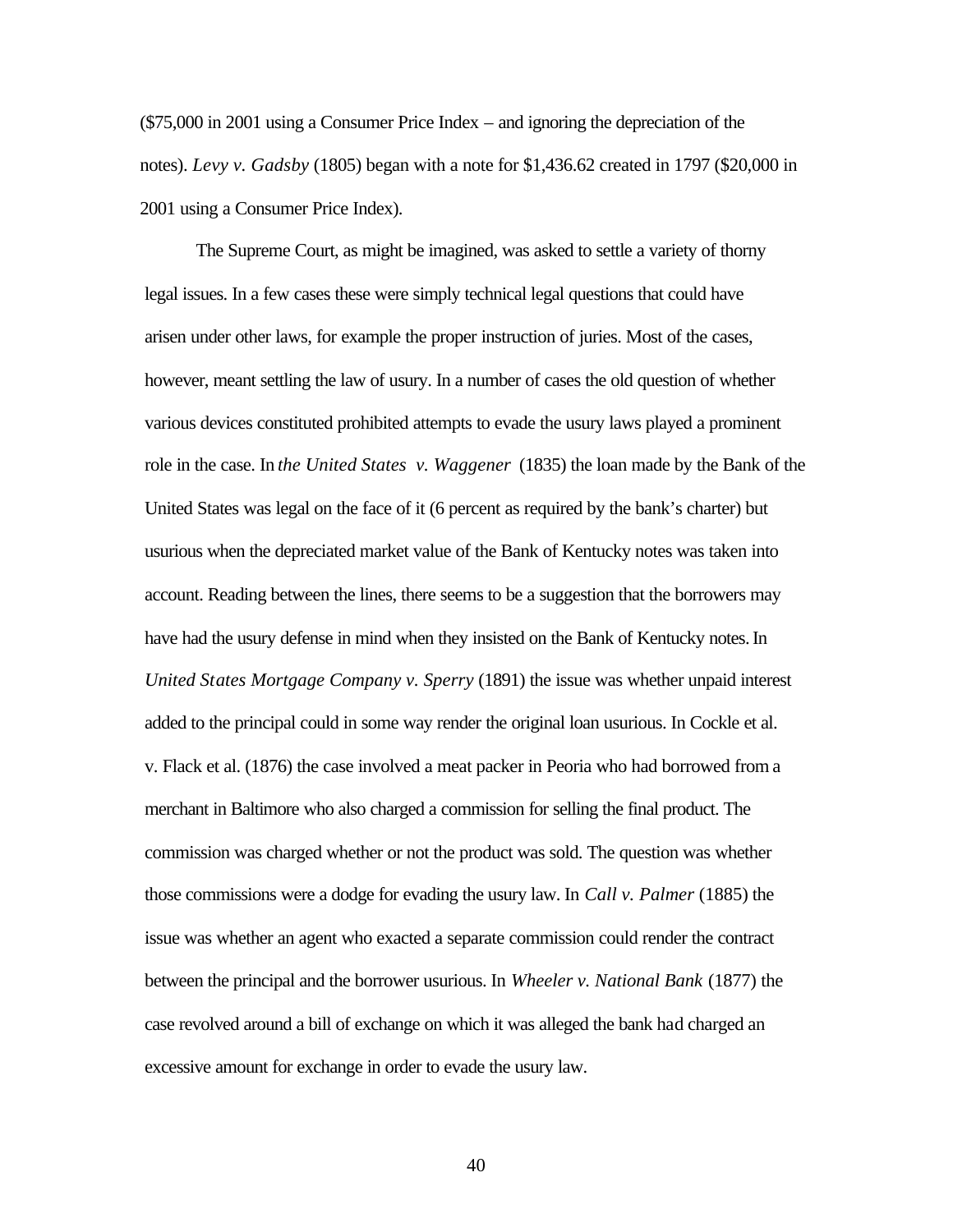($75,000 in 2001 using a Consumer Price Index – and ignoring the depreciation of the notes). *Levy v. Gadsby* (1805) began with a note for $1,436.62 created in 1797 ($20,000 in 2001 using a Consumer Price Index).

The Supreme Court, as might be imagined, was asked to settle a variety of thorny legal issues. In a few cases these were simply technical legal questions that could have arisen under other laws, for example the proper instruction of juries. Most of the cases, however, meant settling the law of usury. In a number of cases the old question of whether various devices constituted prohibited attempts to evade the usury laws played a prominent role in the case. In *the United States v. Waggener* (1835) the loan made by the Bank of the United States was legal on the face of it (6 percent as required by the bank's charter) but usurious when the depreciated market value of the Bank of Kentucky notes was taken into account. Reading between the lines, there seems to be a suggestion that the borrowers may have had the usury defense in mind when they insisted on the Bank of Kentucky notes. In *United States Mortgage Company v. Sperry* (1891) the issue was whether unpaid interest added to the principal could in some way render the original loan usurious. In Cockle et al. v. Flack et al. (1876) the case involved a meat packer in Peoria who had borrowed from a merchant in Baltimore who also charged a commission for selling the final product. The commission was charged whether or not the product was sold. The question was whether those commissions were a dodge for evading the usury law. In *Call v. Palmer* (1885) the issue was whether an agent who exacted a separate commission could render the contract between the principal and the borrower usurious. In *Wheeler v. National Bank* (1877) the case revolved around a bill of exchange on which it was alleged the bank had charged an excessive amount for exchange in order to evade the usury law.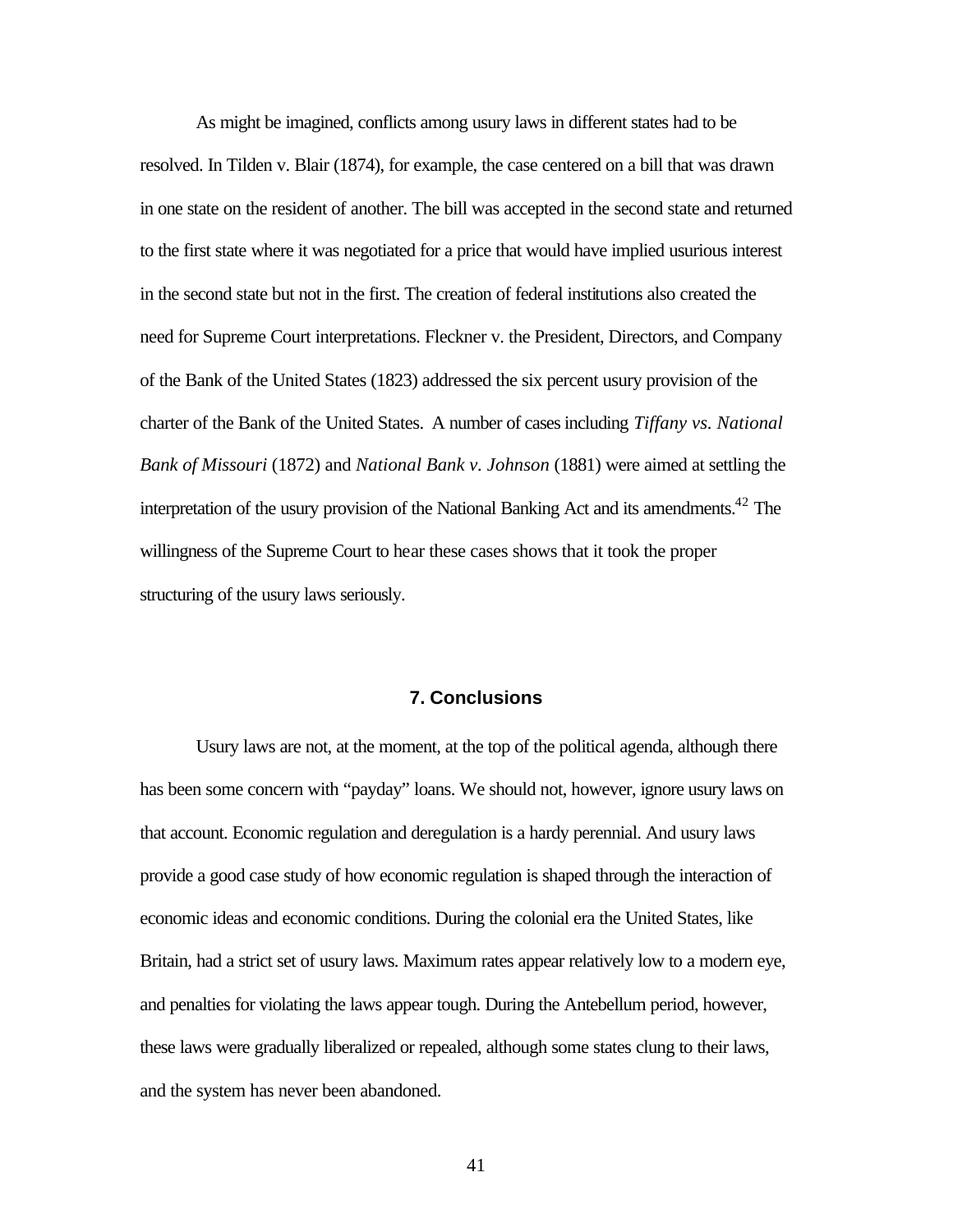As might be imagined, conflicts among usury laws in different states had to be resolved. In Tilden v. Blair (1874), for example, the case centered on a bill that was drawn in one state on the resident of another. The bill was accepted in the second state and returned to the first state where it was negotiated for a price that would have implied usurious interest in the second state but not in the first. The creation of federal institutions also created the need for Supreme Court interpretations. Fleckner v. the President, Directors, and Company of the Bank of the United States (1823) addressed the six percent usury provision of the charter of the Bank of the United States. A number of cases including *Tiffany vs. National Bank of Missouri* (1872) and *National Bank v. Johnson* (1881) were aimed at settling the interpretation of the usury provision of the National Banking Act and its amendments.[42] The willingness of the Supreme Court to hear these cases shows that it took the proper structuring of the usury laws seriously.

## 7. Conclusions

Usury laws are not, at the moment, at the top of the political agenda, although there has been some concern with "payday" loans. We should not, however, ignore usury laws on that account. Economic regulation and deregulation is a hardy perennial. And usury laws provide a good case study of how economic regulation is shaped through the interaction of economic ideas and economic conditions. During the colonial era the United States, like Britain, had a strict set of usury laws. Maximum rates appear relatively low to a modern eye, and penalties for violating the laws appear tough. During the Antebellum period, however, these laws were gradually liberalized or repealed, although some states clung to their laws, and the system has never been abandoned.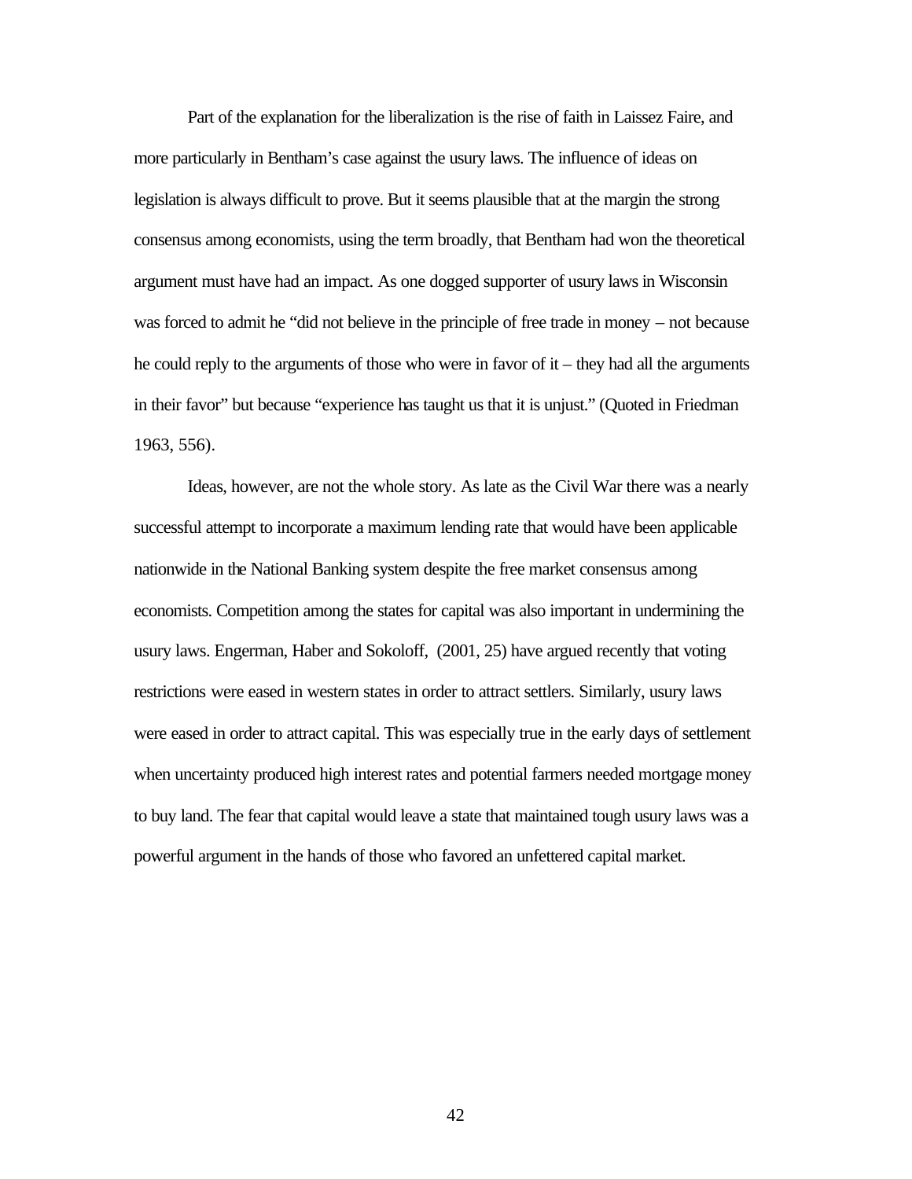Part of the explanation for the liberalization is the rise of faith in Laissez Faire, and more particularly in Bentham's case against the usury laws. The influence of ideas on legislation is always difficult to prove. But it seems plausible that at the margin the strong consensus among economists, using the term broadly, that Bentham had won the theoretical argument must have had an impact. As one dogged supporter of usury laws in Wisconsin was forced to admit he "did not believe in the principle of free trade in money – not because he could reply to the arguments of those who were in favor of it – they had all the arguments in their favor" but because "experience has taught us that it is unjust." (Quoted in Friedman 1963, 556).

Ideas, however, are not the whole story. As late as the Civil War there was a nearly successful attempt to incorporate a maximum lending rate that would have been applicable nationwide in the National Banking system despite the free market consensus among economists. Competition among the states for capital was also important in undermining the usury laws. Engerman, Haber and Sokoloff, (2001, 25) have argued recently that voting restrictions were eased in western states in order to attract settlers. Similarly, usury laws were eased in order to attract capital. This was especially true in the early days of settlement when uncertainty produced high interest rates and potential farmers needed mortgage money to buy land. The fear that capital would leave a state that maintained tough usury laws was a powerful argument in the hands of those who favored an unfettered capital market.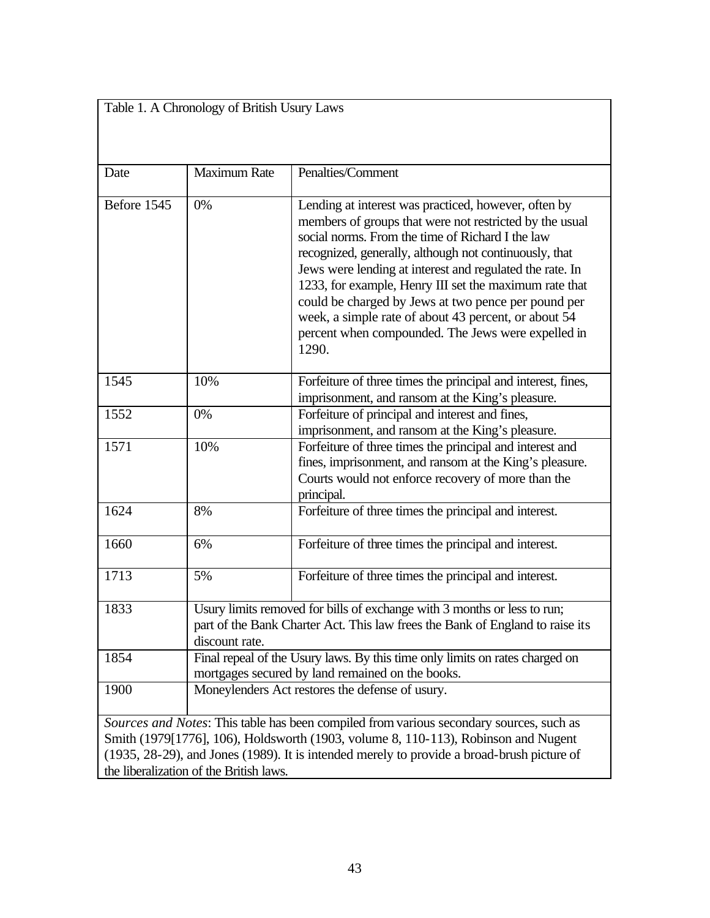Table 1. A Chronology of British Usury Laws

| Date | Maximum Rate | Penalties/Comment |
| --- | --- | --- |
| Before 1545 | 0% | Lending at interest was practiced, however, often by members of groups that were not restricted by the usual social norms. From the time of Richard I the law recognized, generally, although not continuously, that Jews were lending at interest and regulated the rate. In 1233, for example, Henry III set the maximum rate that could be charged by Jews at two pence per pound per week, a simple rate of about 43 percent, or about 54 percent when compounded. The Jews were expelled in 1290. |
| 1545 | 10% | Forfeiture of three times the principal and interest, fines, imprisonment, and ransom at the King's pleasure. |
| 1552 | 0% | Forfeiture of principal and interest and fines, imprisonment, and ransom at the King's pleasure. |
| 1571 | 10% | Forfeiture of three times the principal and interest and fines, imprisonment, and ransom at the King's pleasure. Courts would not enforce recovery of more than the principal. |
| 1624 | 8% | Forfeiture of three times the principal and interest. |
| 1660 | 6% | Forfeiture of three times the principal and interest. |
| 1713 | 5% | Forfeiture of three times the principal and interest. |
| 1833 | Usury limits removed for bills of exchange with 3 months or less to run; part of the Bank Charter Act. This law frees the Bank of England to raise its discount rate. | |
| 1854 | Final repeal of the Usury laws. By this time only limits on rates charged on mortgages secured by land remained on the books. | |
| 1900 | Moneylenders Act restores the defense of usury. | |

*Sources and Notes*: This table has been compiled from various secondary sources, such as Smith (1979[1776], 106), Holdsworth (1903, volume 8, 110-113), Robinson and Nugent (1935, 28-29), and Jones (1989). It is intended merely to provide a broad-brush picture of the liberalization of the British laws.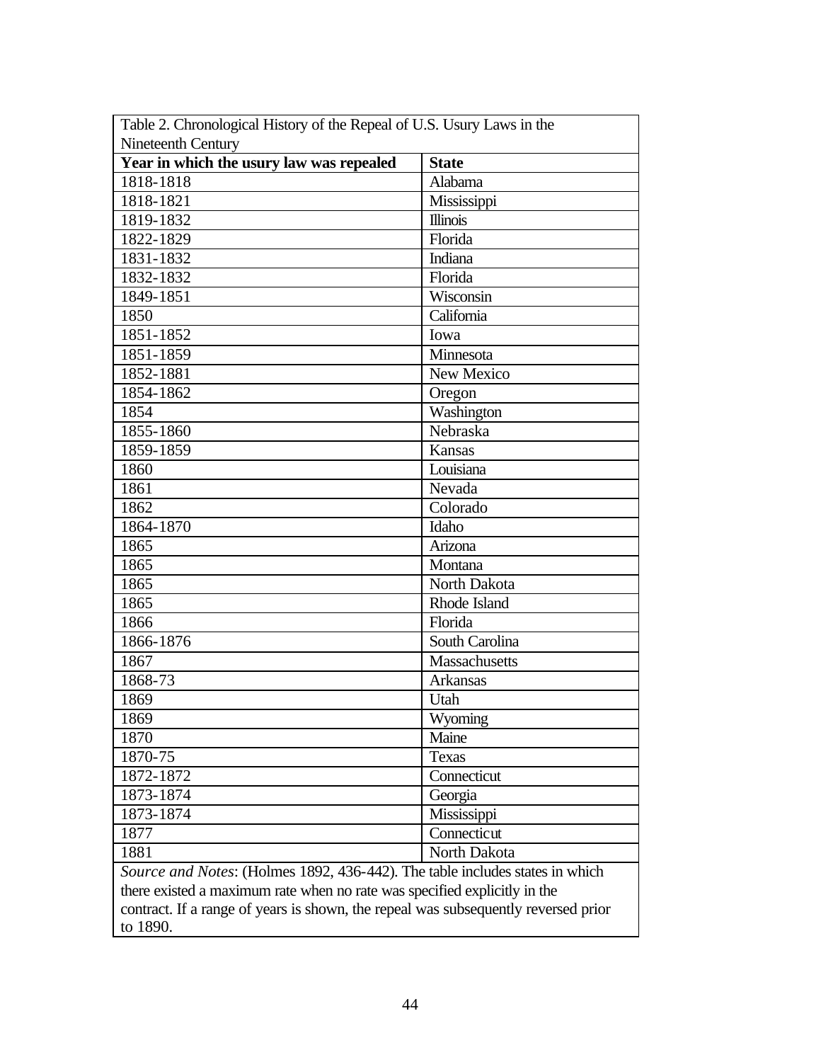Table 2. Chronological History of the Repeal of U.S. Usury Laws in the Nineteenth Century

| Year in which the usury law was repealed | State |
|---|---|
| 1818-1818 | Alabama |
| 1818-1821 | Mississippi |
| 1819-1832 | Illinois |
| 1822-1829 | Florida |
| 1831-1832 | Indiana |
| 1832-1832 | Florida |
| 1849-1851 | Wisconsin |
| 1850 | California |
| 1851-1852 | Iowa |
| 1851-1859 | Minnesota |
| 1852-1881 | New Mexico |
| 1854-1862 | Oregon |
| 1854 | Washington |
| 1855-1860 | Nebraska |
| 1859-1859 | Kansas |
| 1860 | Louisiana |
| 1861 | Nevada |
| 1862 | Colorado |
| 1864-1870 | Idaho |
| 1865 | Arizona |
| 1865 | Montana |
| 1865 | North Dakota |
| 1865 | Rhode Island |
| 1866 | Florida |
| 1866-1876 | South Carolina |
| 1867 | Massachusetts |
| 1868-73 | Arkansas |
| 1869 | Utah |
| 1869 | Wyoming |
| 1870 | Maine |
| 1870-75 | Texas |
| 1872-1872 | Connecticut |
| 1873-1874 | Georgia |
| 1873-1874 | Mississippi |
| 1877 | Connecticut |
| 1881 | North Dakota |

*Source and Notes*: (Holmes 1892, 436-442). The table includes states in which there existed a maximum rate when no rate was specified explicitly in the contract. If a range of years is shown, the repeal was subsequently reversed prior to 1890.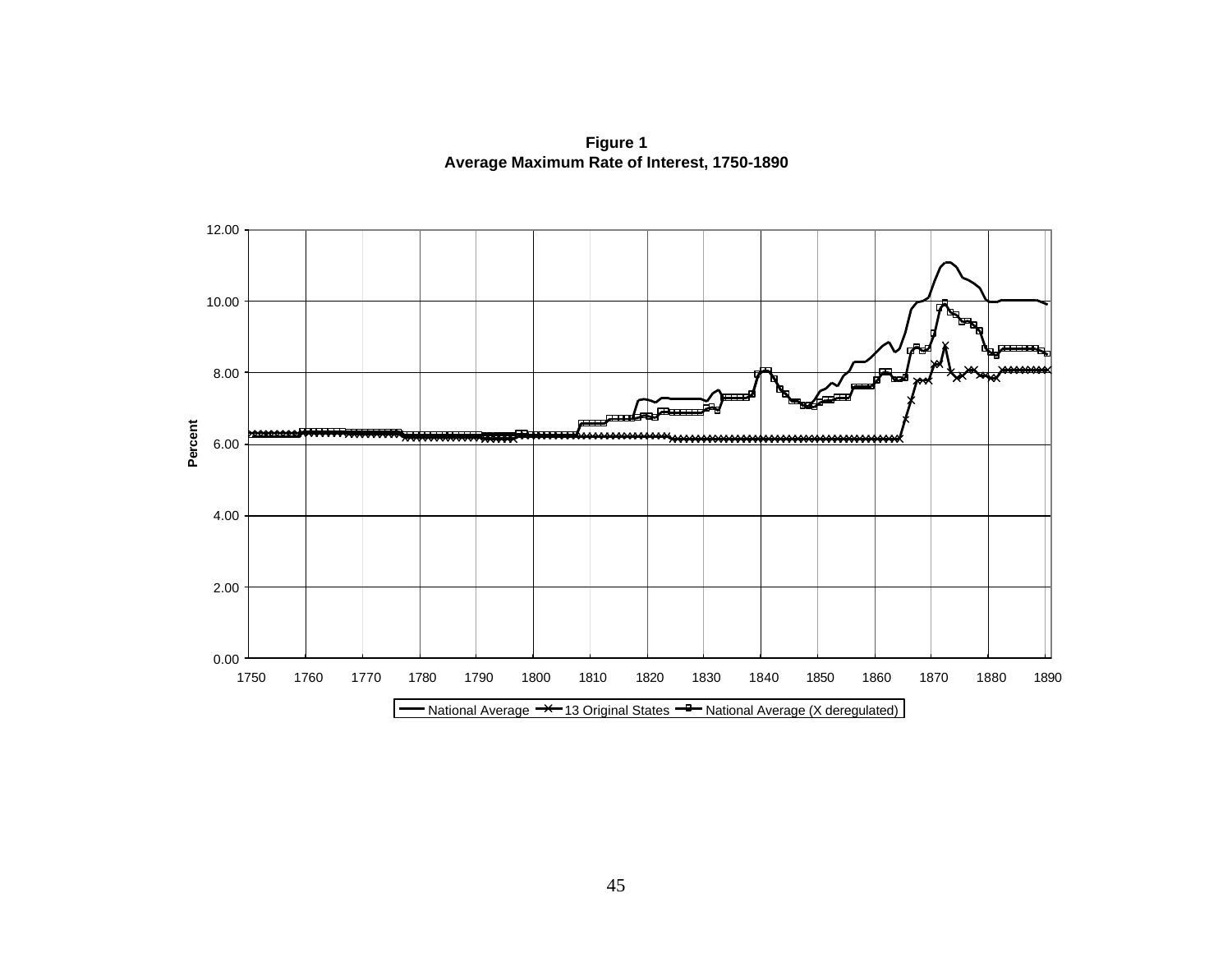**Figure 1**
**Average Maximum Rate of Interest, 1750-1890**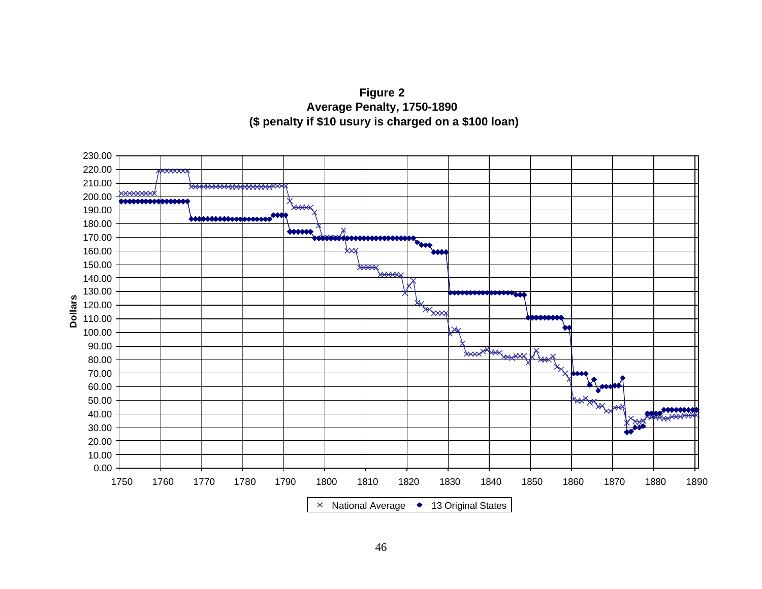**Figure 2**
**Average Penalty, 1750-1890**
**($ penalty if $10 usury is charged on a $100 loan)**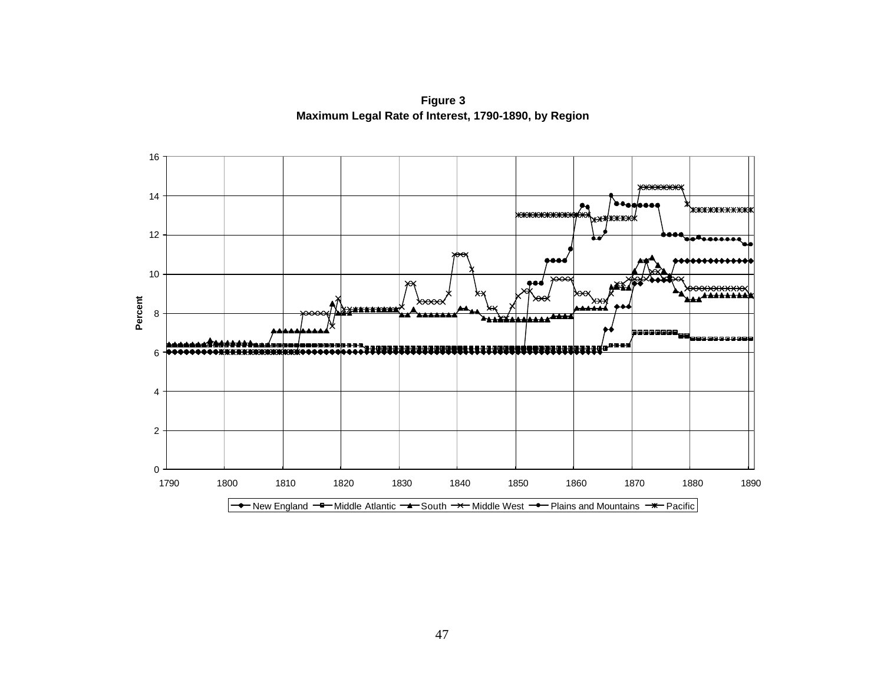**Figure 3**
**Maximum Legal Rate of Interest, 1790-1890, by Region**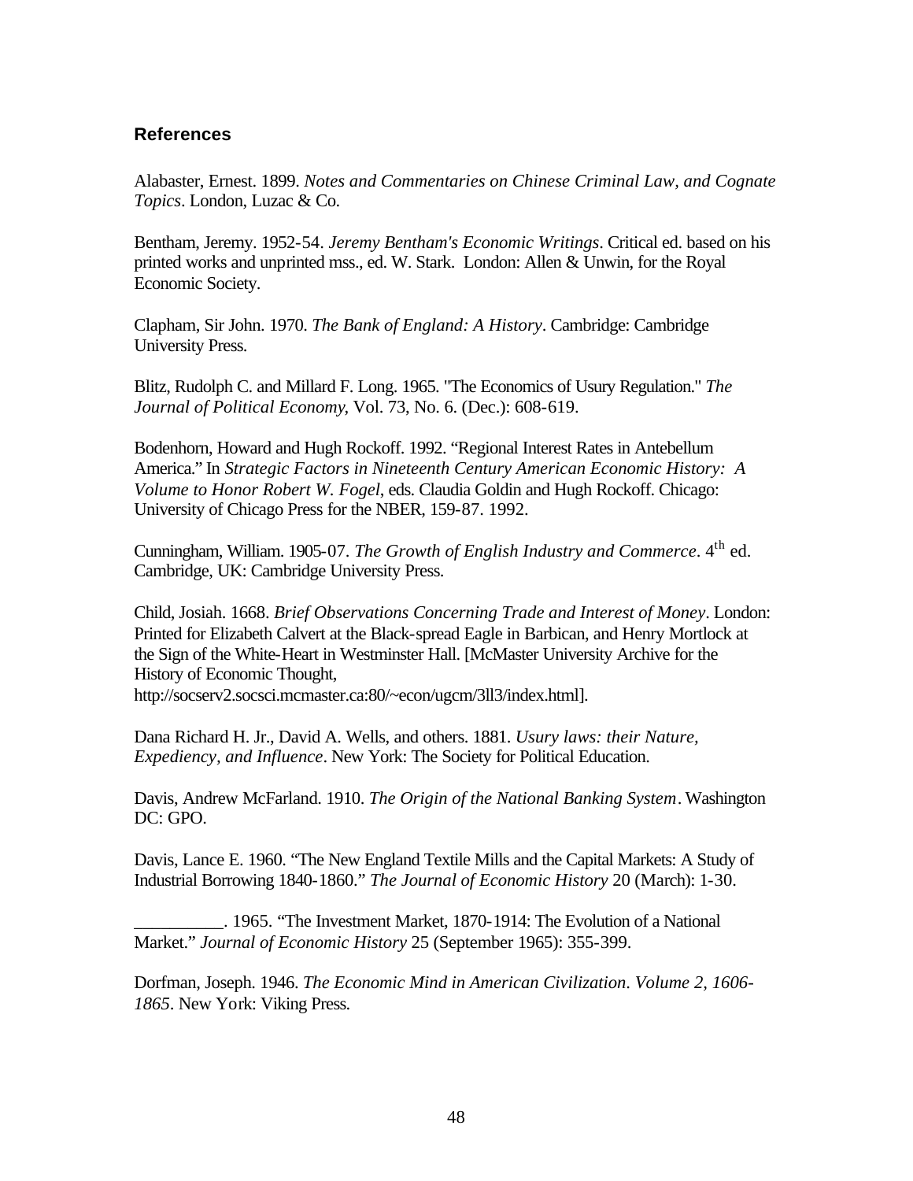## References

Alabaster, Ernest. 1899. *Notes and Commentaries on Chinese Criminal Law, and Cognate Topics*. London, Luzac & Co.

Bentham, Jeremy. 1952-54. *Jeremy Bentham's Economic Writings*. Critical ed. based on his printed works and unprinted mss., ed. W. Stark. London: Allen & Unwin, for the Royal Economic Society.

Clapham, Sir John. 1970. *The Bank of England: A History*. Cambridge: Cambridge University Press.

Blitz, Rudolph C. and Millard F. Long. 1965. "The Economics of Usury Regulation." *The Journal of Political Economy*, Vol. 73, No. 6. (Dec.): 608-619.

Bodenhorn, Howard and Hugh Rockoff. 1992. "Regional Interest Rates in Antebellum America." In *Strategic Factors in Nineteenth Century American Economic History: A Volume to Honor Robert W. Fogel*, eds. Claudia Goldin and Hugh Rockoff. Chicago: University of Chicago Press for the NBER, 159-87. 1992.

Cunningham, William. 1905-07. *The Growth of English Industry and Commerce*. 4th ed. Cambridge, UK: Cambridge University Press.

Child, Josiah. 1668. *Brief Observations Concerning Trade and Interest of Money*. London: Printed for Elizabeth Calvert at the Black-spread Eagle in Barbican, and Henry Mortlock at the Sign of the White-Heart in Westminster Hall. [McMaster University Archive for the History of Economic Thought, http://socserv2.socsci.mcmaster.ca:80/~econ/ugcm/3ll3/index.html].

Dana Richard H. Jr., David A. Wells, and others. 1881. *Usury laws: their Nature, Expediency, and Influence*. New York: The Society for Political Education.

Davis, Andrew McFarland. 1910. *The Origin of the National Banking System*. Washington DC: GPO.

Davis, Lance E. 1960. "The New England Textile Mills and the Capital Markets: A Study of Industrial Borrowing 1840-1860." *The Journal of Economic History* 20 (March): 1-30.

__________. 1965. "The Investment Market, 1870-1914: The Evolution of a National Market." *Journal of Economic History* 25 (September 1965): 355-399.

Dorfman, Joseph. 1946. *The Economic Mind in American Civilization. Volume 2, 1606-1865*. New York: Viking Press.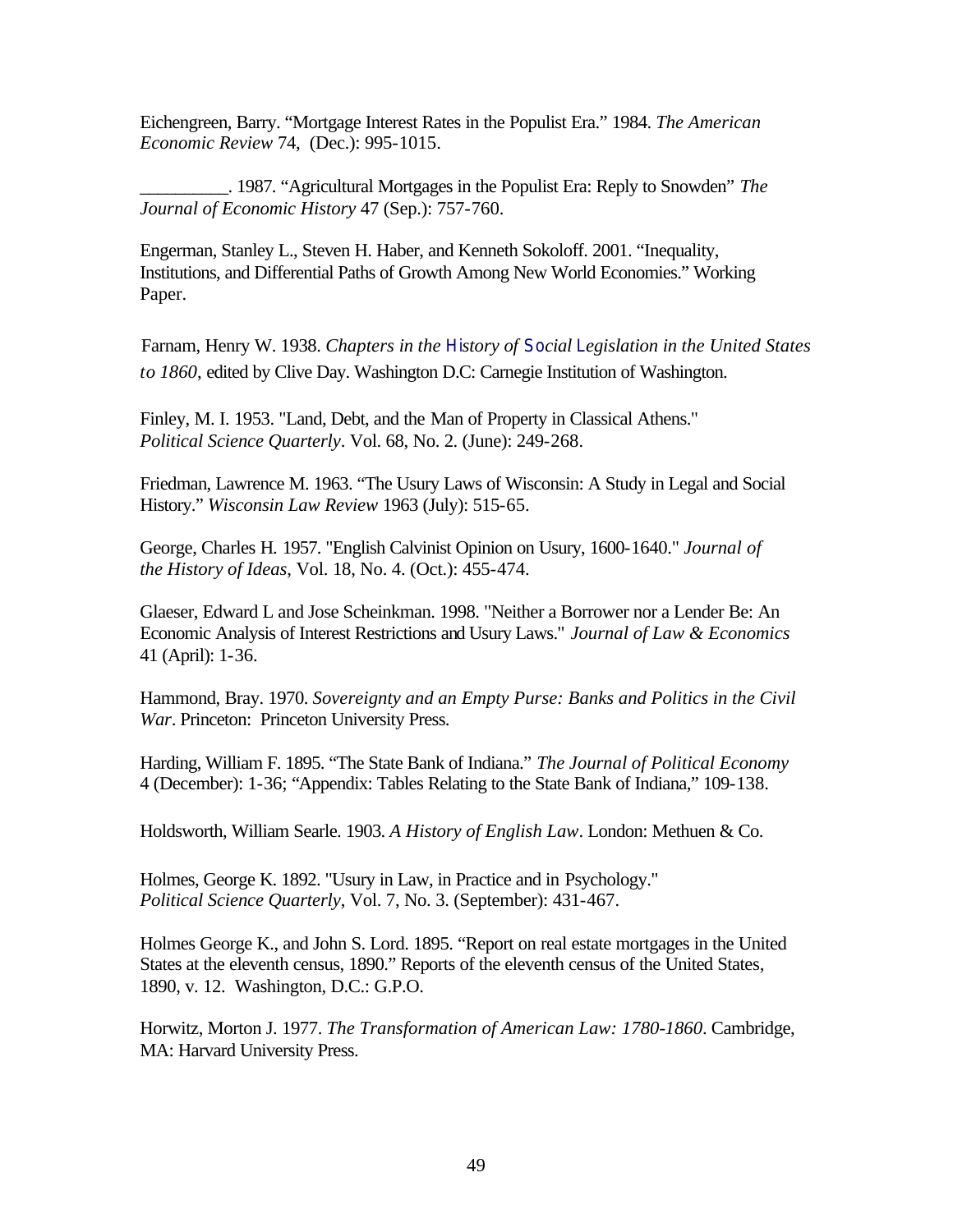Eichengreen, Barry. “Mortgage Interest Rates in the Populist Era.” 1984. *The American Economic Review* 74, (Dec.): 995-1015.

__________. 1987. “Agricultural Mortgages in the Populist Era: Reply to Snowden” *The Journal of Economic History* 47 (Sep.): 757-760.

Engerman, Stanley L., Steven H. Haber, and Kenneth Sokoloff. 2001. “Inequality, Institutions, and Differential Paths of Growth Among New World Economies.” Working Paper.

Farnam, Henry W. 1938. *Chapters in the History of Social Legislation in the United States to 1860*, edited by Clive Day. Washington D.C: Carnegie Institution of Washington.

Finley, M. I. 1953. "Land, Debt, and the Man of Property in Classical Athens." *Political Science Quarterly*. Vol. 68, No. 2. (June): 249-268.

Friedman, Lawrence M. 1963. “The Usury Laws of Wisconsin: A Study in Legal and Social History.” *Wisconsin Law Review* 1963 (July): 515-65.

George, Charles H. 1957. "English Calvinist Opinion on Usury, 1600-1640." *Journal of the History of Ideas*, Vol. 18, No. 4. (Oct.): 455-474.

Glaeser, Edward L and Jose Scheinkman. 1998. "Neither a Borrower nor a Lender Be: An Economic Analysis of Interest Restrictions and Usury Laws." *Journal of Law & Economics* 41 (April): 1-36.

Hammond, Bray. 1970. *Sovereignty and an Empty Purse: Banks and Politics in the Civil War*. Princeton: Princeton University Press.

Harding, William F. 1895. “The State Bank of Indiana.” *The Journal of Political Economy* 4 (December): 1-36; “Appendix: Tables Relating to the State Bank of Indiana,” 109-138.

Holdsworth, William Searle. 1903. *A History of English Law*. London: Methuen & Co.

Holmes, George K. 1892. "Usury in Law, in Practice and in Psychology." *Political Science Quarterly*, Vol. 7, No. 3. (September): 431-467.

Holmes George K., and John S. Lord. 1895. “Report on real estate mortgages in the United States at the eleventh census, 1890.” Reports of the eleventh census of the United States, 1890, v. 12. Washington, D.C.: G.P.O.

Horwitz, Morton J. 1977. *The Transformation of American Law: 1780-1860*. Cambridge, MA: Harvard University Press.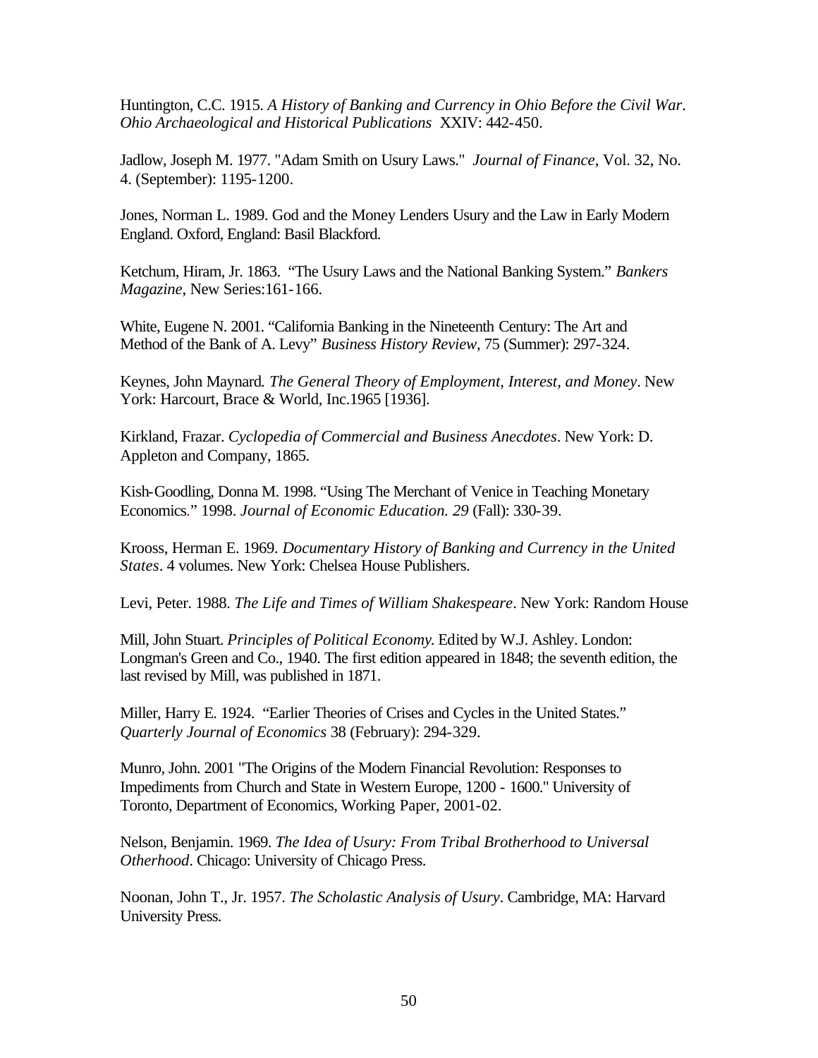Huntington, C.C. 1915. *A History of Banking and Currency in Ohio Before the Civil War*. *Ohio Archaeological and Historical Publications* XXIV: 442-450.

Jadlow, Joseph M. 1977. "Adam Smith on Usury Laws." *Journal of Finance*, Vol. 32, No. 4. (September): 1195-1200.

Jones, Norman L. 1989. God and the Money Lenders Usury and the Law in Early Modern England. Oxford, England: Basil Blackford.

Ketchum, Hiram, Jr. 1863. "The Usury Laws and the National Banking System." *Bankers Magazine*, New Series:161-166.

White, Eugene N. 2001. "California Banking in the Nineteenth Century: The Art and Method of the Bank of A. Levy" *Business History Review*, 75 (Summer): 297-324.

Keynes, John Maynard. *The General Theory of Employment, Interest, and Money*. New York: Harcourt, Brace & World, Inc.1965 [1936].

Kirkland, Frazar. *Cyclopedia of Commercial and Business Anecdotes*. New York: D. Appleton and Company, 1865.

Kish-Goodling, Donna M. 1998. "Using The Merchant of Venice in Teaching Monetary Economics." 1998. *Journal of Economic Education. 29* (Fall): 330-39.

Krooss, Herman E. 1969. *Documentary History of Banking and Currency in the United States*. 4 volumes. New York: Chelsea House Publishers.

Levi, Peter. 1988. *The Life and Times of William Shakespeare*. New York: Random House

Mill, John Stuart. *Principles of Political Economy.* Edited by W.J. Ashley. London: Longman's Green and Co., 1940. The first edition appeared in 1848; the seventh edition, the last revised by Mill, was published in 1871.

Miller, Harry E. 1924. "Earlier Theories of Crises and Cycles in the United States." *Quarterly Journal of Economics* 38 (February): 294-329.

Munro, John. 2001 "The Origins of the Modern Financial Revolution: Responses to Impediments from Church and State in Western Europe, 1200 - 1600." University of Toronto, Department of Economics, Working Paper, 2001-02.

Nelson, Benjamin. 1969. *The Idea of Usury: From Tribal Brotherhood to Universal Otherhood*. Chicago: University of Chicago Press.

Noonan, John T., Jr. 1957. *The Scholastic Analysis of Usury*. Cambridge, MA: Harvard University Press.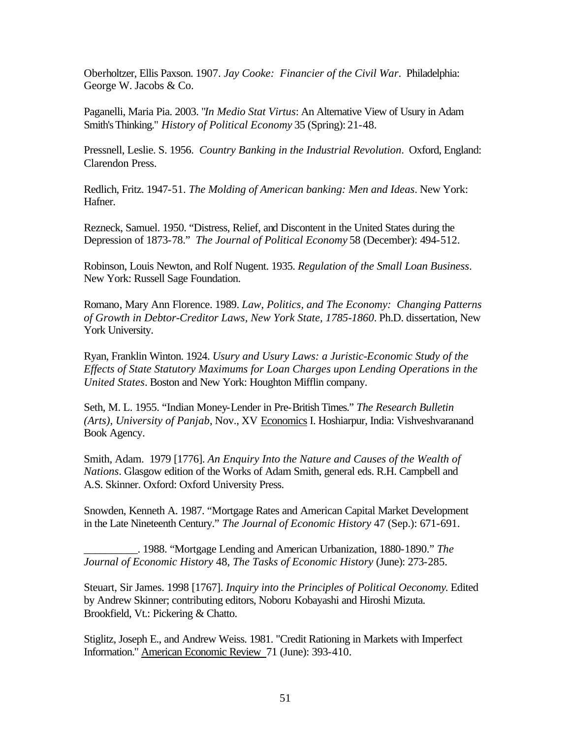Oberholtzer, Ellis Paxson. 1907. *Jay Cooke: Financier of the Civil War*. Philadelphia: George W. Jacobs & Co.

Paganelli, Maria Pia. 2003. "*In Medio Stat Virtus*: An Alternative View of Usury in Adam Smith's Thinking." *History of Political Economy* 35 (Spring): 21-48.

Pressnell, Leslie. S. 1956. *Country Banking in the Industrial Revolution*. Oxford, England: Clarendon Press.

Redlich, Fritz. 1947-51. *The Molding of American banking: Men and Ideas*. New York: Hafner.

Rezneck, Samuel. 1950. "Distress, Relief, and Discontent in the United States during the Depression of 1873-78." *The Journal of Political Economy* 58 (December): 494-512.

Robinson, Louis Newton, and Rolf Nugent. 1935. *Regulation of the Small Loan Business*. New York: Russell Sage Foundation.

Romano, Mary Ann Florence. 1989. *Law, Politics, and The Economy: Changing Patterns of Growth in Debtor-Creditor Laws, New York State, 1785-1860*. Ph.D. dissertation, New York University.

Ryan, Franklin Winton. 1924. *Usury and Usury Laws: a Juristic-Economic Study of the Effects of State Statutory Maximums for Loan Charges upon Lending Operations in the United States*. Boston and New York: Houghton Mifflin company.

Seth, M. L. 1955. "Indian Money-Lender in Pre-British Times." *The Research Bulletin (Arts), University of Panjab*, Nov., XV Economics I. Hoshiarpur, India: Vishveshvaranand Book Agency.

Smith, Adam. 1979 [1776]. *An Enquiry Into the Nature and Causes of the Wealth of Nations*. Glasgow edition of the Works of Adam Smith, general eds. R.H. Campbell and A.S. Skinner. Oxford: Oxford University Press.

Snowden, Kenneth A. 1987. "Mortgage Rates and American Capital Market Development in the Late Nineteenth Century." *The Journal of Economic History* 47 (Sep.): 671-691.

\_\_\_\_\_\_\_\_\_\_. 1988. "Mortgage Lending and American Urbanization, 1880-1890." *The Journal of Economic History* 48, *The Tasks of Economic History* (June): 273-285.

Steuart, Sir James. 1998 [1767]. *Inquiry into the Principles of Political Oeconomy*. Edited by Andrew Skinner; contributing editors, Noboru Kobayashi and Hiroshi Mizuta. Brookfield, Vt.: Pickering & Chatto.

Stiglitz, Joseph E., and Andrew Weiss. 1981. "Credit Rationing in Markets with Imperfect Information." American Economic Review 71 (June): 393-410.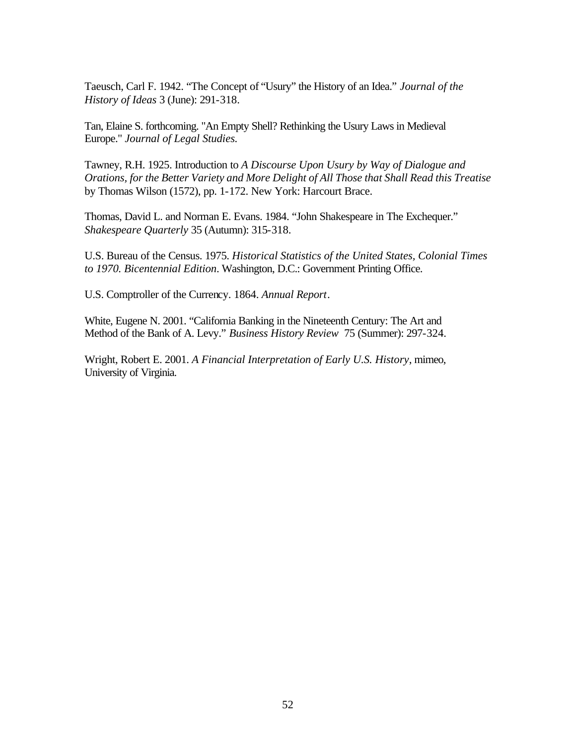Taeusch, Carl F. 1942. "The Concept of "Usury" the History of an Idea." *Journal of the History of Ideas* 3 (June): 291-318.

Tan, Elaine S. forthcoming. "An Empty Shell? Rethinking the Usury Laws in Medieval Europe." *Journal of Legal Studies.*

Tawney, R.H. 1925. Introduction to *A Discourse Upon Usury by Way of Dialogue and Orations, for the Better Variety and More Delight of All Those that Shall Read this Treatise* by Thomas Wilson (1572), pp. 1-172. New York: Harcourt Brace.

Thomas, David L. and Norman E. Evans. 1984. "John Shakespeare in The Exchequer." *Shakespeare Quarterly* 35 (Autumn): 315-318.

U.S. Bureau of the Census. 1975. *Historical Statistics of the United States, Colonial Times to 1970. Bicentennial Edition*. Washington, D.C.: Government Printing Office.

U.S. Comptroller of the Currency. 1864. *Annual Report*.

White, Eugene N. 2001. "California Banking in the Nineteenth Century: The Art and Method of the Bank of A. Levy." *Business History Review* 75 (Summer): 297-324.

Wright, Robert E. 2001. *A Financial Interpretation of Early U.S. History*, mimeo, University of Virginia.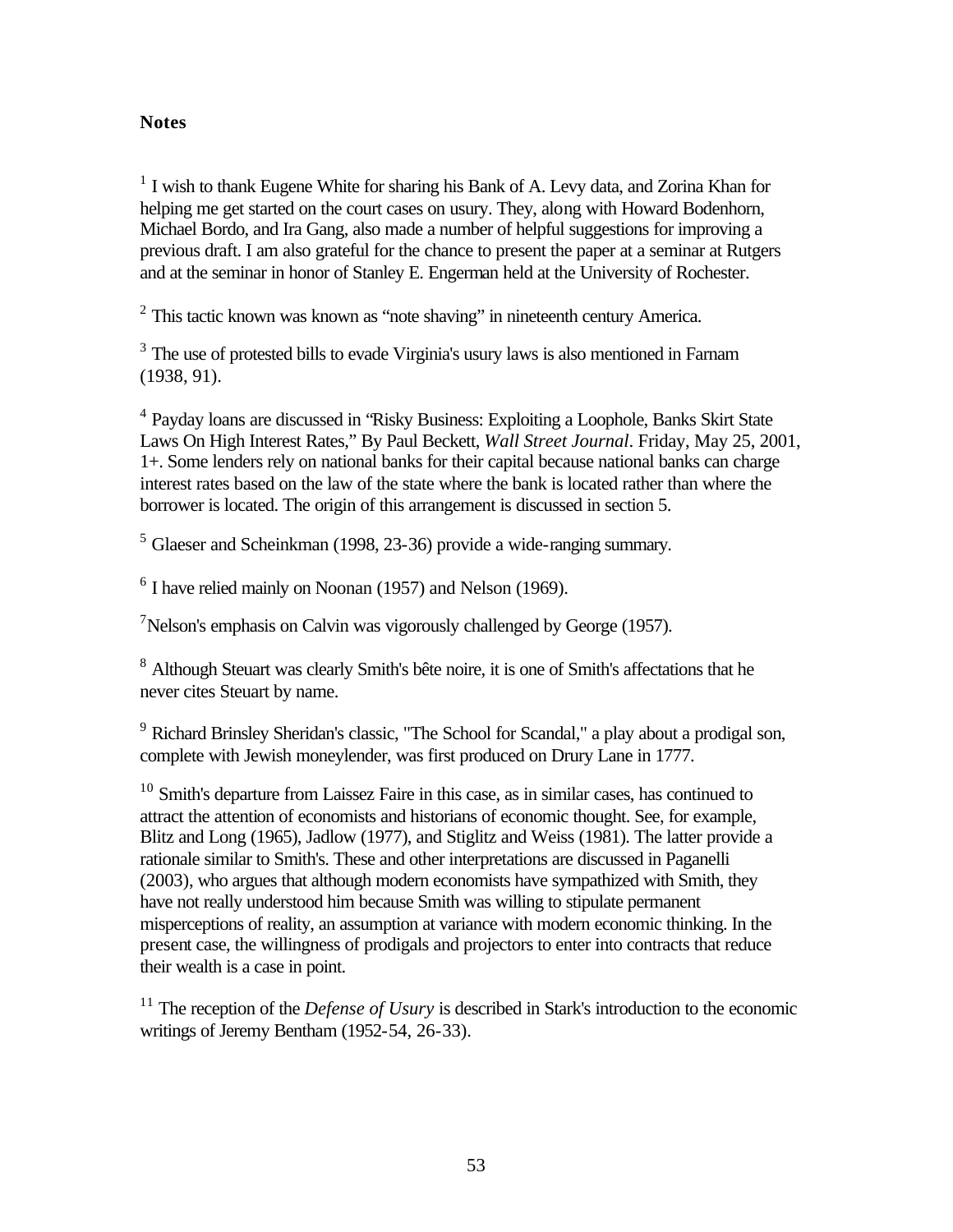**Notes**

[1] I wish to thank Eugene White for sharing his Bank of A. Levy data, and Zorina Khan for helping me get started on the court cases on usury. They, along with Howard Bodenhorn, Michael Bordo, and Ira Gang, also made a number of helpful suggestions for improving a previous draft. I am also grateful for the chance to present the paper at a seminar at Rutgers and at the seminar in honor of Stanley E. Engerman held at the University of Rochester.

[2] This tactic known was known as "note shaving" in nineteenth century America.

[3] The use of protested bills to evade Virginia's usury laws is also mentioned in Farnam (1938, 91).

[4] Payday loans are discussed in "Risky Business: Exploiting a Loophole, Banks Skirt State Laws On High Interest Rates," By Paul Beckett, *Wall Street Journal*. Friday, May 25, 2001, 1+. Some lenders rely on national banks for their capital because national banks can charge interest rates based on the law of the state where the bank is located rather than where the borrower is located. The origin of this arrangement is discussed in section 5.

[5] Glaeser and Scheinkman (1998, 23-36) provide a wide-ranging summary.

[6] I have relied mainly on Noonan (1957) and Nelson (1969).

[7] Nelson's emphasis on Calvin was vigorously challenged by George (1957).

[8] Although Steuart was clearly Smith's bête noire, it is one of Smith's affectations that he never cites Steuart by name.

[9] Richard Brinsley Sheridan's classic, "The School for Scandal," a play about a prodigal son, complete with Jewish moneylender, was first produced on Drury Lane in 1777.

[10] Smith's departure from Laissez Faire in this case, as in similar cases, has continued to attract the attention of economists and historians of economic thought. See, for example, Blitz and Long (1965), Jadlow (1977), and Stiglitz and Weiss (1981). The latter provide a rationale similar to Smith's. These and other interpretations are discussed in Paganelli (2003), who argues that although modern economists have sympathized with Smith, they have not really understood him because Smith was willing to stipulate permanent misperceptions of reality, an assumption at variance with modern economic thinking. In the present case, the willingness of prodigals and projectors to enter into contracts that reduce their wealth is a case in point.

[11] The reception of the *Defense of Usury* is described in Stark's introduction to the economic writings of Jeremy Bentham (1952-54, 26-33).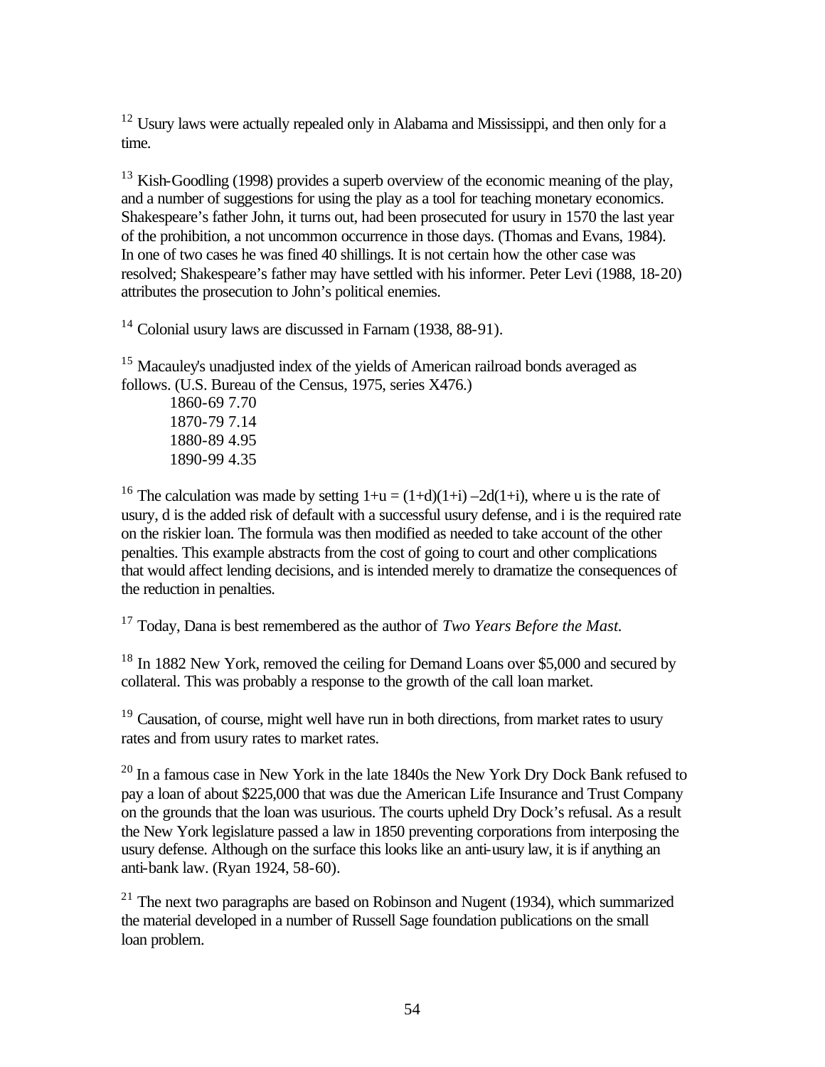[12] Usury laws were actually repealed only in Alabama and Mississippi, and then only for a time.

[13] Kish-Goodling (1998) provides a superb overview of the economic meaning of the play, and a number of suggestions for using the play as a tool for teaching monetary economics. Shakespeare's father John, it turns out, had been prosecuted for usury in 1570 the last year of the prohibition, a not uncommon occurrence in those days. (Thomas and Evans, 1984). In one of two cases he was fined 40 shillings. It is not certain how the other case was resolved; Shakespeare's father may have settled with his informer. Peter Levi (1988, 18-20) attributes the prosecution to John's political enemies.

[14] Colonial usury laws are discussed in Farnam (1938, 88-91).

[15] Macauley's unadjusted index of the yields of American railroad bonds averaged as follows. (U.S. Bureau of the Census, 1975, series X476.)

1860-69 7.70
1870-79 7.14
1880-89 4.95
1890-99 4.35

[16] The calculation was made by setting $1+u = (1+d)(1+i) - 2d(1+i)$, where u is the rate of usury, d is the added risk of default with a successful usury defense, and i is the required rate on the riskier loan. The formula was then modified as needed to take account of the other penalties. This example abstracts from the cost of going to court and other complications that would affect lending decisions, and is intended merely to dramatize the consequences of the reduction in penalties.

[17] Today, Dana is best remembered as the author of *Two Years Before the Mast.*

[18] In 1882 New York, removed the ceiling for Demand Loans over $5,000 and secured by collateral. This was probably a response to the growth of the call loan market.

[19] Causation, of course, might well have run in both directions, from market rates to usury rates and from usury rates to market rates.

[20] In a famous case in New York in the late 1840s the New York Dry Dock Bank refused to pay a loan of about $225,000 that was due the American Life Insurance and Trust Company on the grounds that the loan was usurious. The courts upheld Dry Dock's refusal. As a result the New York legislature passed a law in 1850 preventing corporations from interposing the usury defense. Although on the surface this looks like an anti-usury law, it is if anything an anti-bank law. (Ryan 1924, 58-60).

[21] The next two paragraphs are based on Robinson and Nugent (1934), which summarized the material developed in a number of Russell Sage foundation publications on the small loan problem.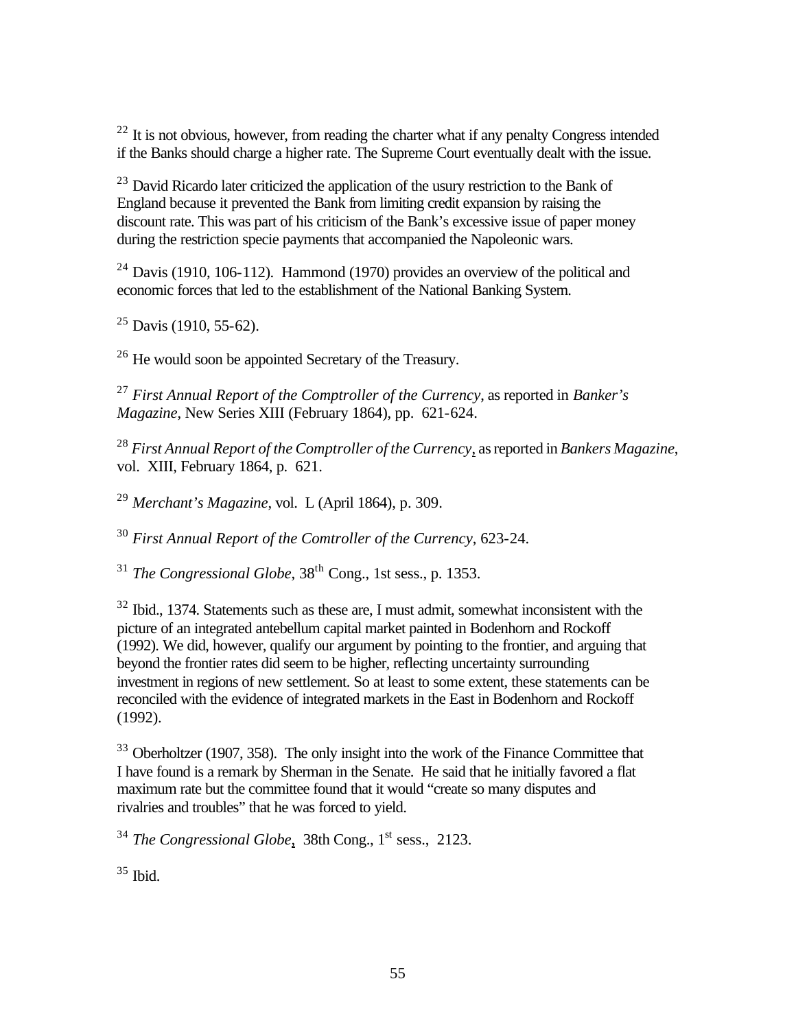[22] It is not obvious, however, from reading the charter what if any penalty Congress intended if the Banks should charge a higher rate. The Supreme Court eventually dealt with the issue.

[23] David Ricardo later criticized the application of the usury restriction to the Bank of England because it prevented the Bank from limiting credit expansion by raising the discount rate. This was part of his criticism of the Bank's excessive issue of paper money during the restriction specie payments that accompanied the Napoleonic wars.

[24] Davis (1910, 106-112). Hammond (1970) provides an overview of the political and economic forces that led to the establishment of the National Banking System.

[25] Davis (1910, 55-62).

[26] He would soon be appointed Secretary of the Treasury.

[27] *First Annual Report of the Comptroller of the Currency*, as reported in *Banker's Magazine*, New Series XIII (February 1864), pp. 621-624.

[28] *First Annual Report of the Comptroller of the Currency*, as reported in *Bankers Magazine*, vol. XIII, February 1864, p. 621.

[29] *Merchant's Magazine*, vol. L (April 1864), p. 309.

[30] *First Annual Report of the Comtroller of the Currency*, 623-24.

[31] *The Congressional Globe*, 38th Cong., 1st sess., p. 1353.

[32] Ibid., 1374. Statements such as these are, I must admit, somewhat inconsistent with the picture of an integrated antebellum capital market painted in Bodenhorn and Rockoff (1992). We did, however, qualify our argument by pointing to the frontier, and arguing that beyond the frontier rates did seem to be higher, reflecting uncertainty surrounding investment in regions of new settlement. So at least to some extent, these statements can be reconciled with the evidence of integrated markets in the East in Bodenhorn and Rockoff (1992).

[33] Oberholtzer (1907, 358). The only insight into the work of the Finance Committee that I have found is a remark by Sherman in the Senate. He said that he initially favored a flat maximum rate but the committee found that it would "create so many disputes and rivalries and troubles" that he was forced to yield.

[34] *The Congressional Globe*, 38th Cong., 1st sess., 2123.

[35] Ibid.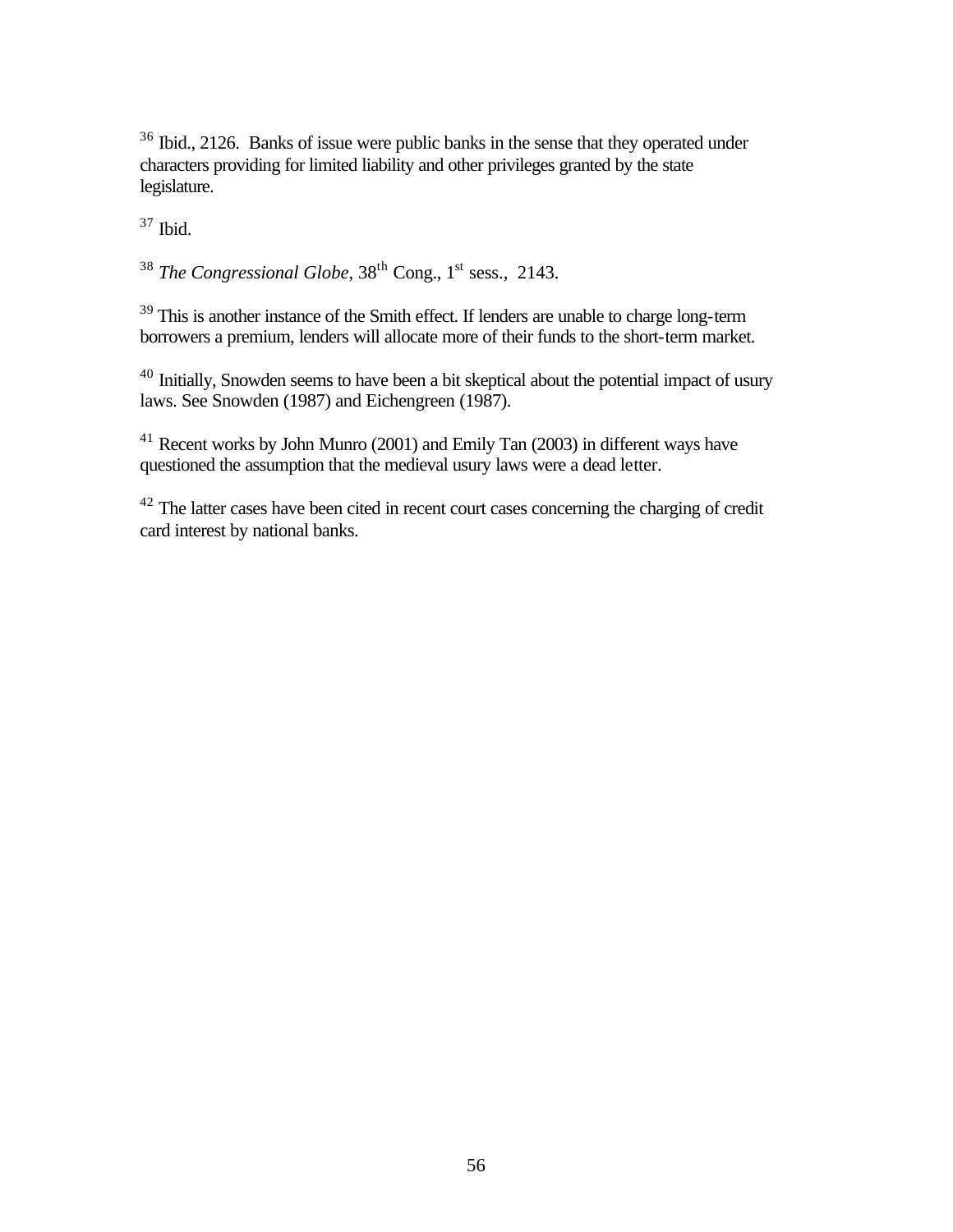[36] Ibid., 2126. Banks of issue were public banks in the sense that they operated under characters providing for limited liability and other privileges granted by the state legislature.

[37] Ibid.

[38] *The Congressional Globe*, 38th Cong., 1st sess., 2143.

[39] This is another instance of the Smith effect. If lenders are unable to charge long-term borrowers a premium, lenders will allocate more of their funds to the short-term market.

[40] Initially, Snowden seems to have been a bit skeptical about the potential impact of usury laws. See Snowden (1987) and Eichengreen (1987).

[41] Recent works by John Munro (2001) and Emily Tan (2003) in different ways have questioned the assumption that the medieval usury laws were a dead letter.

[42] The latter cases have been cited in recent court cases concerning the charging of credit card interest by national banks.